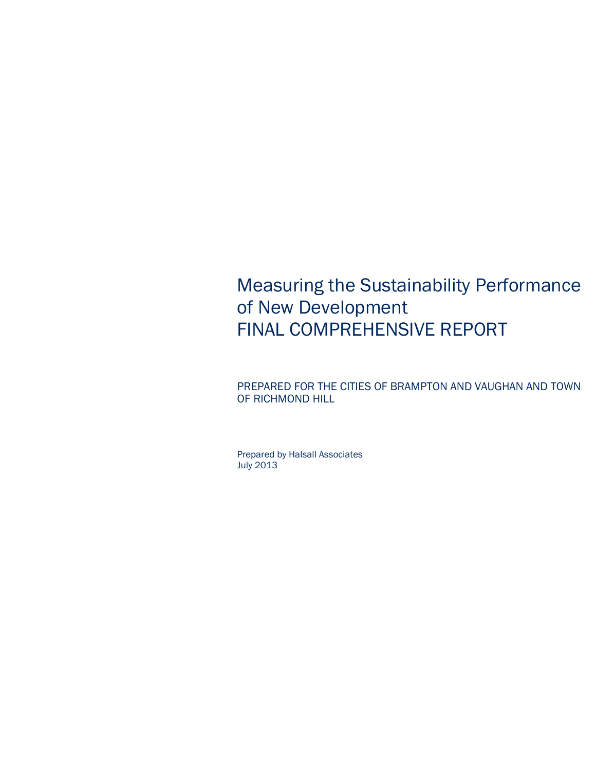# Measuring the Sustainability Performance of New Development
# FINAL COMPREHENSIVE REPORT

PREPARED FOR THE CITIES OF BRAMPTON AND VAUGHAN AND TOWN OF RICHMOND HILL

Prepared by Halsall Associates
July 2013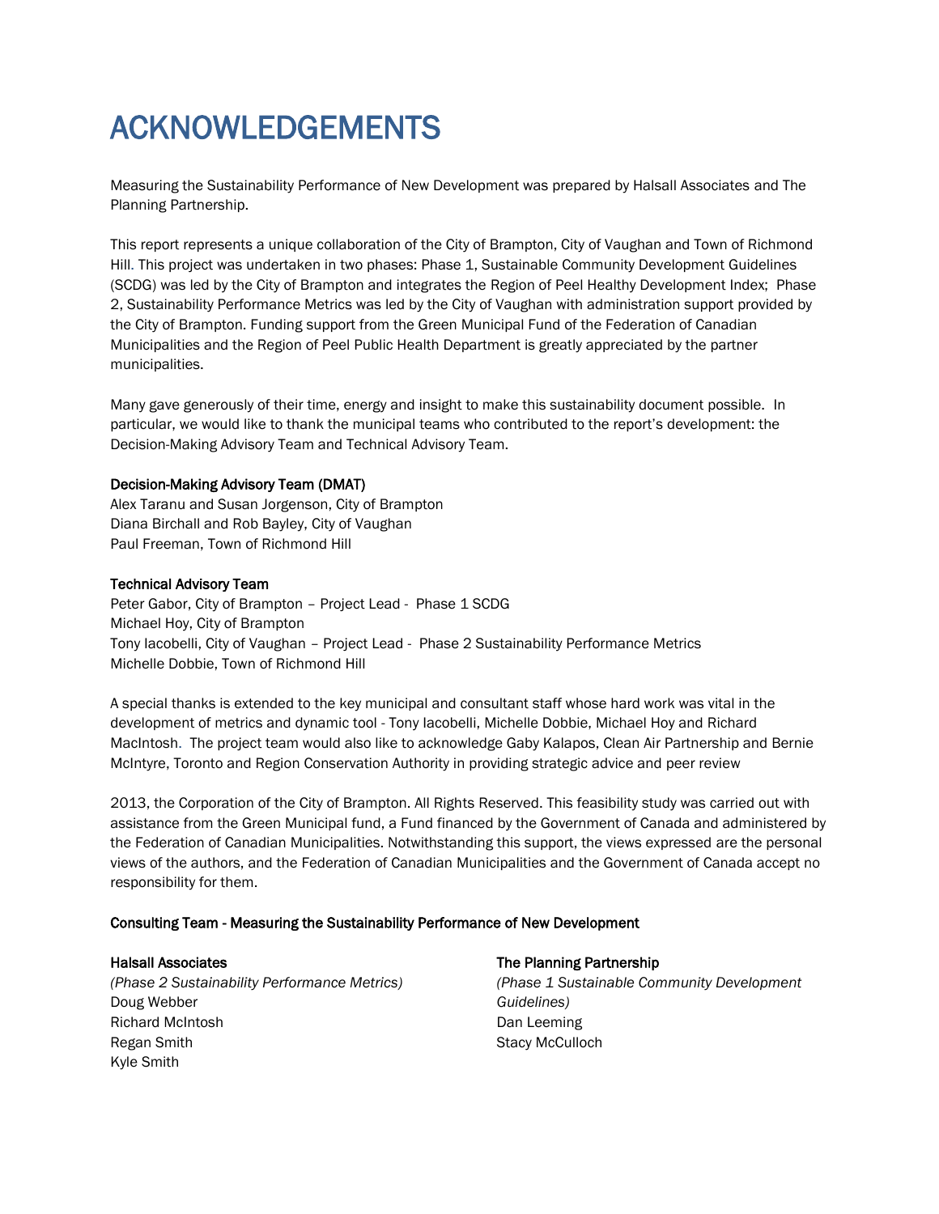# ACKNOWLEDGEMENTS

Measuring the Sustainability Performance of New Development was prepared by Halsall Associates and The Planning Partnership.

This report represents a unique collaboration of the City of Brampton, City of Vaughan and Town of Richmond Hill. This project was undertaken in two phases: Phase 1, Sustainable Community Development Guidelines (SCDG) was led by the City of Brampton and integrates the Region of Peel Healthy Development Index; Phase 2, Sustainability Performance Metrics was led by the City of Vaughan with administration support provided by the City of Brampton. Funding support from the Green Municipal Fund of the Federation of Canadian Municipalities and the Region of Peel Public Health Department is greatly appreciated by the partner municipalities.

Many gave generously of their time, energy and insight to make this sustainability document possible. In particular, we would like to thank the municipal teams who contributed to the report's development: the Decision-Making Advisory Team and Technical Advisory Team.

**Decision-Making Advisory Team (DMAT)**
Alex Taranu and Susan Jorgenson, City of Brampton
Diana Birchall and Rob Bayley, City of Vaughan
Paul Freeman, Town of Richmond Hill

**Technical Advisory Team**
Peter Gabor, City of Brampton – Project Lead - Phase 1 SCDG
Michael Hoy, City of Brampton
Tony Iacobelli, City of Vaughan – Project Lead - Phase 2 Sustainability Performance Metrics
Michelle Dobbie, Town of Richmond Hill

A special thanks is extended to the key municipal and consultant staff whose hard work was vital in the development of metrics and dynamic tool - Tony Iacobelli, Michelle Dobbie, Michael Hoy and Richard MacIntosh. The project team would also like to acknowledge Gaby Kalapos, Clean Air Partnership and Bernie McIntyre, Toronto and Region Conservation Authority in providing strategic advice and peer review

2013, the Corporation of the City of Brampton. All Rights Reserved. This feasibility study was carried out with assistance from the Green Municipal fund, a Fund financed by the Government of Canada and administered by the Federation of Canadian Municipalities. Notwithstanding this support, the views expressed are the personal views of the authors, and the Federation of Canadian Municipalities and the Government of Canada accept no responsibility for them.

**Consulting Team - Measuring the Sustainability Performance of New Development**

**Halsall Associates**
*(Phase 2 Sustainability Performance Metrics)*
Doug Webber
Richard McIntosh
Regan Smith
Kyle Smith

**The Planning Partnership**
*(Phase 1 Sustainable Community Development Guidelines)*
Dan Leeming
Stacy McCulloch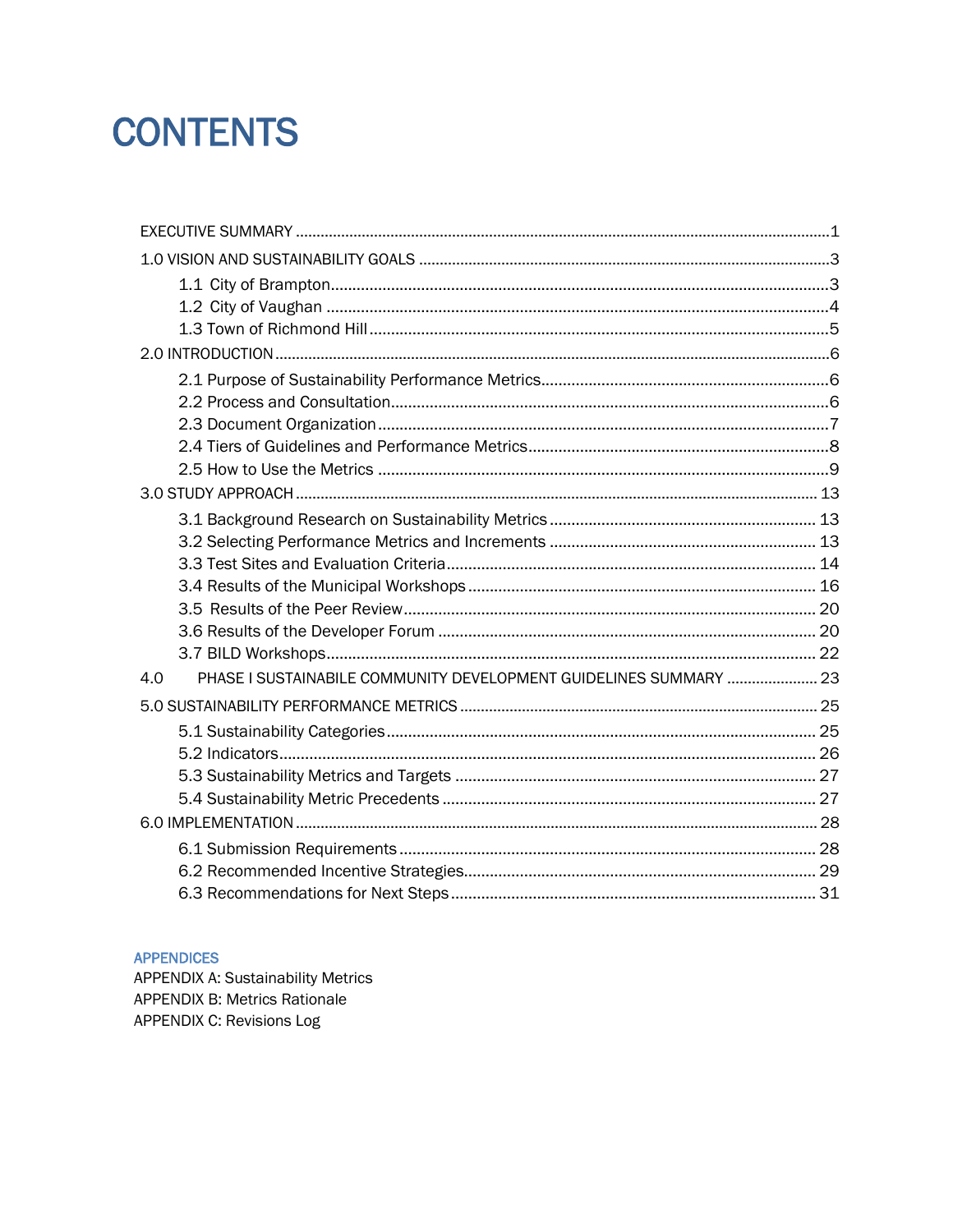# CONTENTS

EXECUTIVE SUMMARY ........................................................ 1

1.0 VISION AND SUSTAINABILITY GOALS ........................................................ 3

- 1.1 City of Brampton ........................................................ 3
- 1.2 City of Vaughan ........................................................ 4
- 1.3 Town of Richmond Hill ........................................................ 5

2.0 INTRODUCTION ........................................................ 6

- 2.1 Purpose of Sustainability Performance Metrics ........................................................ 6
- 2.2 Process and Consultation ........................................................ 6
- 2.3 Document Organization ........................................................ 7
- 2.4 Tiers of Guidelines and Performance Metrics ........................................................ 8
- 2.5 How to Use the Metrics ........................................................ 9

3.0 STUDY APPROACH ........................................................ 13

- 3.1 Background Research on Sustainability Metrics ........................................................ 13
- 3.2 Selecting Performance Metrics and Increments ........................................................ 13
- 3.3 Test Sites and Evaluation Criteria ........................................................ 14
- 3.4 Results of the Municipal Workshops ........................................................ 16
- 3.5 Results of the Peer Review ........................................................ 20
- 3.6 Results of the Developer Forum ........................................................ 20
- 3.7 BILD Workshops ........................................................ 22

4.0 PHASE I SUSTAINABILE COMMUNITY DEVELOPMENT GUIDELINES SUMMARY ........................................................ 23

5.0 SUSTAINABILITY PERFORMANCE METRICS ........................................................ 25

- 5.1 Sustainability Categories ........................................................ 25
- 5.2 Indicators ........................................................ 26
- 5.3 Sustainability Metrics and Targets ........................................................ 27
- 5.4 Sustainability Metric Precedents ........................................................ 27

6.0 IMPLEMENTATION ........................................................ 28

- 6.1 Submission Requirements ........................................................ 28
- 6.2 Recommended Incentive Strategies ........................................................ 29
- 6.3 Recommendations for Next Steps ........................................................ 31

**APPENDICES**

APPENDIX A: Sustainability Metrics
APPENDIX B: Metrics Rationale
APPENDIX C: Revisions Log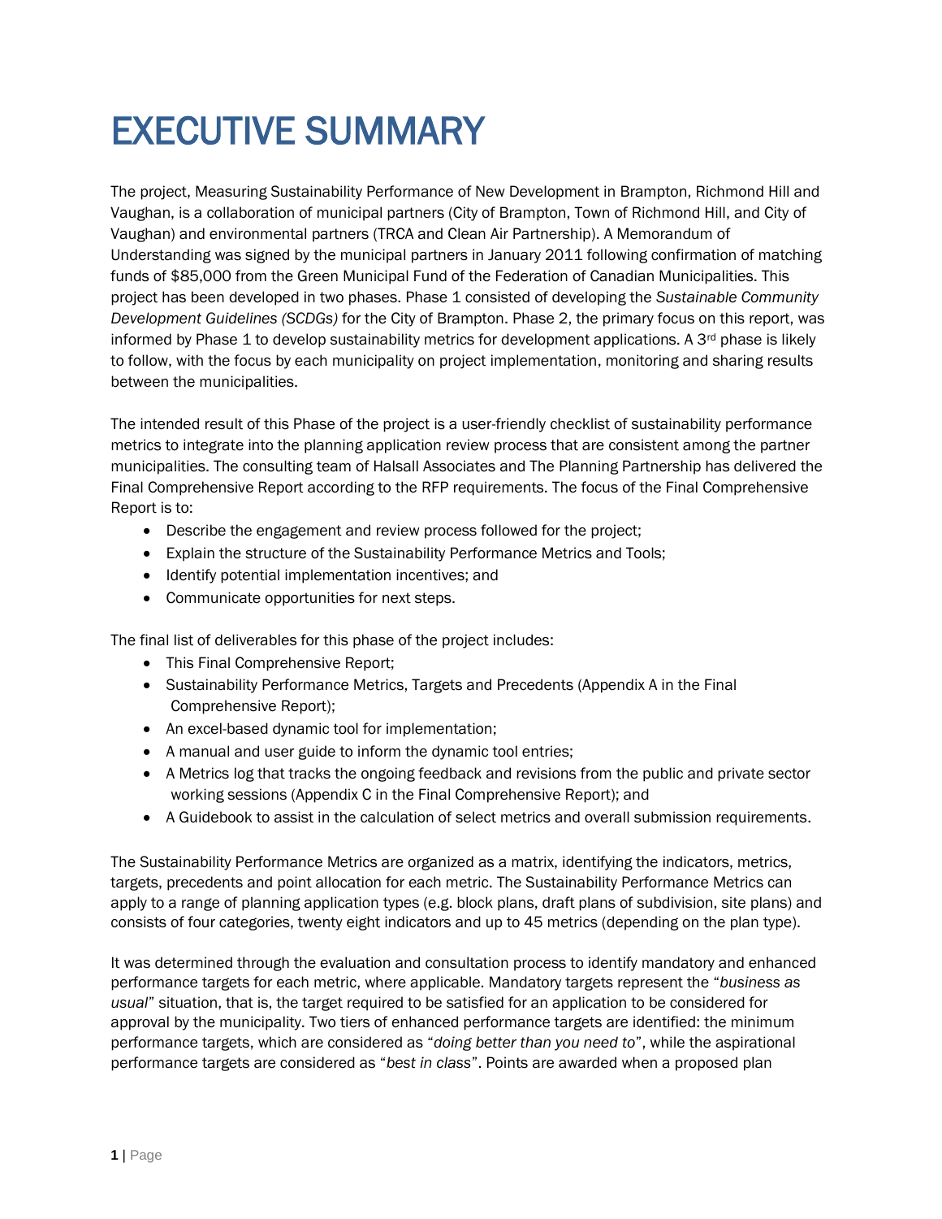# EXECUTIVE SUMMARY

The project, Measuring Sustainability Performance of New Development in Brampton, Richmond Hill and Vaughan, is a collaboration of municipal partners (City of Brampton, Town of Richmond Hill, and City of Vaughan) and environmental partners (TRCA and Clean Air Partnership). A Memorandum of Understanding was signed by the municipal partners in January 2011 following confirmation of matching funds of $85,000 from the Green Municipal Fund of the Federation of Canadian Municipalities. This project has been developed in two phases. Phase 1 consisted of developing the *Sustainable Community Development Guidelines (SCDGs)* for the City of Brampton. Phase 2, the primary focus on this report, was informed by Phase 1 to develop sustainability metrics for development applications. A 3rd phase is likely to follow, with the focus by each municipality on project implementation, monitoring and sharing results between the municipalities.

The intended result of this Phase of the project is a user-friendly checklist of sustainability performance metrics to integrate into the planning application review process that are consistent among the partner municipalities. The consulting team of Halsall Associates and The Planning Partnership has delivered the Final Comprehensive Report according to the RFP requirements. The focus of the Final Comprehensive Report is to:

- Describe the engagement and review process followed for the project;
- Explain the structure of the Sustainability Performance Metrics and Tools;
- Identify potential implementation incentives; and
- Communicate opportunities for next steps.

The final list of deliverables for this phase of the project includes:

- This Final Comprehensive Report;
- Sustainability Performance Metrics, Targets and Precedents (Appendix A in the Final Comprehensive Report);
- An excel-based dynamic tool for implementation;
- A manual and user guide to inform the dynamic tool entries;
- A Metrics log that tracks the ongoing feedback and revisions from the public and private sector working sessions (Appendix C in the Final Comprehensive Report); and
- A Guidebook to assist in the calculation of select metrics and overall submission requirements.

The Sustainability Performance Metrics are organized as a matrix, identifying the indicators, metrics, targets, precedents and point allocation for each metric. The Sustainability Performance Metrics can apply to a range of planning application types (e.g. block plans, draft plans of subdivision, site plans) and consists of four categories, twenty eight indicators and up to 45 metrics (depending on the plan type).

It was determined through the evaluation and consultation process to identify mandatory and enhanced performance targets for each metric, where applicable. Mandatory targets represent the "*business as usual*" situation, that is, the target required to be satisfied for an application to be considered for approval by the municipality. Two tiers of enhanced performance targets are identified: the minimum performance targets, which are considered as "*doing better than you need to*", while the aspirational performance targets are considered as "*best in class*". Points are awarded when a proposed plan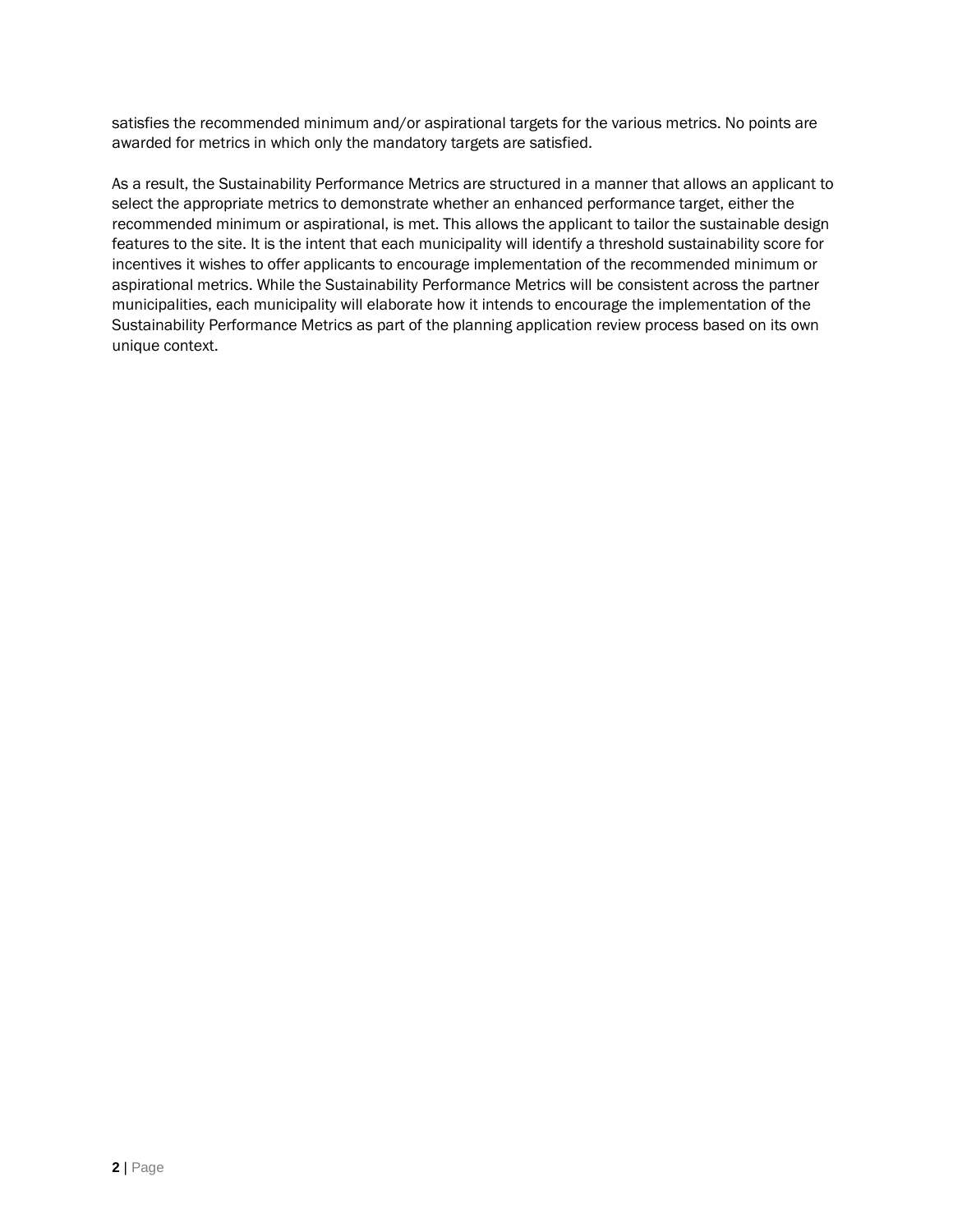satisfies the recommended minimum and/or aspirational targets for the various metrics. No points are awarded for metrics in which only the mandatory targets are satisfied.

As a result, the Sustainability Performance Metrics are structured in a manner that allows an applicant to select the appropriate metrics to demonstrate whether an enhanced performance target, either the recommended minimum or aspirational, is met. This allows the applicant to tailor the sustainable design features to the site. It is the intent that each municipality will identify a threshold sustainability score for incentives it wishes to offer applicants to encourage implementation of the recommended minimum or aspirational metrics. While the Sustainability Performance Metrics will be consistent across the partner municipalities, each municipality will elaborate how it intends to encourage the implementation of the Sustainability Performance Metrics as part of the planning application review process based on its own unique context.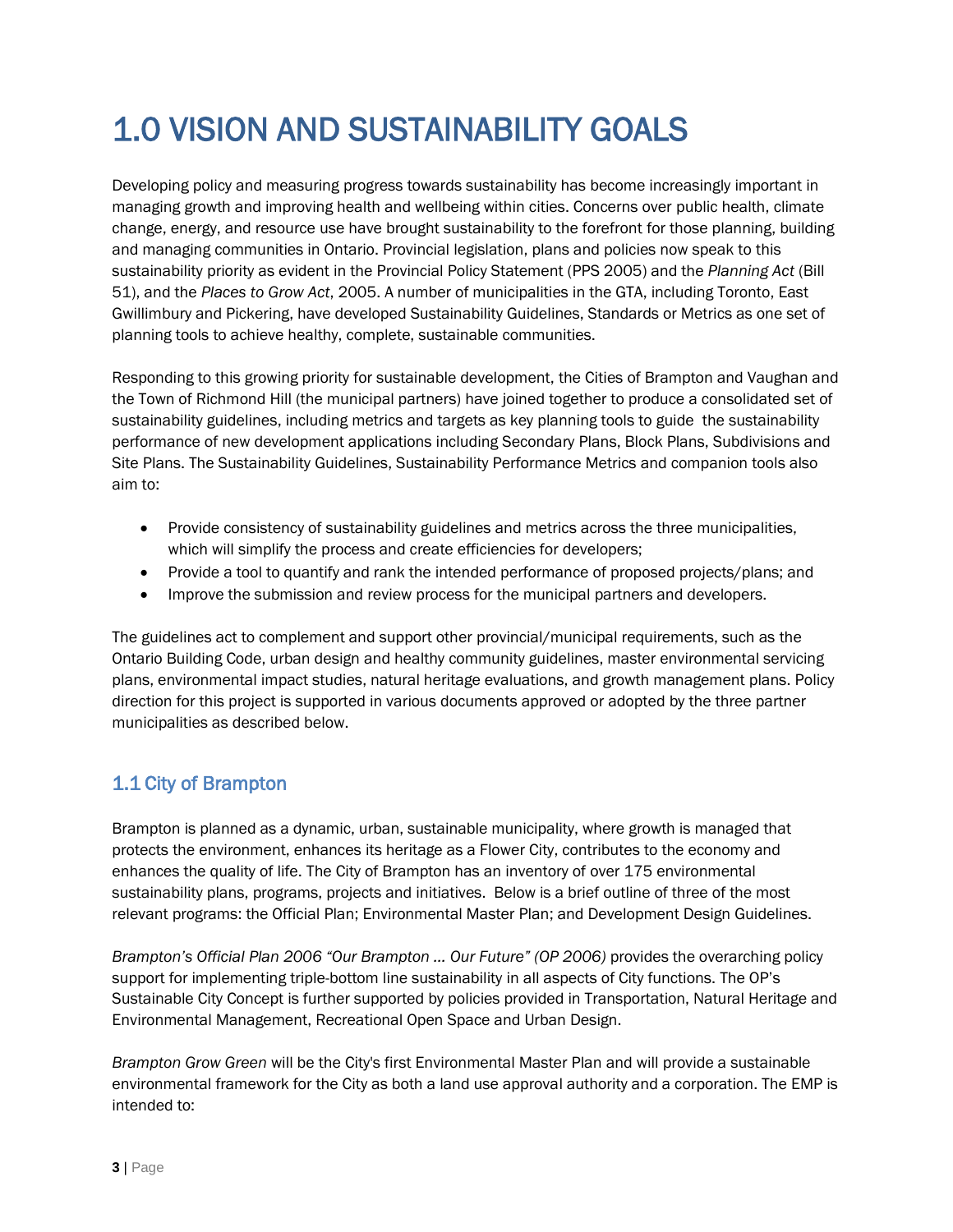# 1.0 VISION AND SUSTAINABILITY GOALS

Developing policy and measuring progress towards sustainability has become increasingly important in managing growth and improving health and wellbeing within cities. Concerns over public health, climate change, energy, and resource use have brought sustainability to the forefront for those planning, building and managing communities in Ontario. Provincial legislation, plans and policies now speak to this sustainability priority as evident in the Provincial Policy Statement (PPS 2005) and the *Planning Act* (Bill 51), and the *Places to Grow Act*, 2005. A number of municipalities in the GTA, including Toronto, East Gwillimbury and Pickering, have developed Sustainability Guidelines, Standards or Metrics as one set of planning tools to achieve healthy, complete, sustainable communities.

Responding to this growing priority for sustainable development, the Cities of Brampton and Vaughan and the Town of Richmond Hill (the municipal partners) have joined together to produce a consolidated set of sustainability guidelines, including metrics and targets as key planning tools to guide the sustainability performance of new development applications including Secondary Plans, Block Plans, Subdivisions and Site Plans. The Sustainability Guidelines, Sustainability Performance Metrics and companion tools also aim to:

- Provide consistency of sustainability guidelines and metrics across the three municipalities, which will simplify the process and create efficiencies for developers;
- Provide a tool to quantify and rank the intended performance of proposed projects/plans; and
- Improve the submission and review process for the municipal partners and developers.

The guidelines act to complement and support other provincial/municipal requirements, such as the Ontario Building Code, urban design and healthy community guidelines, master environmental servicing plans, environmental impact studies, natural heritage evaluations, and growth management plans. Policy direction for this project is supported in various documents approved or adopted by the three partner municipalities as described below.

## 1.1 City of Brampton

Brampton is planned as a dynamic, urban, sustainable municipality, where growth is managed that protects the environment, enhances its heritage as a Flower City, contributes to the economy and enhances the quality of life. The City of Brampton has an inventory of over 175 environmental sustainability plans, programs, projects and initiatives. Below is a brief outline of three of the most relevant programs: the Official Plan; Environmental Master Plan; and Development Design Guidelines.

*Brampton's Official Plan 2006 "Our Brampton … Our Future" (OP 2006)* provides the overarching policy support for implementing triple-bottom line sustainability in all aspects of City functions. The OP's Sustainable City Concept is further supported by policies provided in Transportation, Natural Heritage and Environmental Management, Recreational Open Space and Urban Design.

*Brampton Grow Green* will be the City's first Environmental Master Plan and will provide a sustainable environmental framework for the City as both a land use approval authority and a corporation. The EMP is intended to: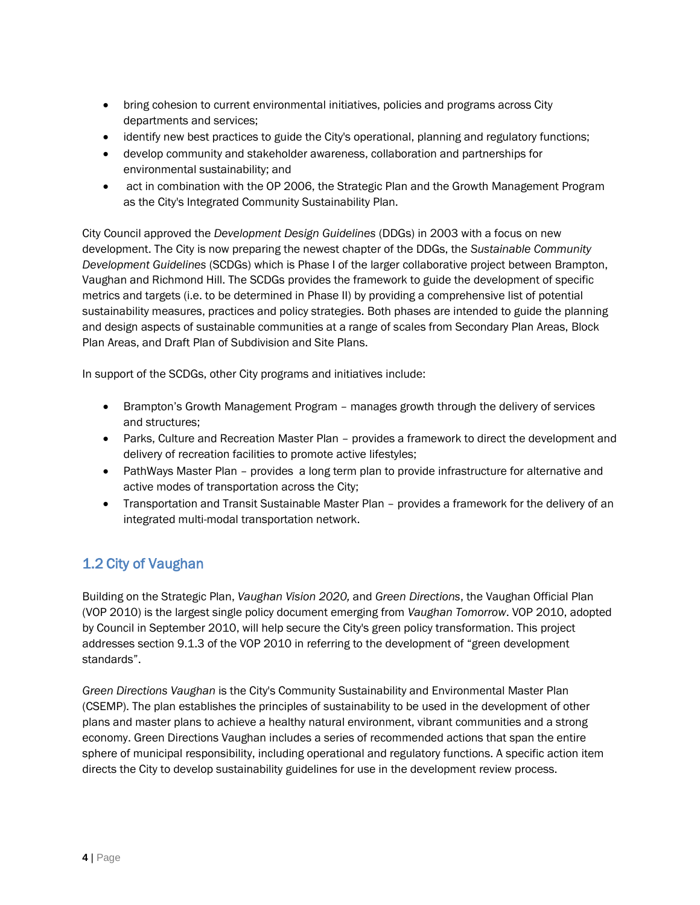- bring cohesion to current environmental initiatives, policies and programs across City departments and services;
- identify new best practices to guide the City's operational, planning and regulatory functions;
- develop community and stakeholder awareness, collaboration and partnerships for environmental sustainability; and
- act in combination with the OP 2006, the Strategic Plan and the Growth Management Program as the City's Integrated Community Sustainability Plan.

City Council approved the *Development Design Guidelines* (DDGs) in 2003 with a focus on new development. The City is now preparing the newest chapter of the DDGs, the *Sustainable Community Development Guidelines* (SCDGs) which is Phase I of the larger collaborative project between Brampton, Vaughan and Richmond Hill. The SCDGs provides the framework to guide the development of specific metrics and targets (i.e. to be determined in Phase II) by providing a comprehensive list of potential sustainability measures, practices and policy strategies. Both phases are intended to guide the planning and design aspects of sustainable communities at a range of scales from Secondary Plan Areas, Block Plan Areas, and Draft Plan of Subdivision and Site Plans.

In support of the SCDGs, other City programs and initiatives include:

- Brampton's Growth Management Program – manages growth through the delivery of services and structures;
- Parks, Culture and Recreation Master Plan – provides a framework to direct the development and delivery of recreation facilities to promote active lifestyles;
- PathWays Master Plan – provides a long term plan to provide infrastructure for alternative and active modes of transportation across the City;
- Transportation and Transit Sustainable Master Plan – provides a framework for the delivery of an integrated multi-modal transportation network.

## 1.2 City of Vaughan

Building on the Strategic Plan, *Vaughan Vision 2020,* and *Green Directions*, the Vaughan Official Plan (VOP 2010) is the largest single policy document emerging from *Vaughan Tomorrow*. VOP 2010, adopted by Council in September 2010, will help secure the City's green policy transformation. This project addresses section 9.1.3 of the VOP 2010 in referring to the development of "green development standards".

*Green Directions Vaughan* is the City's Community Sustainability and Environmental Master Plan (CSEMP). The plan establishes the principles of sustainability to be used in the development of other plans and master plans to achieve a healthy natural environment, vibrant communities and a strong economy. Green Directions Vaughan includes a series of recommended actions that span the entire sphere of municipal responsibility, including operational and regulatory functions. A specific action item directs the City to develop sustainability guidelines for use in the development review process.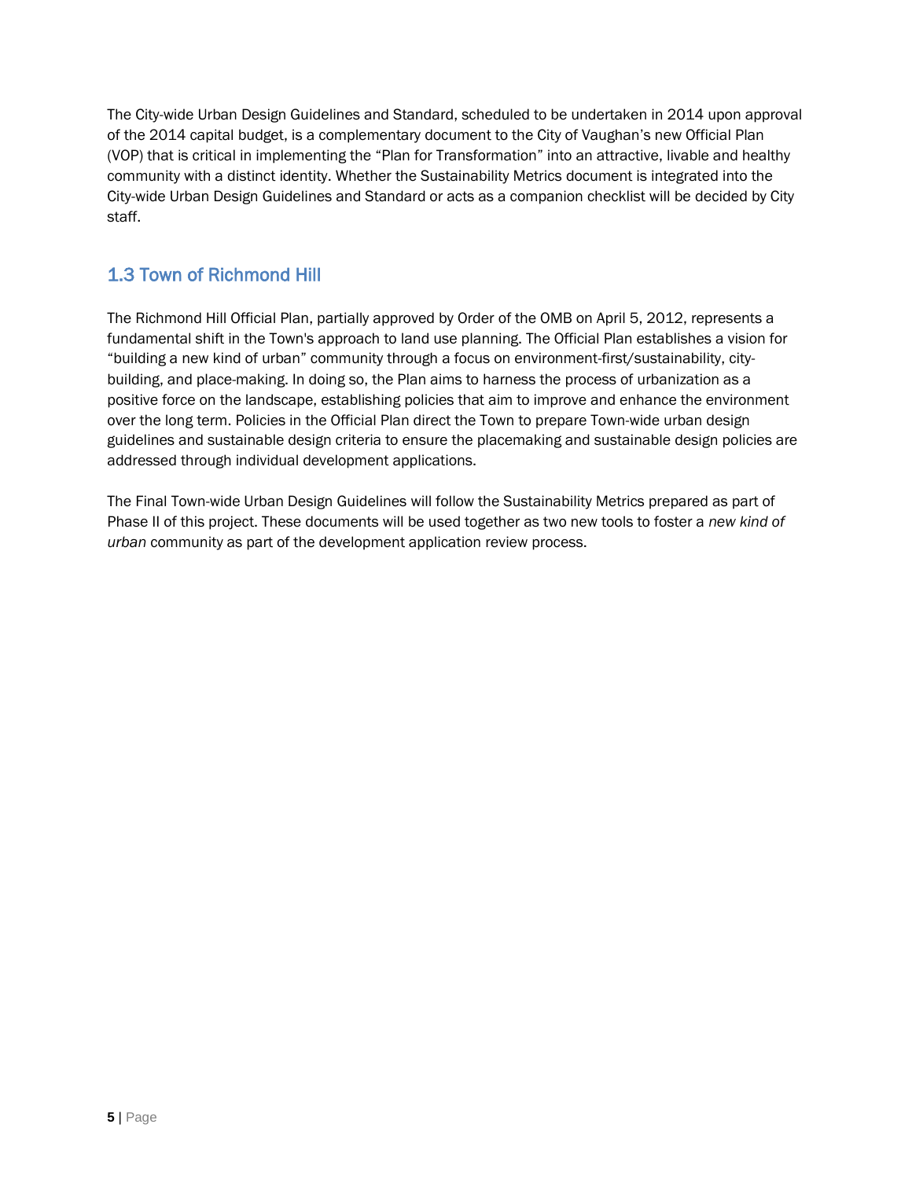The City-wide Urban Design Guidelines and Standard, scheduled to be undertaken in 2014 upon approval of the 2014 capital budget, is a complementary document to the City of Vaughan's new Official Plan (VOP) that is critical in implementing the "Plan for Transformation" into an attractive, livable and healthy community with a distinct identity. Whether the Sustainability Metrics document is integrated into the City-wide Urban Design Guidelines and Standard or acts as a companion checklist will be decided by City staff.

## 1.3 Town of Richmond Hill

The Richmond Hill Official Plan, partially approved by Order of the OMB on April 5, 2012, represents a fundamental shift in the Town's approach to land use planning. The Official Plan establishes a vision for "building a new kind of urban" community through a focus on environment-first/sustainability, city-building, and place-making. In doing so, the Plan aims to harness the process of urbanization as a positive force on the landscape, establishing policies that aim to improve and enhance the environment over the long term. Policies in the Official Plan direct the Town to prepare Town-wide urban design guidelines and sustainable design criteria to ensure the placemaking and sustainable design policies are addressed through individual development applications.

The Final Town-wide Urban Design Guidelines will follow the Sustainability Metrics prepared as part of Phase II of this project. These documents will be used together as two new tools to foster a *new kind of urban* community as part of the development application review process.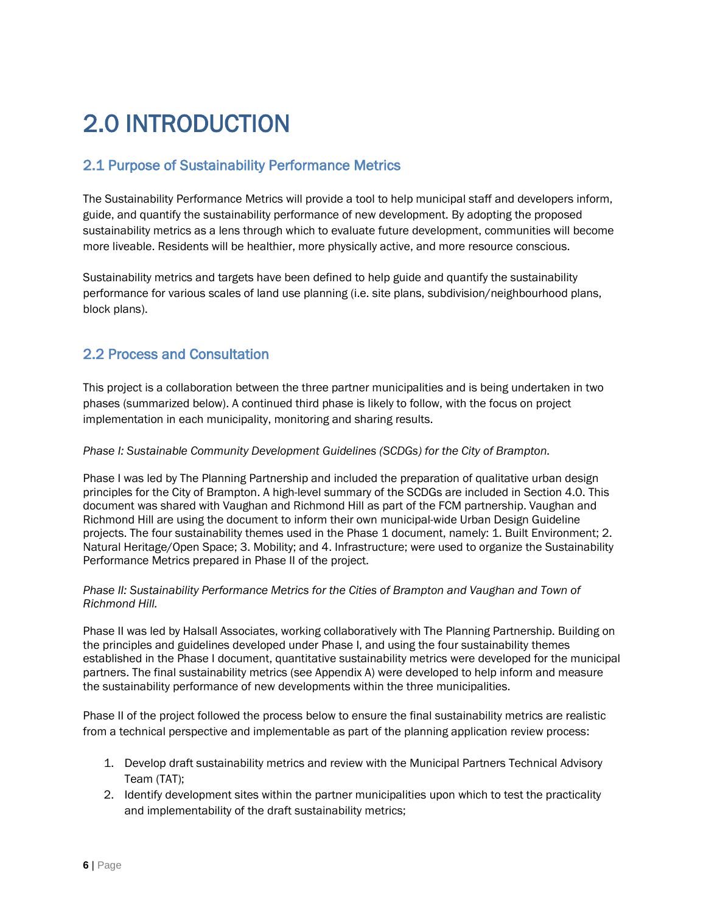# 2.0 INTRODUCTION

## 2.1 Purpose of Sustainability Performance Metrics

The Sustainability Performance Metrics will provide a tool to help municipal staff and developers inform, guide, and quantify the sustainability performance of new development. By adopting the proposed sustainability metrics as a lens through which to evaluate future development, communities will become more liveable. Residents will be healthier, more physically active, and more resource conscious.

Sustainability metrics and targets have been defined to help guide and quantify the sustainability performance for various scales of land use planning (i.e. site plans, subdivision/neighbourhood plans, block plans).

## 2.2 Process and Consultation

This project is a collaboration between the three partner municipalities and is being undertaken in two phases (summarized below). A continued third phase is likely to follow, with the focus on project implementation in each municipality, monitoring and sharing results.

*Phase I: Sustainable Community Development Guidelines (SCDGs) for the City of Brampton.*

Phase I was led by The Planning Partnership and included the preparation of qualitative urban design principles for the City of Brampton. A high-level summary of the SCDGs are included in Section 4.0. This document was shared with Vaughan and Richmond Hill as part of the FCM partnership. Vaughan and Richmond Hill are using the document to inform their own municipal-wide Urban Design Guideline projects. The four sustainability themes used in the Phase 1 document, namely: 1. Built Environment; 2. Natural Heritage/Open Space; 3. Mobility; and 4. Infrastructure; were used to organize the Sustainability Performance Metrics prepared in Phase II of the project.

*Phase II: Sustainability Performance Metrics for the Cities of Brampton and Vaughan and Town of Richmond Hill.*

Phase II was led by Halsall Associates, working collaboratively with The Planning Partnership. Building on the principles and guidelines developed under Phase I, and using the four sustainability themes established in the Phase I document, quantitative sustainability metrics were developed for the municipal partners. The final sustainability metrics (see Appendix A) were developed to help inform and measure the sustainability performance of new developments within the three municipalities.

Phase II of the project followed the process below to ensure the final sustainability metrics are realistic from a technical perspective and implementable as part of the planning application review process:

1. Develop draft sustainability metrics and review with the Municipal Partners Technical Advisory Team (TAT);
2. Identify development sites within the partner municipalities upon which to test the practicality and implementability of the draft sustainability metrics;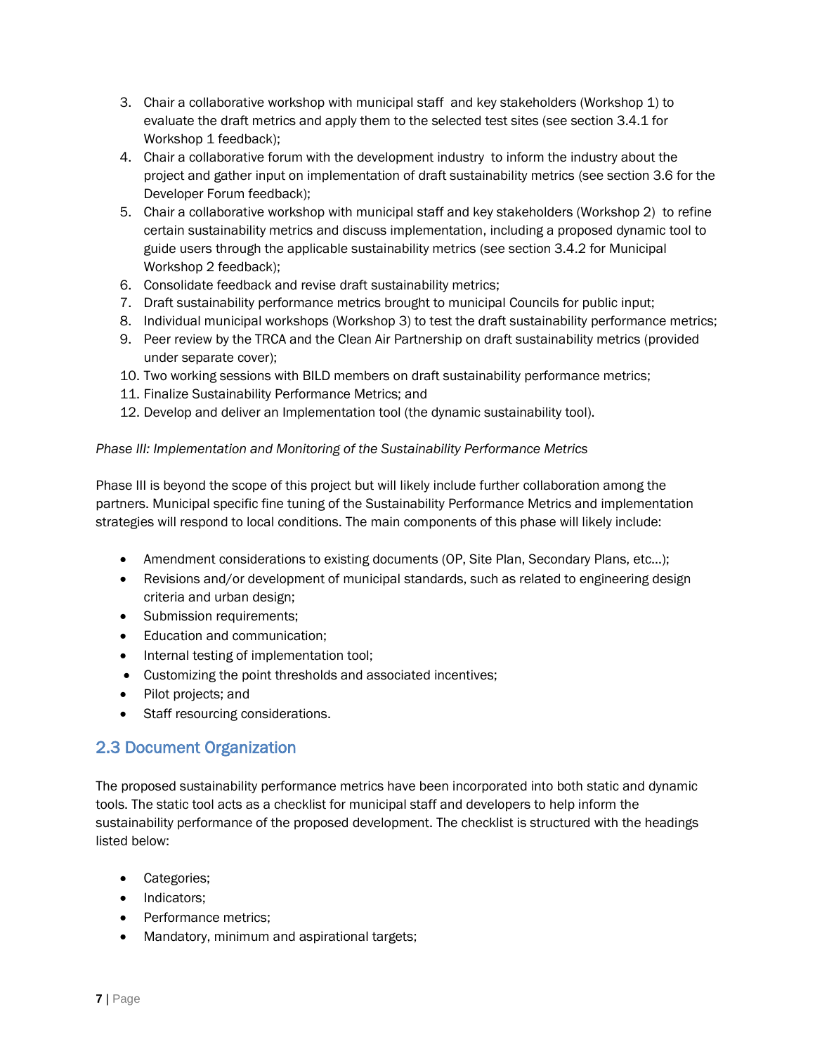3. Chair a collaborative workshop with municipal staff and key stakeholders (Workshop 1) to evaluate the draft metrics and apply them to the selected test sites (see section 3.4.1 for Workshop 1 feedback);
4. Chair a collaborative forum with the development industry to inform the industry about the project and gather input on implementation of draft sustainability metrics (see section 3.6 for the Developer Forum feedback);
5. Chair a collaborative workshop with municipal staff and key stakeholders (Workshop 2) to refine certain sustainability metrics and discuss implementation, including a proposed dynamic tool to guide users through the applicable sustainability metrics (see section 3.4.2 for Municipal Workshop 2 feedback);
6. Consolidate feedback and revise draft sustainability metrics;
7. Draft sustainability performance metrics brought to municipal Councils for public input;
8. Individual municipal workshops (Workshop 3) to test the draft sustainability performance metrics;
9. Peer review by the TRCA and the Clean Air Partnership on draft sustainability metrics (provided under separate cover);
10. Two working sessions with BILD members on draft sustainability performance metrics;
11. Finalize Sustainability Performance Metrics; and
12. Develop and deliver an Implementation tool (the dynamic sustainability tool).

*Phase III: Implementation and Monitoring of the Sustainability Performance Metrics*

Phase III is beyond the scope of this project but will likely include further collaboration among the partners. Municipal specific fine tuning of the Sustainability Performance Metrics and implementation strategies will respond to local conditions. The main components of this phase will likely include:

- Amendment considerations to existing documents (OP, Site Plan, Secondary Plans, etc…);
- Revisions and/or development of municipal standards, such as related to engineering design criteria and urban design;
- Submission requirements;
- Education and communication;
- Internal testing of implementation tool;
- Customizing the point thresholds and associated incentives;
- Pilot projects; and
- Staff resourcing considerations.

## 2.3 Document Organization

The proposed sustainability performance metrics have been incorporated into both static and dynamic tools. The static tool acts as a checklist for municipal staff and developers to help inform the sustainability performance of the proposed development. The checklist is structured with the headings listed below:

- Categories;
- Indicators;
- Performance metrics;
- Mandatory, minimum and aspirational targets;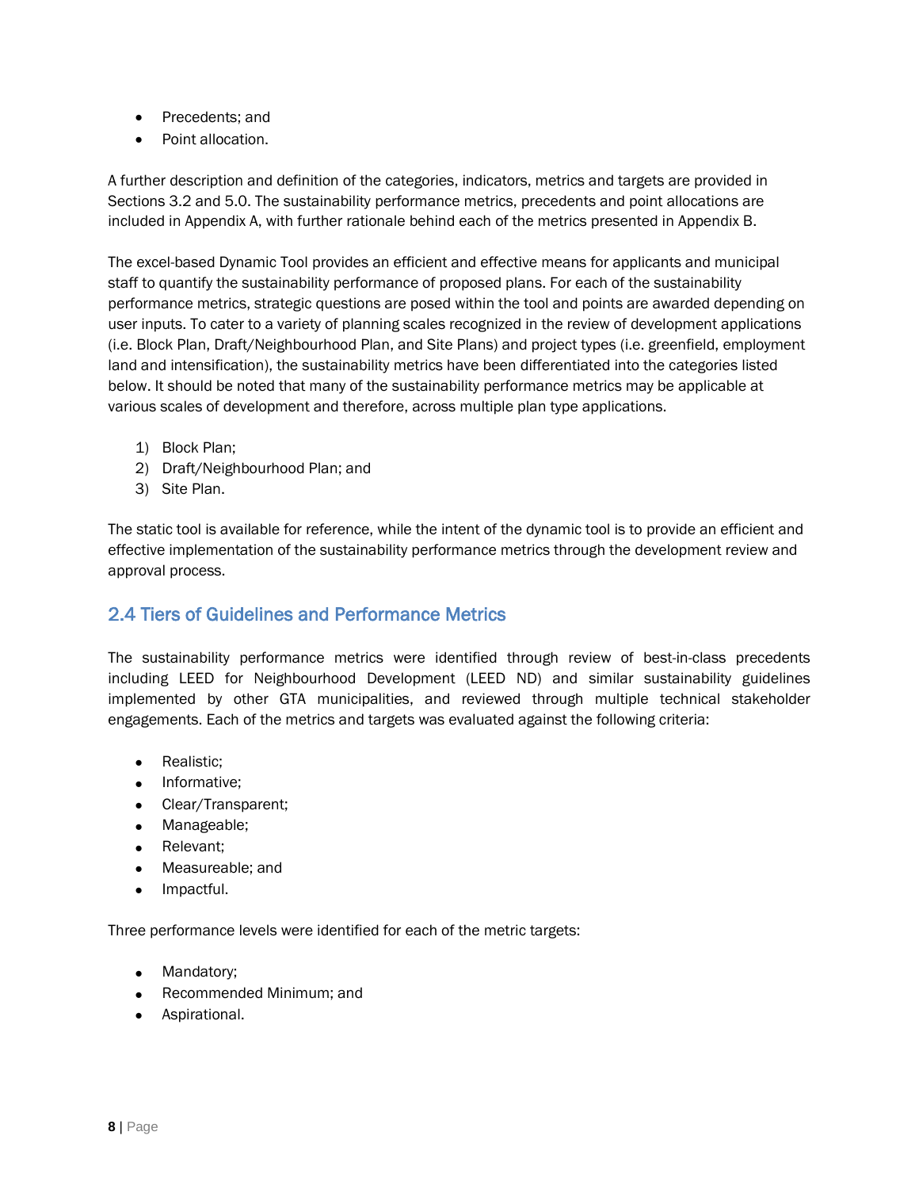- Precedents; and
- Point allocation.

A further description and definition of the categories, indicators, metrics and targets are provided in Sections 3.2 and 5.0. The sustainability performance metrics, precedents and point allocations are included in Appendix A, with further rationale behind each of the metrics presented in Appendix B.

The excel-based Dynamic Tool provides an efficient and effective means for applicants and municipal staff to quantify the sustainability performance of proposed plans. For each of the sustainability performance metrics, strategic questions are posed within the tool and points are awarded depending on user inputs. To cater to a variety of planning scales recognized in the review of development applications (i.e. Block Plan, Draft/Neighbourhood Plan, and Site Plans) and project types (i.e. greenfield, employment land and intensification), the sustainability metrics have been differentiated into the categories listed below. It should be noted that many of the sustainability performance metrics may be applicable at various scales of development and therefore, across multiple plan type applications.

1) Block Plan;
2) Draft/Neighbourhood Plan; and
3) Site Plan.

The static tool is available for reference, while the intent of the dynamic tool is to provide an efficient and effective implementation of the sustainability performance metrics through the development review and approval process.

## 2.4 Tiers of Guidelines and Performance Metrics

The sustainability performance metrics were identified through review of best-in-class precedents including LEED for Neighbourhood Development (LEED ND) and similar sustainability guidelines implemented by other GTA municipalities, and reviewed through multiple technical stakeholder engagements. Each of the metrics and targets was evaluated against the following criteria:

- Realistic;
- Informative;
- Clear/Transparent;
- Manageable;
- Relevant;
- Measureable; and
- Impactful.

Three performance levels were identified for each of the metric targets:

- Mandatory;
- Recommended Minimum; and
- Aspirational.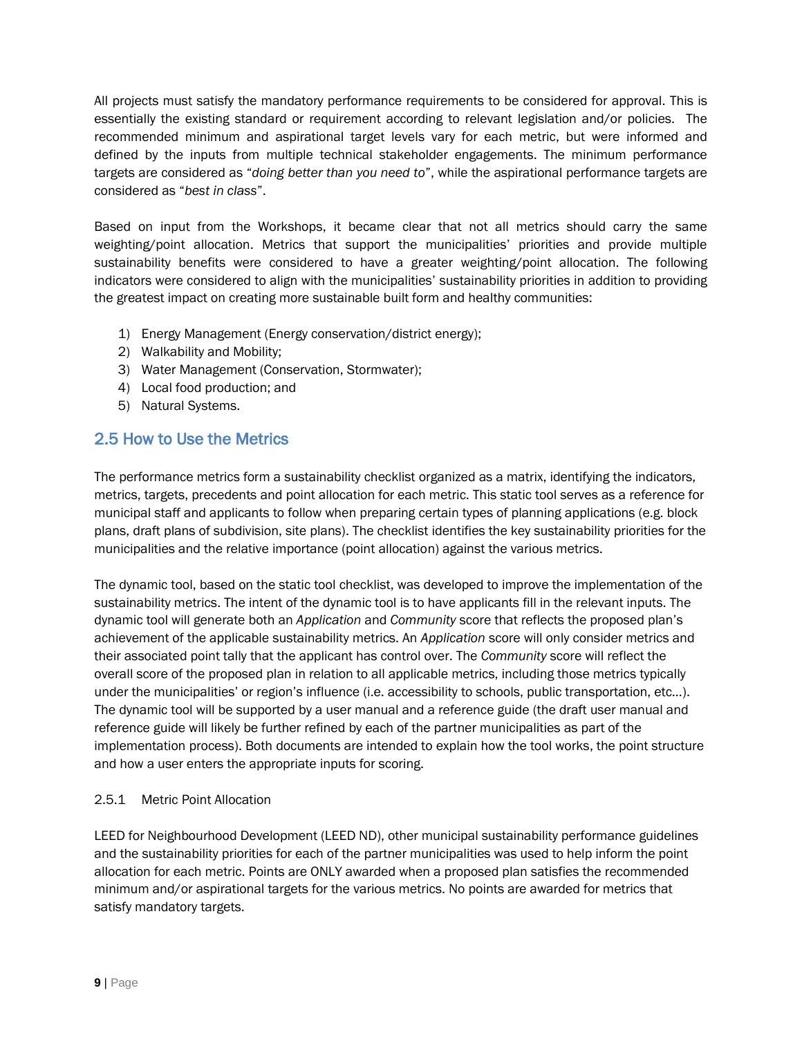All projects must satisfy the mandatory performance requirements to be considered for approval. This is essentially the existing standard or requirement according to relevant legislation and/or policies. The recommended minimum and aspirational target levels vary for each metric, but were informed and defined by the inputs from multiple technical stakeholder engagements. The minimum performance targets are considered as "*doing better than you need to*", while the aspirational performance targets are considered as "*best in class*".

Based on input from the Workshops, it became clear that not all metrics should carry the same weighting/point allocation. Metrics that support the municipalities' priorities and provide multiple sustainability benefits were considered to have a greater weighting/point allocation. The following indicators were considered to align with the municipalities' sustainability priorities in addition to providing the greatest impact on creating more sustainable built form and healthy communities:

1) Energy Management (Energy conservation/district energy);
2) Walkability and Mobility;
3) Water Management (Conservation, Stormwater);
4) Local food production; and
5) Natural Systems.

## 2.5 How to Use the Metrics

The performance metrics form a sustainability checklist organized as a matrix, identifying the indicators, metrics, targets, precedents and point allocation for each metric. This static tool serves as a reference for municipal staff and applicants to follow when preparing certain types of planning applications (e.g. block plans, draft plans of subdivision, site plans). The checklist identifies the key sustainability priorities for the municipalities and the relative importance (point allocation) against the various metrics.

The dynamic tool, based on the static tool checklist, was developed to improve the implementation of the sustainability metrics. The intent of the dynamic tool is to have applicants fill in the relevant inputs. The dynamic tool will generate both an *Application* and *Community* score that reflects the proposed plan's achievement of the applicable sustainability metrics. An *Application* score will only consider metrics and their associated point tally that the applicant has control over. The *Community* score will reflect the overall score of the proposed plan in relation to all applicable metrics, including those metrics typically under the municipalities' or region's influence (i.e. accessibility to schools, public transportation, etc…). The dynamic tool will be supported by a user manual and a reference guide (the draft user manual and reference guide will likely be further refined by each of the partner municipalities as part of the implementation process). Both documents are intended to explain how the tool works, the point structure and how a user enters the appropriate inputs for scoring.

### 2.5.1 Metric Point Allocation

LEED for Neighbourhood Development (LEED ND), other municipal sustainability performance guidelines and the sustainability priorities for each of the partner municipalities was used to help inform the point allocation for each metric. Points are ONLY awarded when a proposed plan satisfies the recommended minimum and/or aspirational targets for the various metrics. No points are awarded for metrics that satisfy mandatory targets.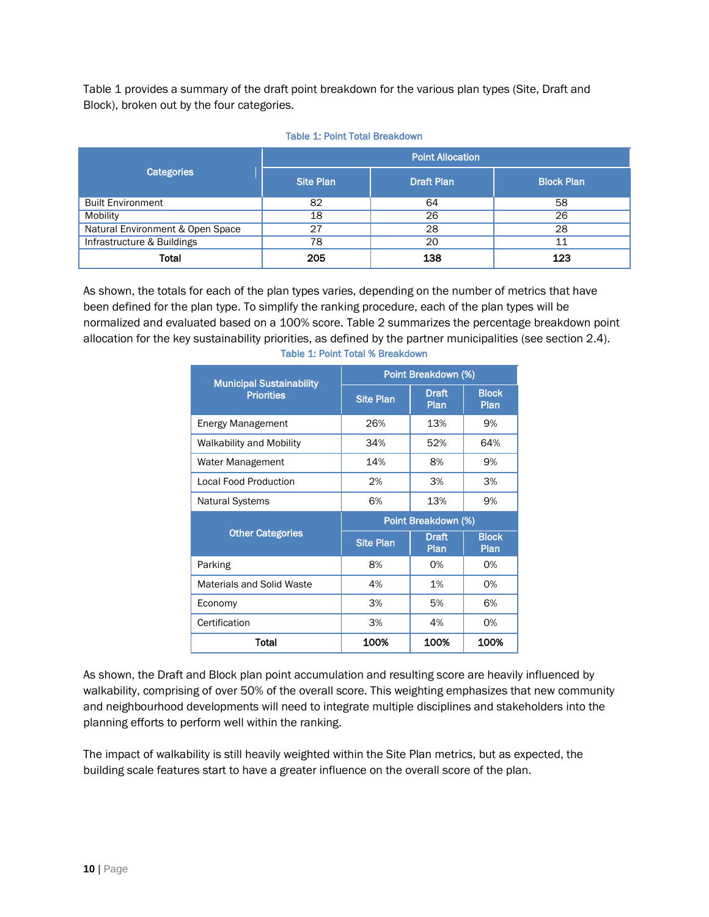Table 1 provides a summary of the draft point breakdown for the various plan types (Site, Draft and Block), broken out by the four categories.

Table 1: Point Total Breakdown

| Categories | Point Allocation | | |
|---|---|---|---|
| | Site Plan | Draft Plan | Block Plan |
| Built Environment | 82 | 64 | 58 |
| Mobility | 18 | 26 | 26 |
| Natural Environment & Open Space | 27 | 28 | 28 |
| Infrastructure & Buildings | 78 | 20 | 11 |
| **Total** | **205** | **138** | **123** |

As shown, the totals for each of the plan types varies, depending on the number of metrics that have been defined for the plan type. To simplify the ranking procedure, each of the plan types will be normalized and evaluated based on a 100% score. Table 2 summarizes the percentage breakdown point allocation for the key sustainability priorities, as defined by the partner municipalities (see section 2.4).

Table 1: Point Total % Breakdown

| Municipal Sustainability Priorities | Point Breakdown (%) | | |
|---|---|---|---|
| | Site Plan | Draft Plan | Block Plan |
| Energy Management | 26% | 13% | 9% |
| Walkability and Mobility | 34% | 52% | 64% |
| Water Management | 14% | 8% | 9% |
| Local Food Production | 2% | 3% | 3% |
| Natural Systems | 6% | 13% | 9% |
| **Other Categories** | **Point Breakdown (%)** | | |
| | **Site Plan** | **Draft Plan** | **Block Plan** |
| Parking | 8% | 0% | 0% |
| Materials and Solid Waste | 4% | 1% | 0% |
| Economy | 3% | 5% | 6% |
| Certification | 3% | 4% | 0% |
| **Total** | **100%** | **100%** | **100%** |

As shown, the Draft and Block plan point accumulation and resulting score are heavily influenced by walkability, comprising of over 50% of the overall score. This weighting emphasizes that new community and neighbourhood developments will need to integrate multiple disciplines and stakeholders into the planning efforts to perform well within the ranking.

The impact of walkability is still heavily weighted within the Site Plan metrics, but as expected, the building scale features start to have a greater influence on the overall score of the plan.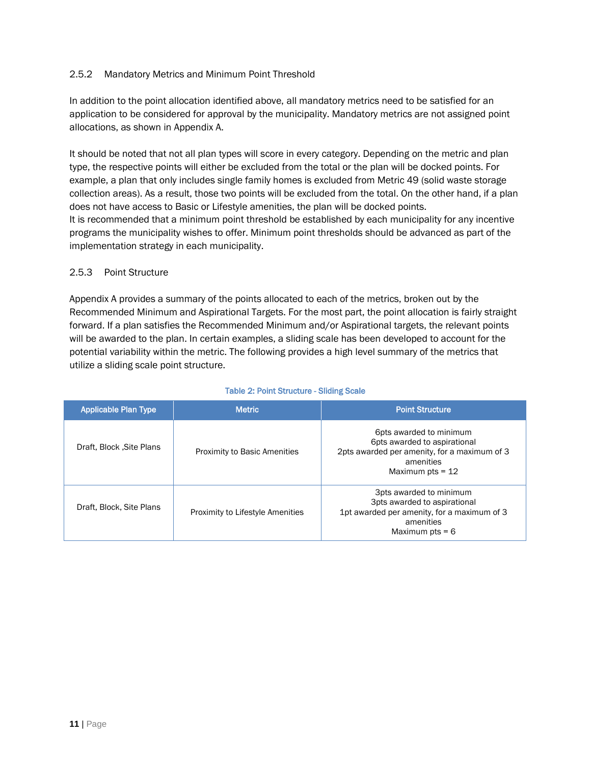### 2.5.2 Mandatory Metrics and Minimum Point Threshold

In addition to the point allocation identified above, all mandatory metrics need to be satisfied for an application to be considered for approval by the municipality. Mandatory metrics are not assigned point allocations, as shown in Appendix A.

It should be noted that not all plan types will score in every category. Depending on the metric and plan type, the respective points will either be excluded from the total or the plan will be docked points. For example, a plan that only includes single family homes is excluded from Metric 49 (solid waste storage collection areas). As a result, those two points will be excluded from the total. On the other hand, if a plan does not have access to Basic or Lifestyle amenities, the plan will be docked points.
It is recommended that a minimum point threshold be established by each municipality for any incentive programs the municipality wishes to offer. Minimum point thresholds should be advanced as part of the implementation strategy in each municipality.

### 2.5.3 Point Structure

Appendix A provides a summary of the points allocated to each of the metrics, broken out by the Recommended Minimum and Aspirational Targets. For the most part, the point allocation is fairly straight forward. If a plan satisfies the Recommended Minimum and/or Aspirational targets, the relevant points will be awarded to the plan. In certain examples, a sliding scale has been developed to account for the potential variability within the metric. The following provides a high level summary of the metrics that utilize a sliding scale point structure.

**Table 2: Point Structure - Sliding Scale**

| Applicable Plan Type | Metric | Point Structure |
|---|---|---|
| Draft, Block ,Site Plans | Proximity to Basic Amenities | 6pts awarded to minimum<br>6pts awarded to aspirational<br>2pts awarded per amenity, for a maximum of 3 amenities<br>Maximum pts = 12 |
| Draft, Block, Site Plans | Proximity to Lifestyle Amenities | 3pts awarded to minimum<br>3pts awarded to aspirational<br>1pt awarded per amenity, for a maximum of 3 amenities<br>Maximum pts = 6 |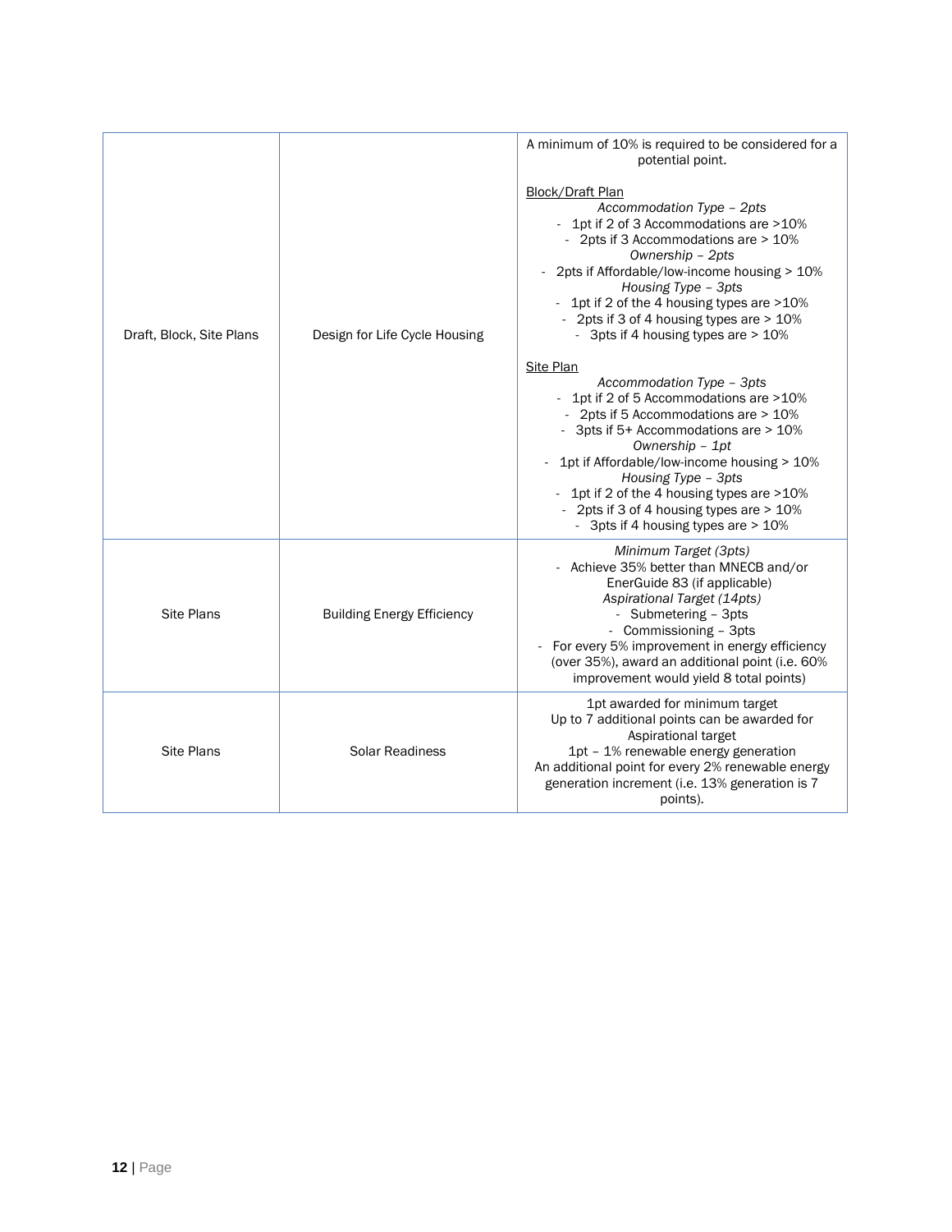| | | |
|---|---|---|
| Draft, Block, Site Plans | Design for Life Cycle Housing | A minimum of 10% is required to be considered for a potential point.<br><br><u>Block/Draft Plan</u><br>*Accommodation Type – 2pts*<br>- 1pt if 2 of 3 Accommodations are >10%<br>- 2pts if 3 Accommodations are > 10%<br>*Ownership – 2pts*<br>- 2pts if Affordable/low-income housing > 10%<br>*Housing Type – 3pts*<br>- 1pt if 2 of the 4 housing types are >10%<br>- 2pts if 3 of 4 housing types are > 10%<br>- 3pts if 4 housing types are > 10%<br><br><u>Site Plan</u><br>*Accommodation Type – 3pts*<br>- 1pt if 2 of 5 Accommodations are >10%<br>- 2pts if 5 Accommodations are > 10%<br>- 3pts if 5+ Accommodations are > 10%<br>*Ownership – 1pt*<br>- 1pt if Affordable/low-income housing > 10%<br>*Housing Type – 3pts*<br>- 1pt if 2 of the 4 housing types are >10%<br>- 2pts if 3 of 4 housing types are > 10%<br>- 3pts if 4 housing types are > 10% |
| Site Plans | Building Energy Efficiency | *Minimum Target (3pts)*<br>- Achieve 35% better than MNECB and/or EnerGuide 83 (if applicable)<br>*Aspirational Target (14pts)*<br>- Submetering – 3pts<br>- Commissioning – 3pts<br>- For every 5% improvement in energy efficiency (over 35%), award an additional point (i.e. 60% improvement would yield 8 total points) |
| Site Plans | Solar Readiness | 1pt awarded for minimum target<br>Up to 7 additional points can be awarded for Aspirational target<br>1pt – 1% renewable energy generation<br>An additional point for every 2% renewable energy generation increment (i.e. 13% generation is 7 points). |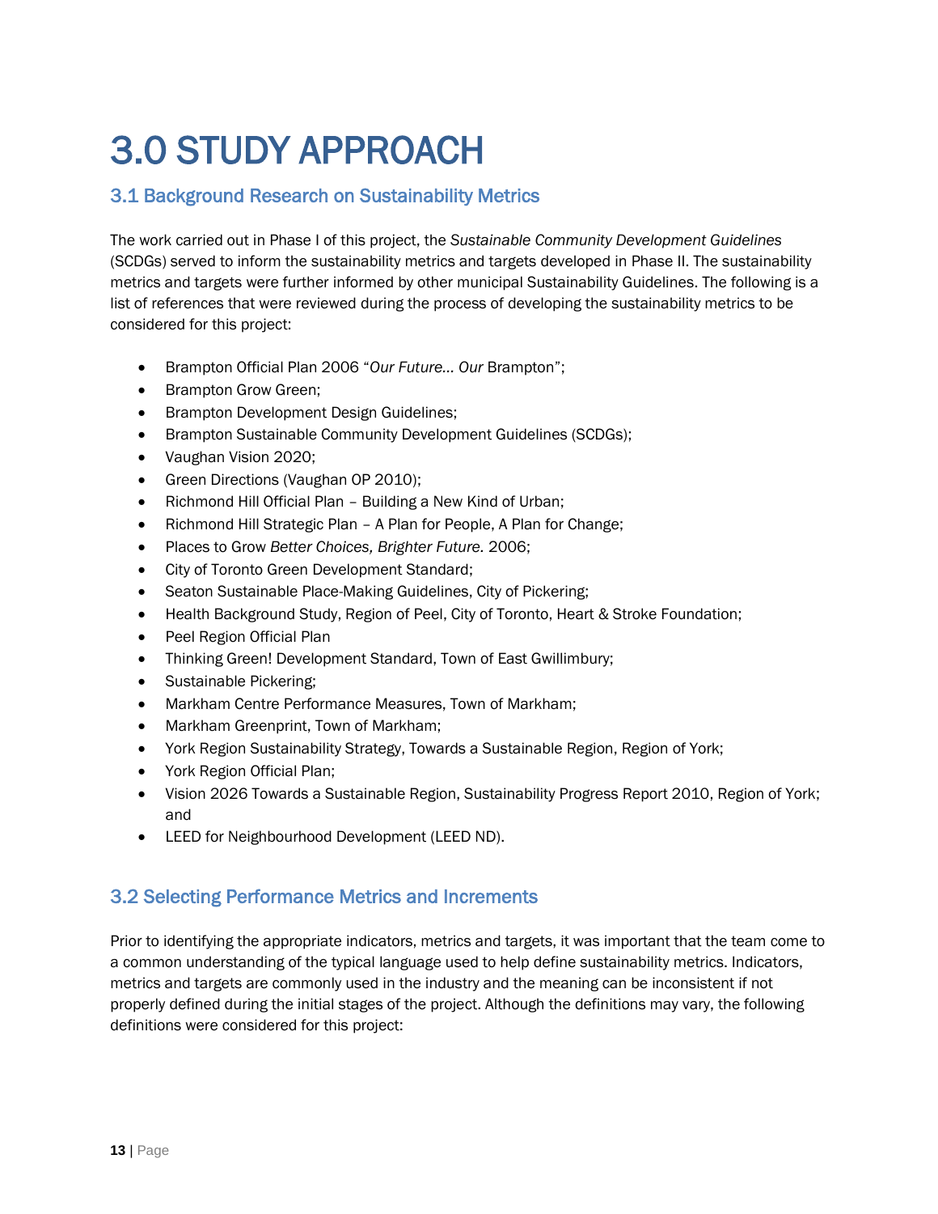# 3.0 STUDY APPROACH

## 3.1 Background Research on Sustainability Metrics

The work carried out in Phase I of this project, the *Sustainable Community Development Guidelines* (SCDGs) served to inform the sustainability metrics and targets developed in Phase II. The sustainability metrics and targets were further informed by other municipal Sustainability Guidelines. The following is a list of references that were reviewed during the process of developing the sustainability metrics to be considered for this project:

- Brampton Official Plan 2006 "*Our Future… Our* Brampton";
- Brampton Grow Green;
- Brampton Development Design Guidelines;
- Brampton Sustainable Community Development Guidelines (SCDGs);
- Vaughan Vision 2020;
- Green Directions (Vaughan OP 2010);
- Richmond Hill Official Plan – Building a New Kind of Urban;
- Richmond Hill Strategic Plan – A Plan for People, A Plan for Change;
- Places to Grow *Better Choices, Brighter Future.* 2006;
- City of Toronto Green Development Standard;
- Seaton Sustainable Place-Making Guidelines, City of Pickering;
- Health Background Study, Region of Peel, City of Toronto, Heart & Stroke Foundation;
- Peel Region Official Plan
- Thinking Green! Development Standard, Town of East Gwillimbury;
- Sustainable Pickering;
- Markham Centre Performance Measures, Town of Markham;
- Markham Greenprint, Town of Markham;
- York Region Sustainability Strategy, Towards a Sustainable Region, Region of York;
- York Region Official Plan;
- Vision 2026 Towards a Sustainable Region, Sustainability Progress Report 2010, Region of York; and
- LEED for Neighbourhood Development (LEED ND).

## 3.2 Selecting Performance Metrics and Increments

Prior to identifying the appropriate indicators, metrics and targets, it was important that the team come to a common understanding of the typical language used to help define sustainability metrics. Indicators, metrics and targets are commonly used in the industry and the meaning can be inconsistent if not properly defined during the initial stages of the project. Although the definitions may vary, the following definitions were considered for this project: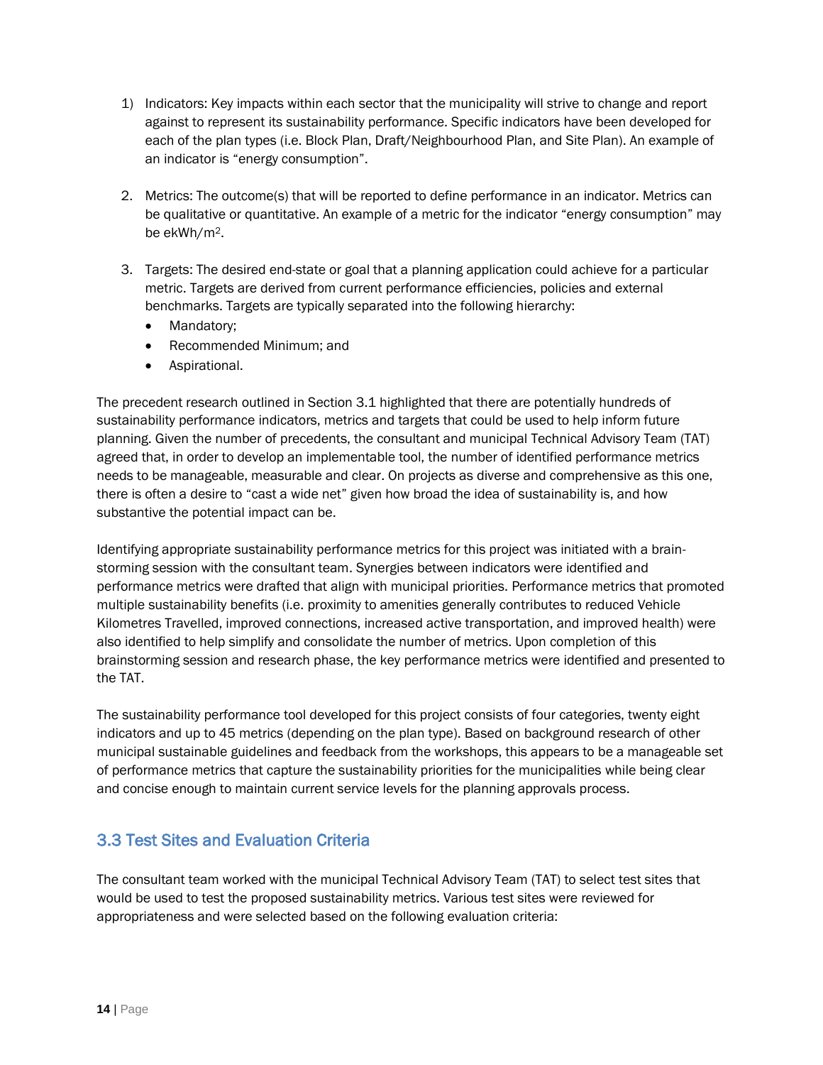1) Indicators: Key impacts within each sector that the municipality will strive to change and report against to represent its sustainability performance. Specific indicators have been developed for each of the plan types (i.e. Block Plan, Draft/Neighbourhood Plan, and Site Plan). An example of an indicator is "energy consumption".

2. Metrics: The outcome(s) that will be reported to define performance in an indicator. Metrics can be qualitative or quantitative. An example of a metric for the indicator "energy consumption" may be ekWh/$m^2$.

3. Targets: The desired end-state or goal that a planning application could achieve for a particular metric. Targets are derived from current performance efficiencies, policies and external benchmarks. Targets are typically separated into the following hierarchy:
   - Mandatory;
   - Recommended Minimum; and
   - Aspirational.

The precedent research outlined in Section 3.1 highlighted that there are potentially hundreds of sustainability performance indicators, metrics and targets that could be used to help inform future planning. Given the number of precedents, the consultant and municipal Technical Advisory Team (TAT) agreed that, in order to develop an implementable tool, the number of identified performance metrics needs to be manageable, measurable and clear. On projects as diverse and comprehensive as this one, there is often a desire to "cast a wide net" given how broad the idea of sustainability is, and how substantive the potential impact can be.

Identifying appropriate sustainability performance metrics for this project was initiated with a brain-storming session with the consultant team. Synergies between indicators were identified and performance metrics were drafted that align with municipal priorities. Performance metrics that promoted multiple sustainability benefits (i.e. proximity to amenities generally contributes to reduced Vehicle Kilometres Travelled, improved connections, increased active transportation, and improved health) were also identified to help simplify and consolidate the number of metrics. Upon completion of this brainstorming session and research phase, the key performance metrics were identified and presented to the TAT.

The sustainability performance tool developed for this project consists of four categories, twenty eight indicators and up to 45 metrics (depending on the plan type). Based on background research of other municipal sustainable guidelines and feedback from the workshops, this appears to be a manageable set of performance metrics that capture the sustainability priorities for the municipalities while being clear and concise enough to maintain current service levels for the planning approvals process.

## 3.3 Test Sites and Evaluation Criteria

The consultant team worked with the municipal Technical Advisory Team (TAT) to select test sites that would be used to test the proposed sustainability metrics. Various test sites were reviewed for appropriateness and were selected based on the following evaluation criteria: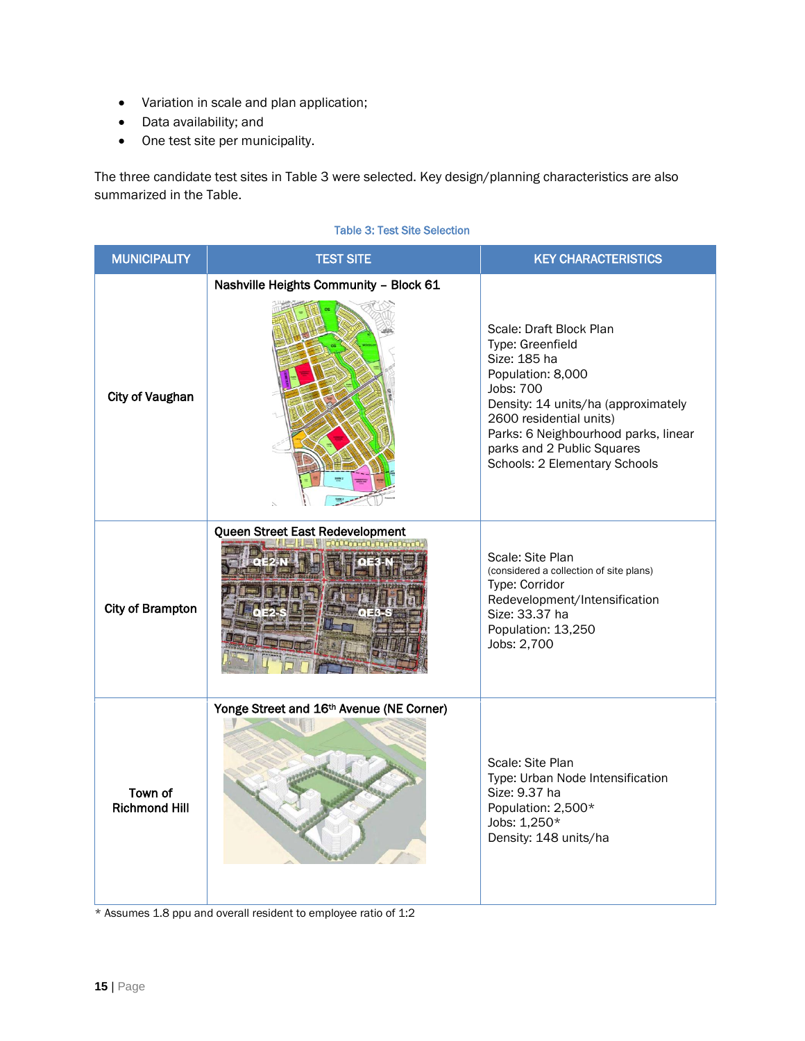- Variation in scale and plan application;
- Data availability; and
- One test site per municipality.

The three candidate test sites in Table 3 were selected. Key design/planning characteristics are also summarized in the Table.

Table 3: Test Site Selection

| MUNICIPALITY | TEST SITE | KEY CHARACTERISTICS |
| --- | --- | --- |
| City of Vaughan | Nashville Heights Community – Block 61 | Scale: Draft Block Plan<br>Type: Greenfield<br>Size: 185 ha<br>Population: 8,000<br>Jobs: 700<br>Density: 14 units/ha (approximately 2600 residential units)<br>Parks: 6 Neighbourhood parks, linear parks and 2 Public Squares<br>Schools: 2 Elementary Schools |
| City of Brampton | Queen Street East Redevelopment | Scale: Site Plan<br>(considered a collection of site plans)<br>Type: Corridor Redevelopment/Intensification<br>Size: 33.37 ha<br>Population: 13,250<br>Jobs: 2,700 |
| Town of Richmond Hill | Yonge Street and 16th Avenue (NE Corner) | Scale: Site Plan<br>Type: Urban Node Intensification<br>Size: 9.37 ha<br>Population: 2,500*<br>Jobs: 1,250*<br>Density: 148 units/ha |

* Assumes 1.8 ppu and overall resident to employee ratio of 1:2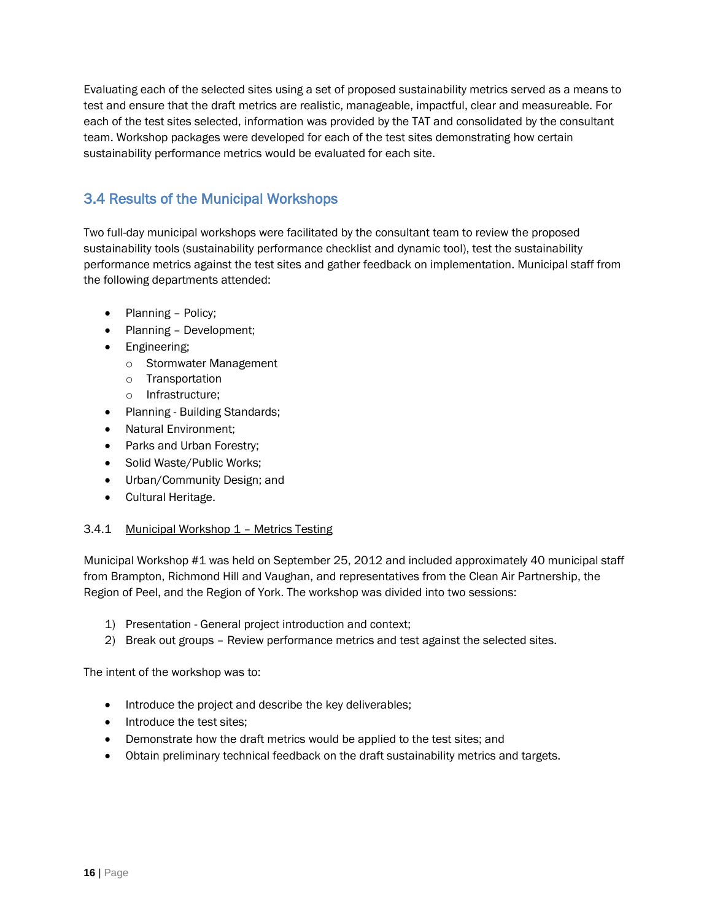Evaluating each of the selected sites using a set of proposed sustainability metrics served as a means to test and ensure that the draft metrics are realistic, manageable, impactful, clear and measureable. For each of the test sites selected, information was provided by the TAT and consolidated by the consultant team. Workshop packages were developed for each of the test sites demonstrating how certain sustainability performance metrics would be evaluated for each site.

## 3.4 Results of the Municipal Workshops

Two full-day municipal workshops were facilitated by the consultant team to review the proposed sustainability tools (sustainability performance checklist and dynamic tool), test the sustainability performance metrics against the test sites and gather feedback on implementation. Municipal staff from the following departments attended:

- Planning – Policy;
- Planning – Development;
- Engineering;
  - Stormwater Management
  - Transportation
  - Infrastructure;
- Planning - Building Standards;
- Natural Environment;
- Parks and Urban Forestry;
- Solid Waste/Public Works;
- Urban/Community Design; and
- Cultural Heritage.

### 3.4.1 Municipal Workshop 1 – Metrics Testing

Municipal Workshop #1 was held on September 25, 2012 and included approximately 40 municipal staff from Brampton, Richmond Hill and Vaughan, and representatives from the Clean Air Partnership, the Region of Peel, and the Region of York. The workshop was divided into two sessions:

1) Presentation - General project introduction and context;
2) Break out groups – Review performance metrics and test against the selected sites.

The intent of the workshop was to:

- Introduce the project and describe the key deliverables;
- Introduce the test sites;
- Demonstrate how the draft metrics would be applied to the test sites; and
- Obtain preliminary technical feedback on the draft sustainability metrics and targets.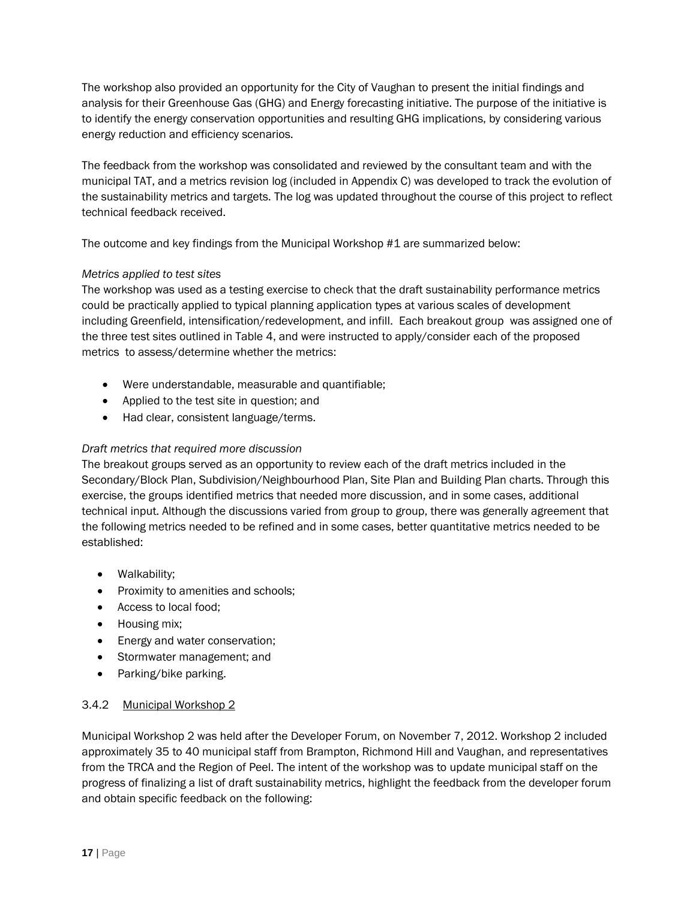The workshop also provided an opportunity for the City of Vaughan to present the initial findings and analysis for their Greenhouse Gas (GHG) and Energy forecasting initiative. The purpose of the initiative is to identify the energy conservation opportunities and resulting GHG implications, by considering various energy reduction and efficiency scenarios.

The feedback from the workshop was consolidated and reviewed by the consultant team and with the municipal TAT, and a metrics revision log (included in Appendix C) was developed to track the evolution of the sustainability metrics and targets. The log was updated throughout the course of this project to reflect technical feedback received.

The outcome and key findings from the Municipal Workshop #1 are summarized below:

*Metrics applied to test sites*

The workshop was used as a testing exercise to check that the draft sustainability performance metrics could be practically applied to typical planning application types at various scales of development including Greenfield, intensification/redevelopment, and infill. Each breakout group was assigned one of the three test sites outlined in Table 4, and were instructed to apply/consider each of the proposed metrics to assess/determine whether the metrics:

- Were understandable, measurable and quantifiable;
- Applied to the test site in question; and
- Had clear, consistent language/terms.

*Draft metrics that required more discussion*

The breakout groups served as an opportunity to review each of the draft metrics included in the Secondary/Block Plan, Subdivision/Neighbourhood Plan, Site Plan and Building Plan charts. Through this exercise, the groups identified metrics that needed more discussion, and in some cases, additional technical input. Although the discussions varied from group to group, there was generally agreement that the following metrics needed to be refined and in some cases, better quantitative metrics needed to be established:

- Walkability;
- Proximity to amenities and schools;
- Access to local food;
- Housing mix;
- Energy and water conservation;
- Stormwater management; and
- Parking/bike parking.

### 3.4.2 Municipal Workshop 2

Municipal Workshop 2 was held after the Developer Forum, on November 7, 2012. Workshop 2 included approximately 35 to 40 municipal staff from Brampton, Richmond Hill and Vaughan, and representatives from the TRCA and the Region of Peel. The intent of the workshop was to update municipal staff on the progress of finalizing a list of draft sustainability metrics, highlight the feedback from the developer forum and obtain specific feedback on the following: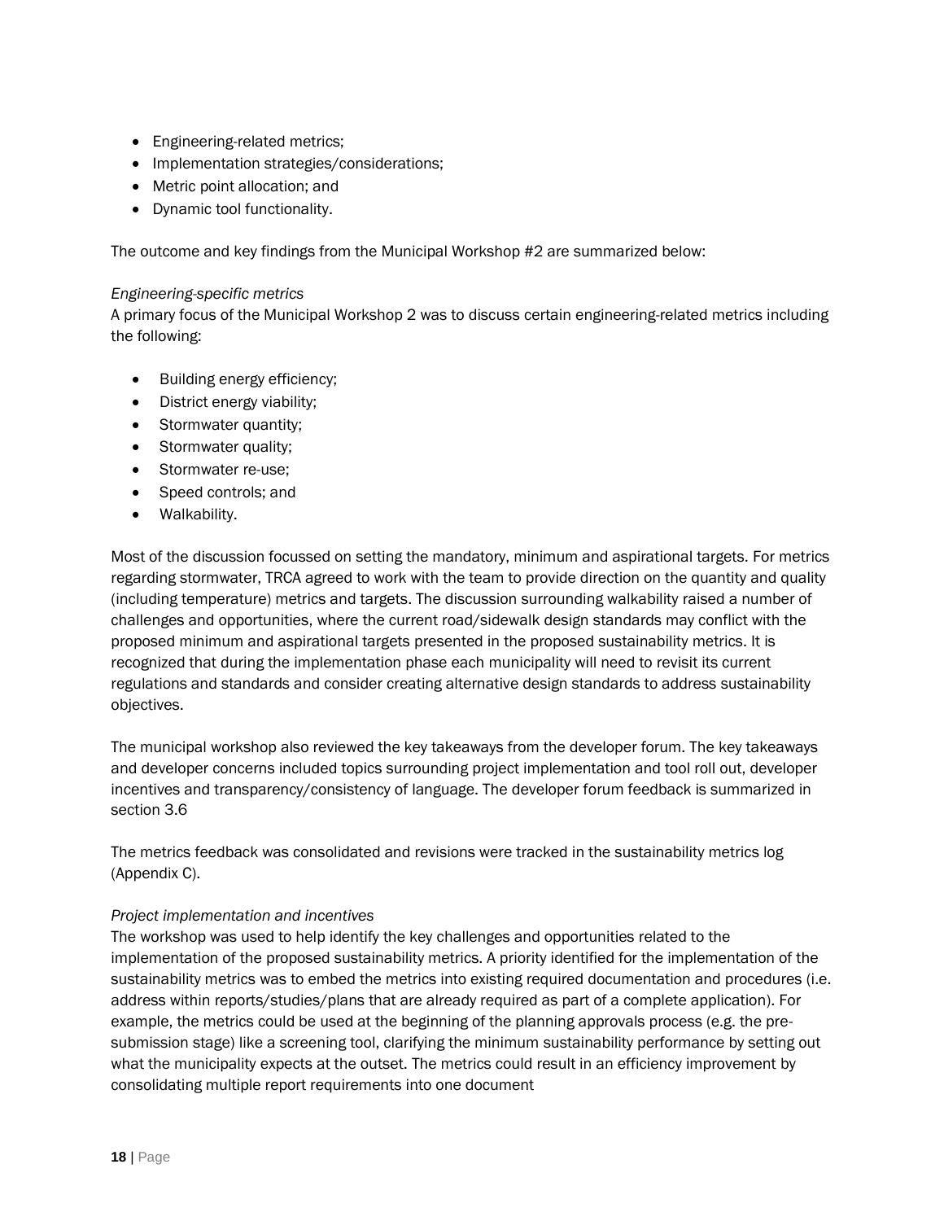- Engineering-related metrics;
- Implementation strategies/considerations;
- Metric point allocation; and
- Dynamic tool functionality.

The outcome and key findings from the Municipal Workshop #2 are summarized below:

*Engineering-specific metrics*
A primary focus of the Municipal Workshop 2 was to discuss certain engineering-related metrics including the following:

- Building energy efficiency;
- District energy viability;
- Stormwater quantity;
- Stormwater quality;
- Stormwater re-use;
- Speed controls; and
- Walkability.

Most of the discussion focussed on setting the mandatory, minimum and aspirational targets. For metrics regarding stormwater, TRCA agreed to work with the team to provide direction on the quantity and quality (including temperature) metrics and targets. The discussion surrounding walkability raised a number of challenges and opportunities, where the current road/sidewalk design standards may conflict with the proposed minimum and aspirational targets presented in the proposed sustainability metrics. It is recognized that during the implementation phase each municipality will need to revisit its current regulations and standards and consider creating alternative design standards to address sustainability objectives.

The municipal workshop also reviewed the key takeaways from the developer forum. The key takeaways and developer concerns included topics surrounding project implementation and tool roll out, developer incentives and transparency/consistency of language. The developer forum feedback is summarized in section 3.6

The metrics feedback was consolidated and revisions were tracked in the sustainability metrics log (Appendix C).

*Project implementation and incentives*
The workshop was used to help identify the key challenges and opportunities related to the implementation of the proposed sustainability metrics. A priority identified for the implementation of the sustainability metrics was to embed the metrics into existing required documentation and procedures (i.e. address within reports/studies/plans that are already required as part of a complete application). For example, the metrics could be used at the beginning of the planning approvals process (e.g. the pre-submission stage) like a screening tool, clarifying the minimum sustainability performance by setting out what the municipality expects at the outset. The metrics could result in an efficiency improvement by consolidating multiple report requirements into one document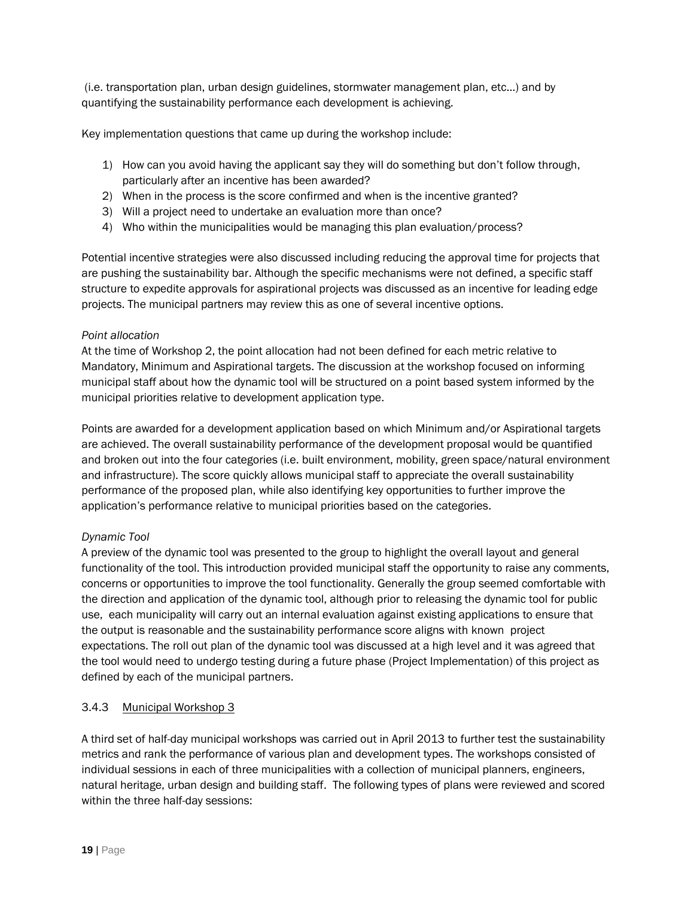(i.e. transportation plan, urban design guidelines, stormwater management plan, etc…) and by quantifying the sustainability performance each development is achieving.

Key implementation questions that came up during the workshop include:

1) How can you avoid having the applicant say they will do something but don't follow through, particularly after an incentive has been awarded?
2) When in the process is the score confirmed and when is the incentive granted?
3) Will a project need to undertake an evaluation more than once?
4) Who within the municipalities would be managing this plan evaluation/process?

Potential incentive strategies were also discussed including reducing the approval time for projects that are pushing the sustainability bar. Although the specific mechanisms were not defined, a specific staff structure to expedite approvals for aspirational projects was discussed as an incentive for leading edge projects. The municipal partners may review this as one of several incentive options.

*Point allocation*

At the time of Workshop 2, the point allocation had not been defined for each metric relative to Mandatory, Minimum and Aspirational targets. The discussion at the workshop focused on informing municipal staff about how the dynamic tool will be structured on a point based system informed by the municipal priorities relative to development application type.

Points are awarded for a development application based on which Minimum and/or Aspirational targets are achieved. The overall sustainability performance of the development proposal would be quantified and broken out into the four categories (i.e. built environment, mobility, green space/natural environment and infrastructure). The score quickly allows municipal staff to appreciate the overall sustainability performance of the proposed plan, while also identifying key opportunities to further improve the application's performance relative to municipal priorities based on the categories.

*Dynamic Tool*

A preview of the dynamic tool was presented to the group to highlight the overall layout and general functionality of the tool. This introduction provided municipal staff the opportunity to raise any comments, concerns or opportunities to improve the tool functionality. Generally the group seemed comfortable with the direction and application of the dynamic tool, although prior to releasing the dynamic tool for public use, each municipality will carry out an internal evaluation against existing applications to ensure that the output is reasonable and the sustainability performance score aligns with known project expectations. The roll out plan of the dynamic tool was discussed at a high level and it was agreed that the tool would need to undergo testing during a future phase (Project Implementation) of this project as defined by each of the municipal partners.

### 3.4.3 Municipal Workshop 3

A third set of half-day municipal workshops was carried out in April 2013 to further test the sustainability metrics and rank the performance of various plan and development types. The workshops consisted of individual sessions in each of three municipalities with a collection of municipal planners, engineers, natural heritage, urban design and building staff. The following types of plans were reviewed and scored within the three half-day sessions: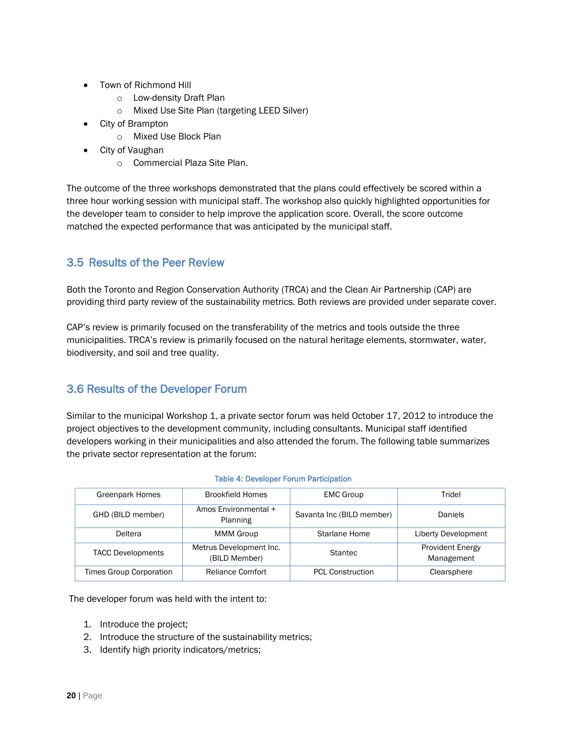- Town of Richmond Hill
  - Low-density Draft Plan
  - Mixed Use Site Plan (targeting LEED Silver)
- City of Brampton
  - Mixed Use Block Plan
- City of Vaughan
  - Commercial Plaza Site Plan.

The outcome of the three workshops demonstrated that the plans could effectively be scored within a three hour working session with municipal staff. The workshop also quickly highlighted opportunities for the developer team to consider to help improve the application score. Overall, the score outcome matched the expected performance that was anticipated by the municipal staff.

## 3.5 Results of the Peer Review

Both the Toronto and Region Conservation Authority (TRCA) and the Clean Air Partnership (CAP) are providing third party review of the sustainability metrics. Both reviews are provided under separate cover.

CAP's review is primarily focused on the transferability of the metrics and tools outside the three municipalities. TRCA's review is primarily focused on the natural heritage elements, stormwater, water, biodiversity, and soil and tree quality.

## 3.6 Results of the Developer Forum

Similar to the municipal Workshop 1, a private sector forum was held October 17, 2012 to introduce the project objectives to the development community, including consultants. Municipal staff identified developers working in their municipalities and also attended the forum. The following table summarizes the private sector representation at the forum:

Table 4: Developer Forum Participation

| | | | |
|---|---|---|---|
| Greenpark Homes | Brookfield Homes | EMC Group | Tridel |
| GHD (BILD member) | Amos Environmental + Planning | Savanta Inc (BILD member) | Daniels |
| Deltera | MMM Group | Starlane Home | Liberty Development |
| TACC Developments | Metrus Development Inc. (BILD Member) | Stantec | Provident Energy Management |
| Times Group Corporation | Reliance Comfort | PCL Construction | Clearsphere |

The developer forum was held with the intent to:

1. Introduce the project;
2. Introduce the structure of the sustainability metrics;
3. Identify high priority indicators/metrics;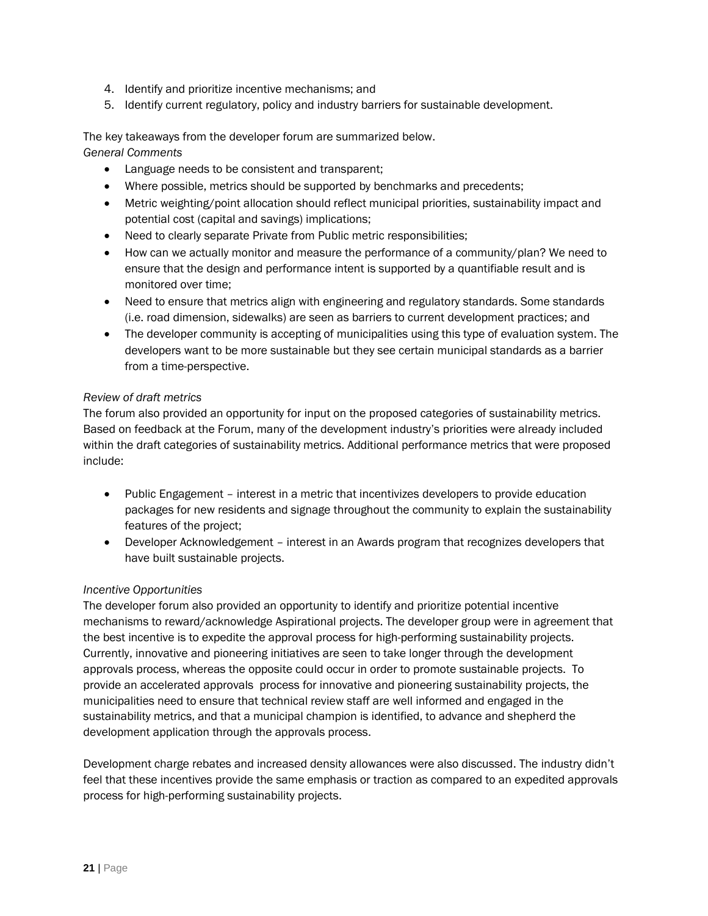4. Identify and prioritize incentive mechanisms; and
5. Identify current regulatory, policy and industry barriers for sustainable development.

The key takeaways from the developer forum are summarized below.

*General Comments*

- Language needs to be consistent and transparent;
- Where possible, metrics should be supported by benchmarks and precedents;
- Metric weighting/point allocation should reflect municipal priorities, sustainability impact and potential cost (capital and savings) implications;
- Need to clearly separate Private from Public metric responsibilities;
- How can we actually monitor and measure the performance of a community/plan? We need to ensure that the design and performance intent is supported by a quantifiable result and is monitored over time;
- Need to ensure that metrics align with engineering and regulatory standards. Some standards (i.e. road dimension, sidewalks) are seen as barriers to current development practices; and
- The developer community is accepting of municipalities using this type of evaluation system. The developers want to be more sustainable but they see certain municipal standards as a barrier from a time-perspective.

*Review of draft metrics*

The forum also provided an opportunity for input on the proposed categories of sustainability metrics. Based on feedback at the Forum, many of the development industry's priorities were already included within the draft categories of sustainability metrics. Additional performance metrics that were proposed include:

- Public Engagement – interest in a metric that incentivizes developers to provide education packages for new residents and signage throughout the community to explain the sustainability features of the project;
- Developer Acknowledgement – interest in an Awards program that recognizes developers that have built sustainable projects.

*Incentive Opportunities*

The developer forum also provided an opportunity to identify and prioritize potential incentive mechanisms to reward/acknowledge Aspirational projects. The developer group were in agreement that the best incentive is to expedite the approval process for high-performing sustainability projects. Currently, innovative and pioneering initiatives are seen to take longer through the development approvals process, whereas the opposite could occur in order to promote sustainable projects. To provide an accelerated approvals process for innovative and pioneering sustainability projects, the municipalities need to ensure that technical review staff are well informed and engaged in the sustainability metrics, and that a municipal champion is identified, to advance and shepherd the development application through the approvals process.

Development charge rebates and increased density allowances were also discussed. The industry didn't feel that these incentives provide the same emphasis or traction as compared to an expedited approvals process for high-performing sustainability projects.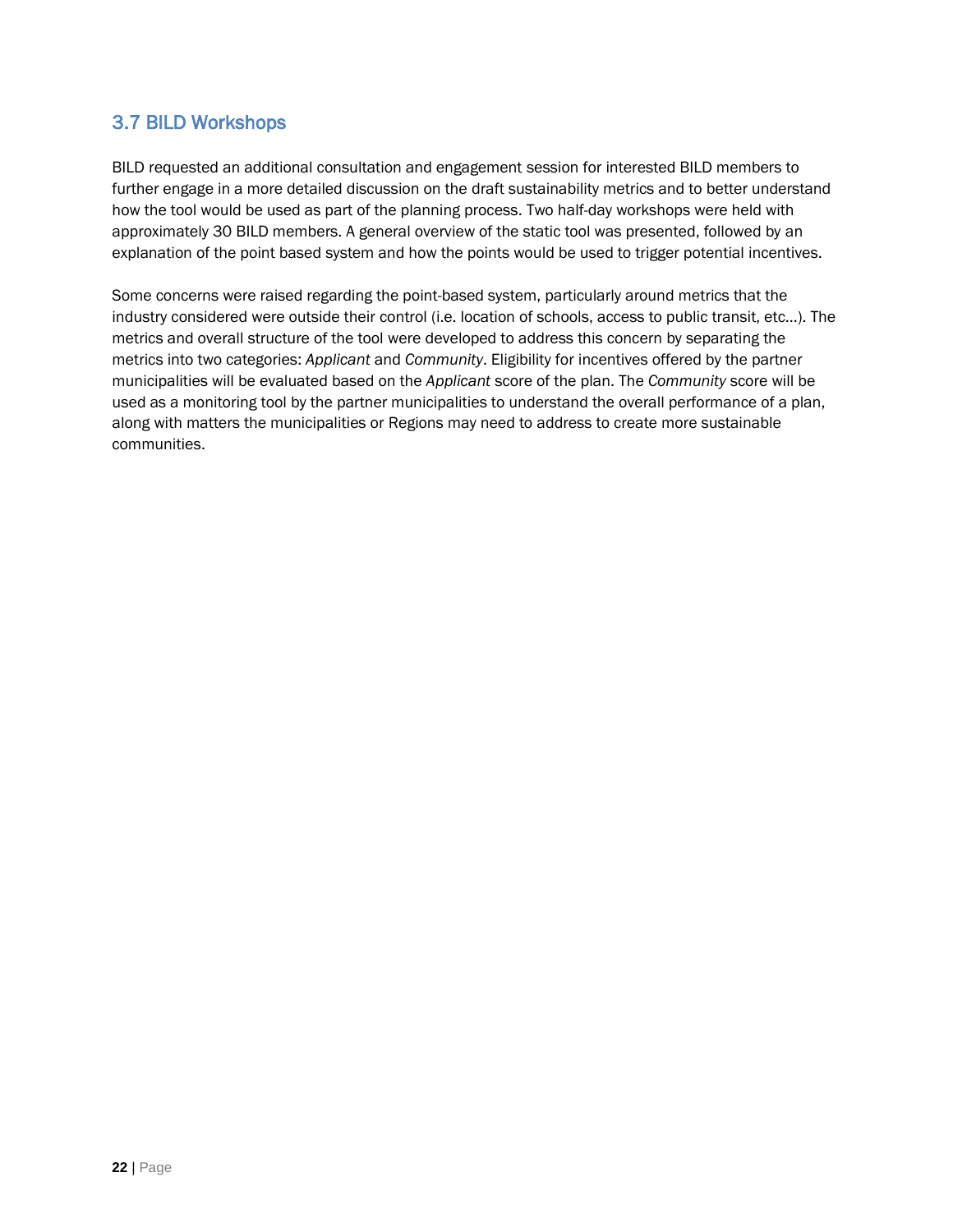## 3.7 BILD Workshops

BILD requested an additional consultation and engagement session for interested BILD members to further engage in a more detailed discussion on the draft sustainability metrics and to better understand how the tool would be used as part of the planning process. Two half-day workshops were held with approximately 30 BILD members. A general overview of the static tool was presented, followed by an explanation of the point based system and how the points would be used to trigger potential incentives.

Some concerns were raised regarding the point-based system, particularly around metrics that the industry considered were outside their control (i.e. location of schools, access to public transit, etc…). The metrics and overall structure of the tool were developed to address this concern by separating the metrics into two categories: *Applicant* and *Community*. Eligibility for incentives offered by the partner municipalities will be evaluated based on the *Applicant* score of the plan. The *Community* score will be used as a monitoring tool by the partner municipalities to understand the overall performance of a plan, along with matters the municipalities or Regions may need to address to create more sustainable communities.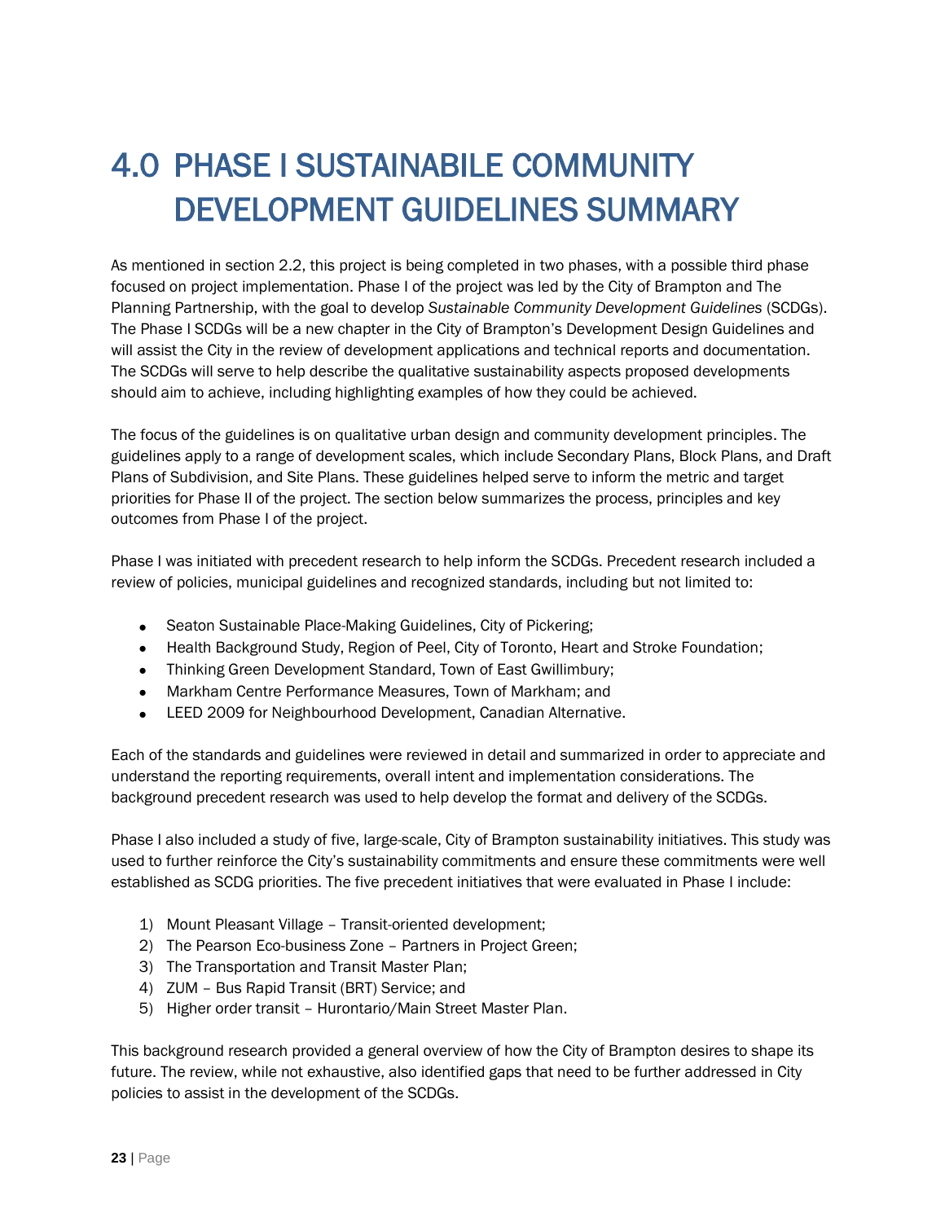# 4.0 PHASE I SUSTAINABILE COMMUNITY DEVELOPMENT GUIDELINES SUMMARY

As mentioned in section 2.2, this project is being completed in two phases, with a possible third phase focused on project implementation. Phase I of the project was led by the City of Brampton and The Planning Partnership, with the goal to develop *Sustainable Community Development Guidelines* (SCDGs). The Phase I SCDGs will be a new chapter in the City of Brampton's Development Design Guidelines and will assist the City in the review of development applications and technical reports and documentation. The SCDGs will serve to help describe the qualitative sustainability aspects proposed developments should aim to achieve, including highlighting examples of how they could be achieved.

The focus of the guidelines is on qualitative urban design and community development principles. The guidelines apply to a range of development scales, which include Secondary Plans, Block Plans, and Draft Plans of Subdivision, and Site Plans. These guidelines helped serve to inform the metric and target priorities for Phase II of the project. The section below summarizes the process, principles and key outcomes from Phase I of the project.

Phase I was initiated with precedent research to help inform the SCDGs. Precedent research included a review of policies, municipal guidelines and recognized standards, including but not limited to:

- Seaton Sustainable Place-Making Guidelines, City of Pickering;
- Health Background Study, Region of Peel, City of Toronto, Heart and Stroke Foundation;
- Thinking Green Development Standard, Town of East Gwillimbury;
- Markham Centre Performance Measures, Town of Markham; and
- LEED 2009 for Neighbourhood Development, Canadian Alternative.

Each of the standards and guidelines were reviewed in detail and summarized in order to appreciate and understand the reporting requirements, overall intent and implementation considerations. The background precedent research was used to help develop the format and delivery of the SCDGs.

Phase I also included a study of five, large-scale, City of Brampton sustainability initiatives. This study was used to further reinforce the City's sustainability commitments and ensure these commitments were well established as SCDG priorities. The five precedent initiatives that were evaluated in Phase I include:

1) Mount Pleasant Village – Transit-oriented development;
2) The Pearson Eco-business Zone – Partners in Project Green;
3) The Transportation and Transit Master Plan;
4) ZUM – Bus Rapid Transit (BRT) Service; and
5) Higher order transit – Hurontario/Main Street Master Plan.

This background research provided a general overview of how the City of Brampton desires to shape its future. The review, while not exhaustive, also identified gaps that need to be further addressed in City policies to assist in the development of the SCDGs.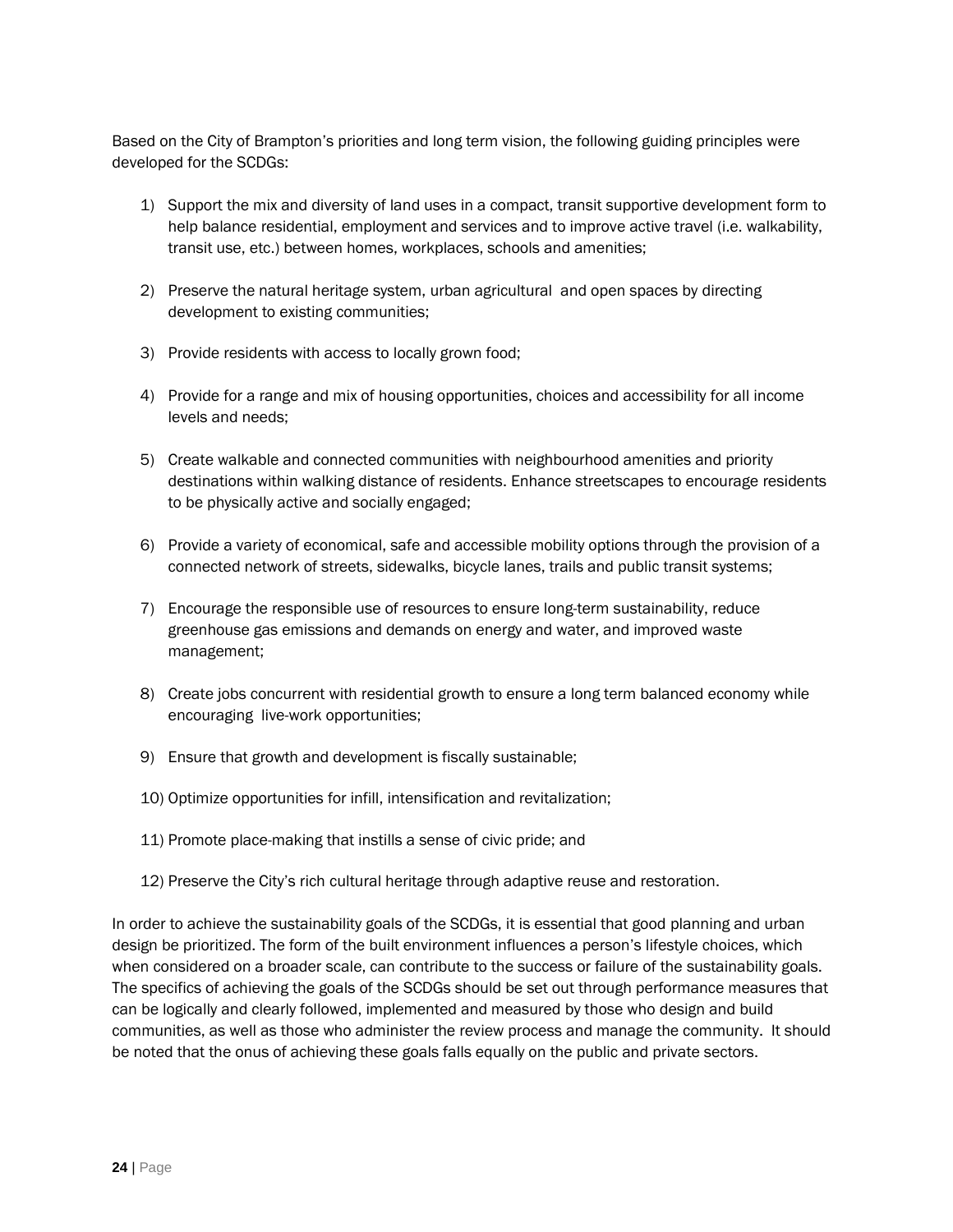Based on the City of Brampton's priorities and long term vision, the following guiding principles were developed for the SCDGs:

1) Support the mix and diversity of land uses in a compact, transit supportive development form to help balance residential, employment and services and to improve active travel (i.e. walkability, transit use, etc.) between homes, workplaces, schools and amenities;

2) Preserve the natural heritage system, urban agricultural and open spaces by directing development to existing communities;

3) Provide residents with access to locally grown food;

4) Provide for a range and mix of housing opportunities, choices and accessibility for all income levels and needs;

5) Create walkable and connected communities with neighbourhood amenities and priority destinations within walking distance of residents. Enhance streetscapes to encourage residents to be physically active and socially engaged;

6) Provide a variety of economical, safe and accessible mobility options through the provision of a connected network of streets, sidewalks, bicycle lanes, trails and public transit systems;

7) Encourage the responsible use of resources to ensure long-term sustainability, reduce greenhouse gas emissions and demands on energy and water, and improved waste management;

8) Create jobs concurrent with residential growth to ensure a long term balanced economy while encouraging live-work opportunities;

9) Ensure that growth and development is fiscally sustainable;

10) Optimize opportunities for infill, intensification and revitalization;

11) Promote place-making that instills a sense of civic pride; and

12) Preserve the City's rich cultural heritage through adaptive reuse and restoration.

In order to achieve the sustainability goals of the SCDGs, it is essential that good planning and urban design be prioritized. The form of the built environment influences a person's lifestyle choices, which when considered on a broader scale, can contribute to the success or failure of the sustainability goals. The specifics of achieving the goals of the SCDGs should be set out through performance measures that can be logically and clearly followed, implemented and measured by those who design and build communities, as well as those who administer the review process and manage the community. It should be noted that the onus of achieving these goals falls equally on the public and private sectors.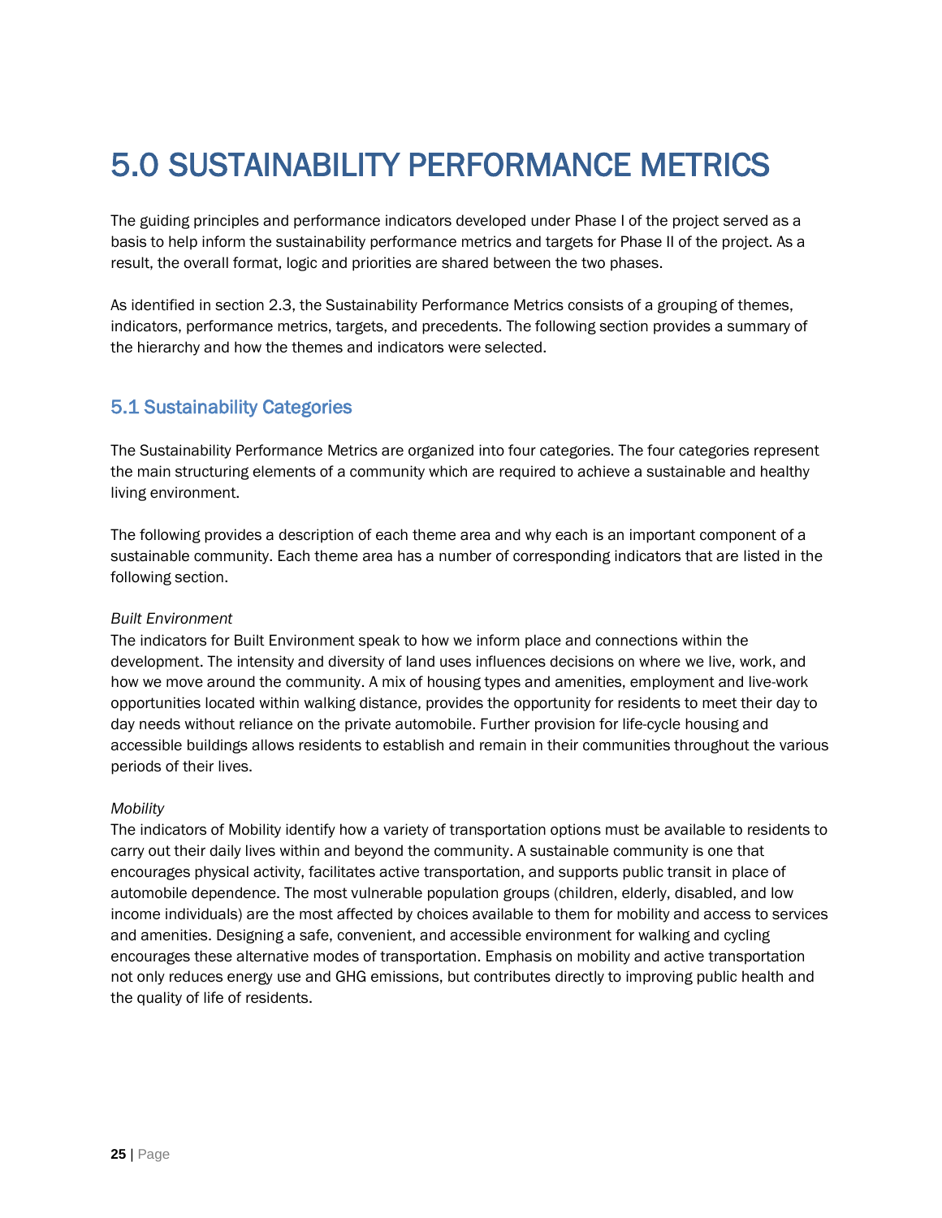# 5.0 SUSTAINABILITY PERFORMANCE METRICS

The guiding principles and performance indicators developed under Phase I of the project served as a basis to help inform the sustainability performance metrics and targets for Phase II of the project. As a result, the overall format, logic and priorities are shared between the two phases.

As identified in section 2.3, the Sustainability Performance Metrics consists of a grouping of themes, indicators, performance metrics, targets, and precedents. The following section provides a summary of the hierarchy and how the themes and indicators were selected.

## 5.1 Sustainability Categories

The Sustainability Performance Metrics are organized into four categories. The four categories represent the main structuring elements of a community which are required to achieve a sustainable and healthy living environment.

The following provides a description of each theme area and why each is an important component of a sustainable community. Each theme area has a number of corresponding indicators that are listed in the following section.

*Built Environment*
The indicators for Built Environment speak to how we inform place and connections within the development. The intensity and diversity of land uses influences decisions on where we live, work, and how we move around the community. A mix of housing types and amenities, employment and live-work opportunities located within walking distance, provides the opportunity for residents to meet their day to day needs without reliance on the private automobile. Further provision for life-cycle housing and accessible buildings allows residents to establish and remain in their communities throughout the various periods of their lives.

*Mobility*
The indicators of Mobility identify how a variety of transportation options must be available to residents to carry out their daily lives within and beyond the community. A sustainable community is one that encourages physical activity, facilitates active transportation, and supports public transit in place of automobile dependence. The most vulnerable population groups (children, elderly, disabled, and low income individuals) are the most affected by choices available to them for mobility and access to services and amenities. Designing a safe, convenient, and accessible environment for walking and cycling encourages these alternative modes of transportation. Emphasis on mobility and active transportation not only reduces energy use and GHG emissions, but contributes directly to improving public health and the quality of life of residents.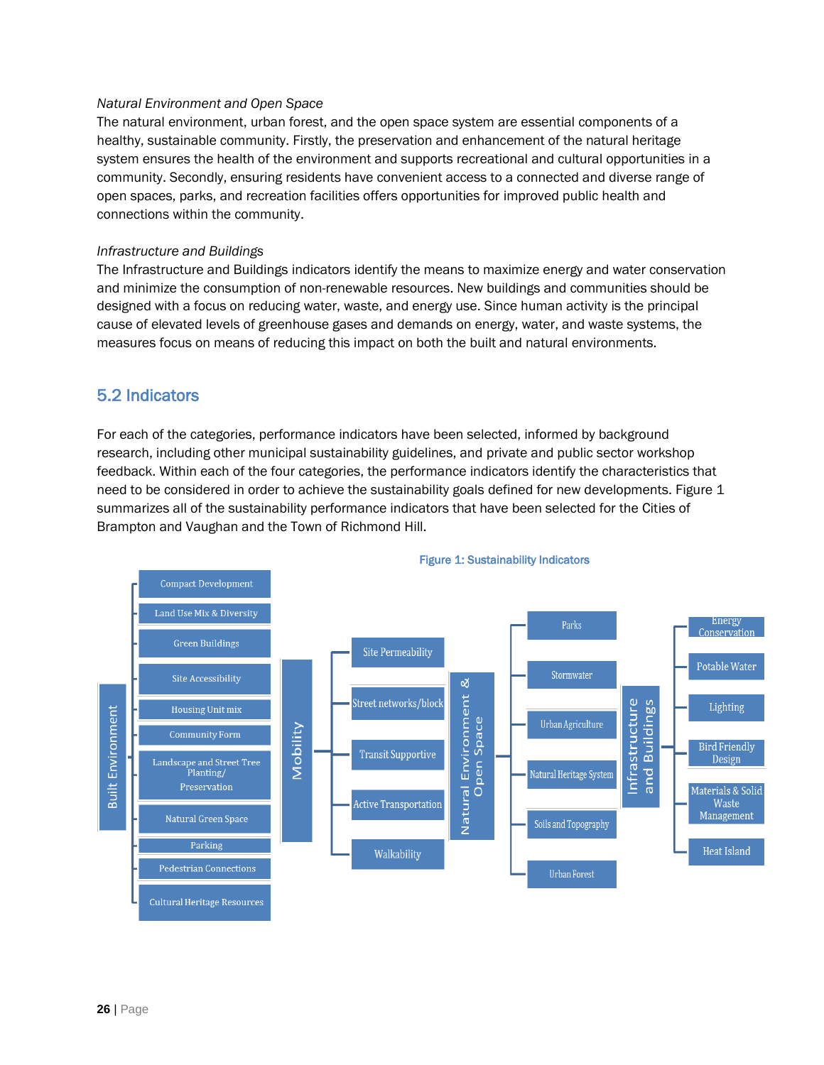*Natural Environment and Open Space*

The natural environment, urban forest, and the open space system are essential components of a healthy, sustainable community. Firstly, the preservation and enhancement of the natural heritage system ensures the health of the environment and supports recreational and cultural opportunities in a community. Secondly, ensuring residents have convenient access to a connected and diverse range of open spaces, parks, and recreation facilities offers opportunities for improved public health and connections within the community.

*Infrastructure and Buildings*

The Infrastructure and Buildings indicators identify the means to maximize energy and water conservation and minimize the consumption of non-renewable resources. New buildings and communities should be designed with a focus on reducing water, waste, and energy use. Since human activity is the principal cause of elevated levels of greenhouse gases and demands on energy, water, and waste systems, the measures focus on means of reducing this impact on both the built and natural environments.

## 5.2 Indicators

For each of the categories, performance indicators have been selected, informed by background research, including other municipal sustainability guidelines, and private and public sector workshop feedback. Within each of the four categories, the performance indicators identify the characteristics that need to be considered in order to achieve the sustainability goals defined for new developments. Figure 1 summarizes all of the sustainability performance indicators that have been selected for the Cities of Brampton and Vaughan and the Town of Richmond Hill.

**Figure 1: Sustainability Indicators**

- **Built Environment**
  - Compact Development
  - Land Use Mix & Diversity
  - Green Buildings
  - Site Accessibility
  - Housing Unit mix
  - Community Form
  - Landscape and Street Tree Planting/ Preservation
  - Natural Green Space
  - Parking
  - Pedestrian Connections
  - Cultural Heritage Resources
- **Mobility**
  - Site Permeability
  - Street networks/block
  - Transit Supportive
  - Active Transportation
  - Walkability
- **Natural Environment & Open Space**
  - Parks
  - Stormwater
  - Urban Agriculture
  - Natural Heritage System
  - Soils and Topography
  - Urban Forest
- **Infrastructure and Buildings**
  - Energy Conservation
  - Potable Water
  - Lighting
  - Bird Friendly Design
  - Materials & Solid Waste Management
  - Heat Island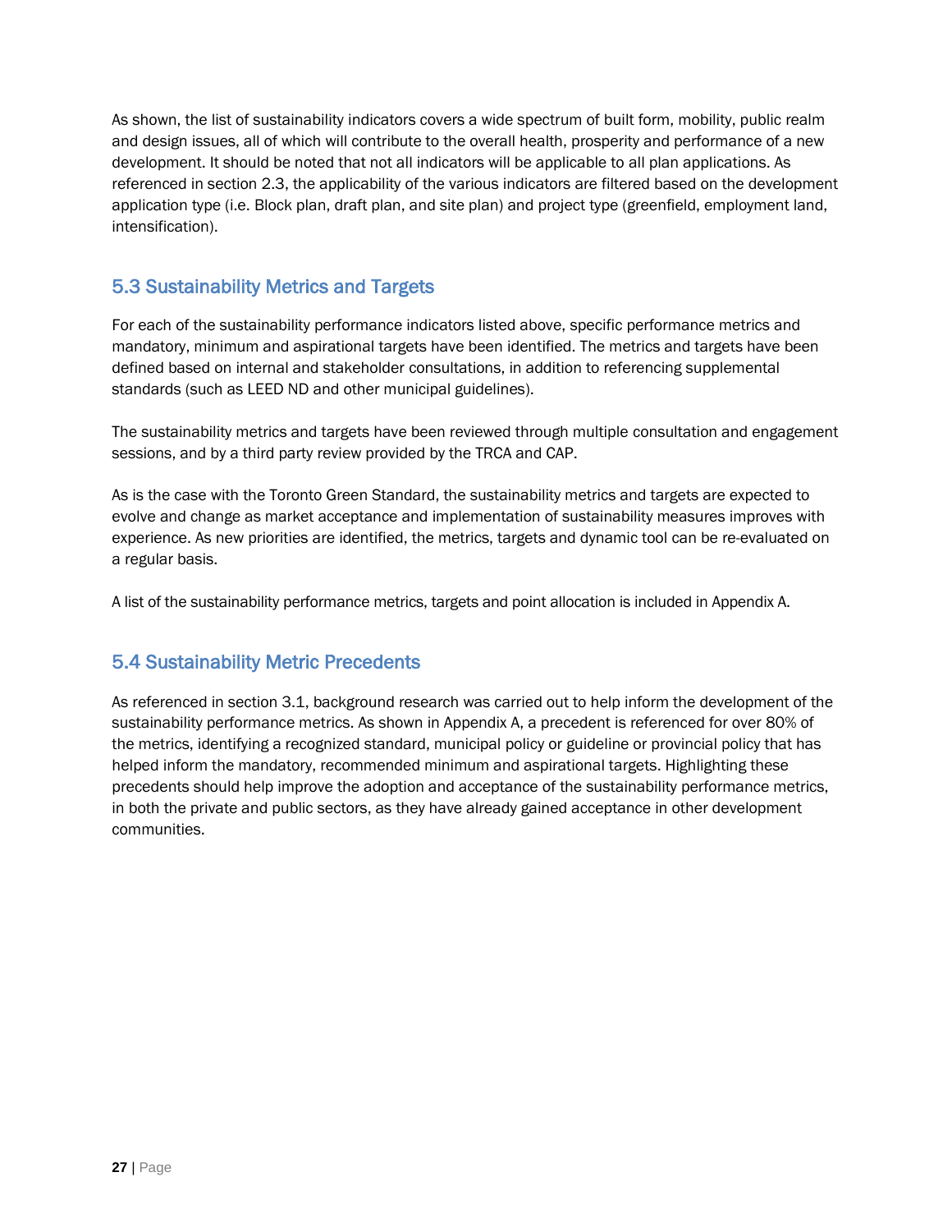As shown, the list of sustainability indicators covers a wide spectrum of built form, mobility, public realm and design issues, all of which will contribute to the overall health, prosperity and performance of a new development. It should be noted that not all indicators will be applicable to all plan applications. As referenced in section 2.3, the applicability of the various indicators are filtered based on the development application type (i.e. Block plan, draft plan, and site plan) and project type (greenfield, employment land, intensification).

## 5.3 Sustainability Metrics and Targets

For each of the sustainability performance indicators listed above, specific performance metrics and mandatory, minimum and aspirational targets have been identified. The metrics and targets have been defined based on internal and stakeholder consultations, in addition to referencing supplemental standards (such as LEED ND and other municipal guidelines).

The sustainability metrics and targets have been reviewed through multiple consultation and engagement sessions, and by a third party review provided by the TRCA and CAP.

As is the case with the Toronto Green Standard, the sustainability metrics and targets are expected to evolve and change as market acceptance and implementation of sustainability measures improves with experience. As new priorities are identified, the metrics, targets and dynamic tool can be re-evaluated on a regular basis.

A list of the sustainability performance metrics, targets and point allocation is included in Appendix A.

## 5.4 Sustainability Metric Precedents

As referenced in section 3.1, background research was carried out to help inform the development of the sustainability performance metrics. As shown in Appendix A, a precedent is referenced for over 80% of the metrics, identifying a recognized standard, municipal policy or guideline or provincial policy that has helped inform the mandatory, recommended minimum and aspirational targets. Highlighting these precedents should help improve the adoption and acceptance of the sustainability performance metrics, in both the private and public sectors, as they have already gained acceptance in other development communities.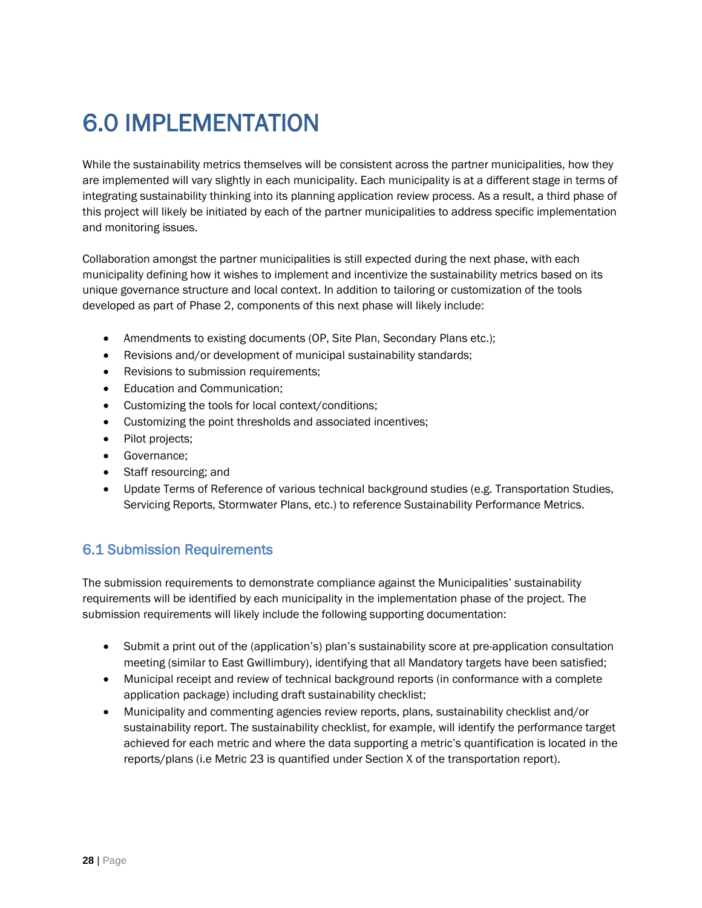# 6.0 IMPLEMENTATION

While the sustainability metrics themselves will be consistent across the partner municipalities, how they are implemented will vary slightly in each municipality. Each municipality is at a different stage in terms of integrating sustainability thinking into its planning application review process. As a result, a third phase of this project will likely be initiated by each of the partner municipalities to address specific implementation and monitoring issues.

Collaboration amongst the partner municipalities is still expected during the next phase, with each municipality defining how it wishes to implement and incentivize the sustainability metrics based on its unique governance structure and local context. In addition to tailoring or customization of the tools developed as part of Phase 2, components of this next phase will likely include:

- Amendments to existing documents (OP, Site Plan, Secondary Plans etc.);
- Revisions and/or development of municipal sustainability standards;
- Revisions to submission requirements;
- Education and Communication;
- Customizing the tools for local context/conditions;
- Customizing the point thresholds and associated incentives;
- Pilot projects;
- Governance;
- Staff resourcing; and
- Update Terms of Reference of various technical background studies (e.g. Transportation Studies, Servicing Reports, Stormwater Plans, etc.) to reference Sustainability Performance Metrics.

## 6.1 Submission Requirements

The submission requirements to demonstrate compliance against the Municipalities' sustainability requirements will be identified by each municipality in the implementation phase of the project. The submission requirements will likely include the following supporting documentation:

- Submit a print out of the (application's) plan's sustainability score at pre-application consultation meeting (similar to East Gwillimbury), identifying that all Mandatory targets have been satisfied;
- Municipal receipt and review of technical background reports (in conformance with a complete application package) including draft sustainability checklist;
- Municipality and commenting agencies review reports, plans, sustainability checklist and/or sustainability report. The sustainability checklist, for example, will identify the performance target achieved for each metric and where the data supporting a metric's quantification is located in the reports/plans (i.e Metric 23 is quantified under Section X of the transportation report).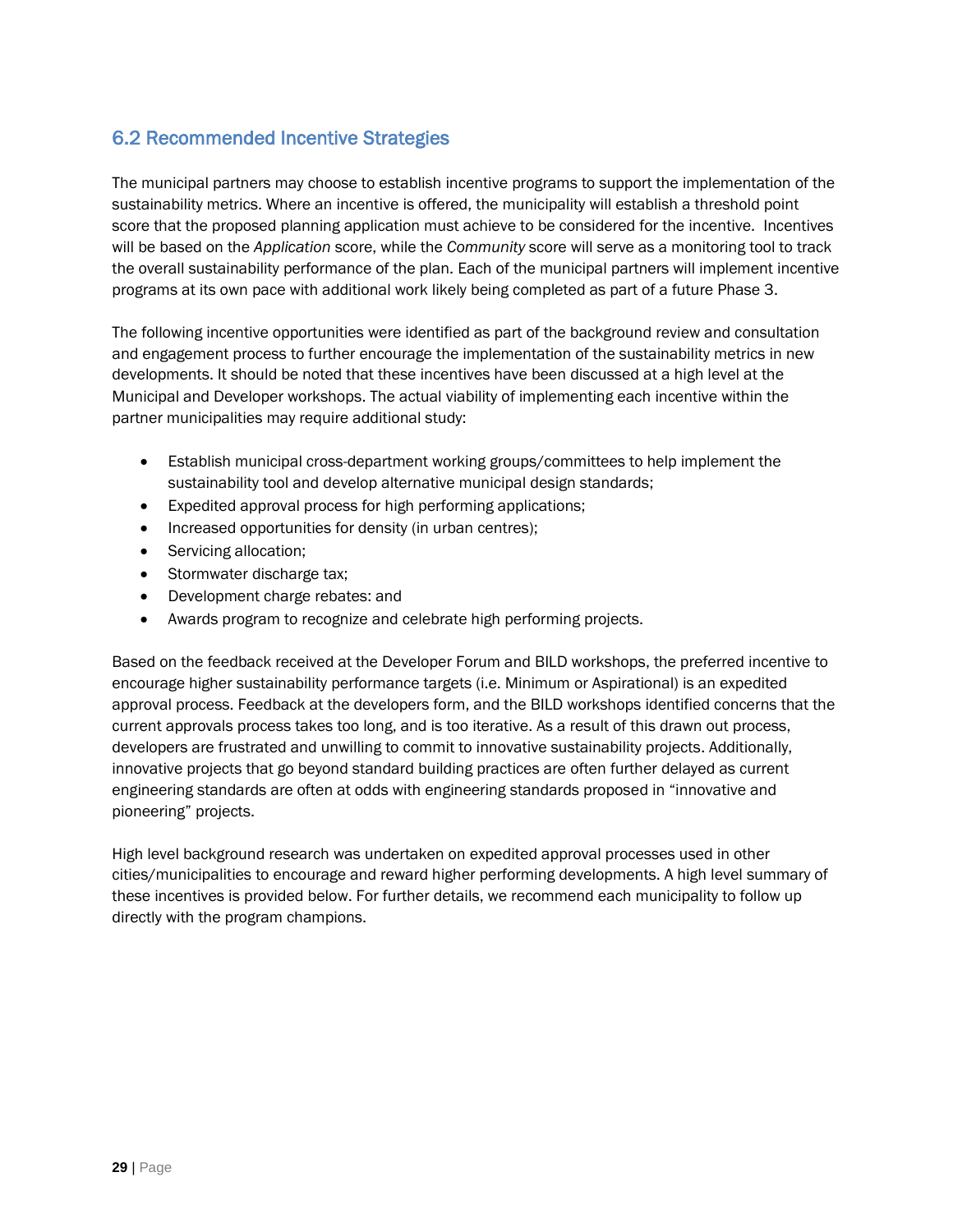## 6.2 Recommended Incentive Strategies

The municipal partners may choose to establish incentive programs to support the implementation of the sustainability metrics. Where an incentive is offered, the municipality will establish a threshold point score that the proposed planning application must achieve to be considered for the incentive. Incentives will be based on the *Application* score, while the *Community* score will serve as a monitoring tool to track the overall sustainability performance of the plan. Each of the municipal partners will implement incentive programs at its own pace with additional work likely being completed as part of a future Phase 3.

The following incentive opportunities were identified as part of the background review and consultation and engagement process to further encourage the implementation of the sustainability metrics in new developments. It should be noted that these incentives have been discussed at a high level at the Municipal and Developer workshops. The actual viability of implementing each incentive within the partner municipalities may require additional study:

- Establish municipal cross-department working groups/committees to help implement the sustainability tool and develop alternative municipal design standards;
- Expedited approval process for high performing applications;
- Increased opportunities for density (in urban centres);
- Servicing allocation;
- Stormwater discharge tax;
- Development charge rebates: and
- Awards program to recognize and celebrate high performing projects.

Based on the feedback received at the Developer Forum and BILD workshops, the preferred incentive to encourage higher sustainability performance targets (i.e. Minimum or Aspirational) is an expedited approval process. Feedback at the developers form, and the BILD workshops identified concerns that the current approvals process takes too long, and is too iterative. As a result of this drawn out process, developers are frustrated and unwilling to commit to innovative sustainability projects. Additionally, innovative projects that go beyond standard building practices are often further delayed as current engineering standards are often at odds with engineering standards proposed in “innovative and pioneering” projects.

High level background research was undertaken on expedited approval processes used in other cities/municipalities to encourage and reward higher performing developments. A high level summary of these incentives is provided below. For further details, we recommend each municipality to follow up directly with the program champions.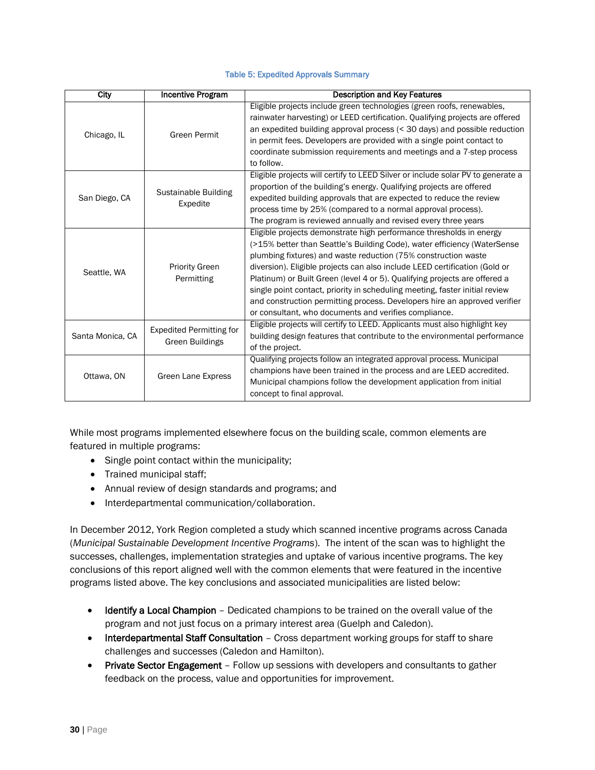Table 5: Expedited Approvals Summary

| City | Incentive Program | Description and Key Features |
|---|---|---|
| Chicago, IL | Green Permit | Eligible projects include green technologies (green roofs, renewables, rainwater harvesting) or LEED certification. Qualifying projects are offered an expedited building approval process (< 30 days) and possible reduction in permit fees. Developers are provided with a single point contact to coordinate submission requirements and meetings and a 7-step process to follow. |
| San Diego, CA | Sustainable Building Expedite | Eligible projects will certify to LEED Silver or include solar PV to generate a proportion of the building's energy. Qualifying projects are offered expedited building approvals that are expected to reduce the review process time by 25% (compared to a normal approval process). The program is reviewed annually and revised every three years |
| Seattle, WA | Priority Green Permitting | Eligible projects demonstrate high performance thresholds in energy (>15% better than Seattle's Building Code), water efficiency (WaterSense plumbing fixtures) and waste reduction (75% construction waste diversion). Eligible projects can also include LEED certification (Gold or Platinum) or Built Green (level 4 or 5). Qualifying projects are offered a single point contact, priority in scheduling meeting, faster initial review and construction permitting process. Developers hire an approved verifier or consultant, who documents and verifies compliance. |
| Santa Monica, CA | Expedited Permitting for Green Buildings | Eligible projects will certify to LEED. Applicants must also highlight key building design features that contribute to the environmental performance of the project. |
| Ottawa, ON | Green Lane Express | Qualifying projects follow an integrated approval process. Municipal champions have been trained in the process and are LEED accredited. Municipal champions follow the development application from initial concept to final approval. |

While most programs implemented elsewhere focus on the building scale, common elements are featured in multiple programs:

- Single point contact within the municipality;
- Trained municipal staff;
- Annual review of design standards and programs; and
- Interdepartmental communication/collaboration.

In December 2012, York Region completed a study which scanned incentive programs across Canada (*Municipal Sustainable Development Incentive Programs*). The intent of the scan was to highlight the successes, challenges, implementation strategies and uptake of various incentive programs. The key conclusions of this report aligned well with the common elements that were featured in the incentive programs listed above. The key conclusions and associated municipalities are listed below:

- **Identify a Local Champion** – Dedicated champions to be trained on the overall value of the program and not just focus on a primary interest area (Guelph and Caledon).
- **Interdepartmental Staff Consultation** – Cross department working groups for staff to share challenges and successes (Caledon and Hamilton).
- **Private Sector Engagement** – Follow up sessions with developers and consultants to gather feedback on the process, value and opportunities for improvement.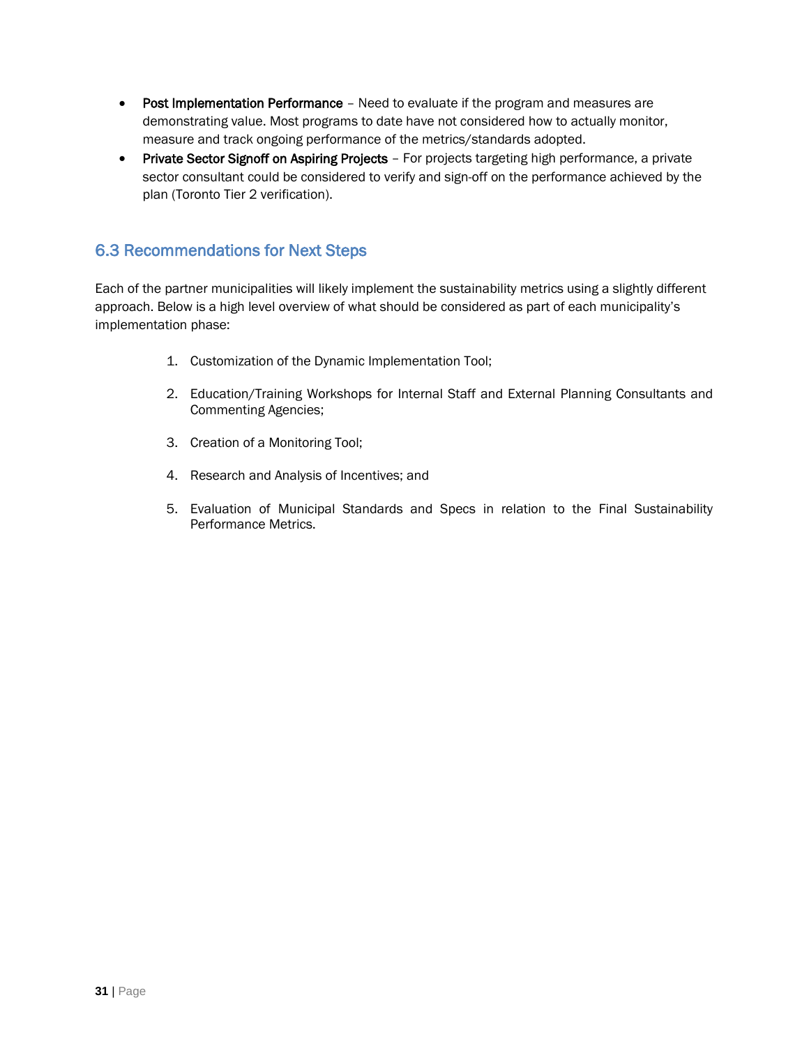- **Post Implementation Performance** – Need to evaluate if the program and measures are demonstrating value. Most programs to date have not considered how to actually monitor, measure and track ongoing performance of the metrics/standards adopted.
- **Private Sector Signoff on Aspiring Projects** – For projects targeting high performance, a private sector consultant could be considered to verify and sign-off on the performance achieved by the plan (Toronto Tier 2 verification).

## 6.3 Recommendations for Next Steps

Each of the partner municipalities will likely implement the sustainability metrics using a slightly different approach. Below is a high level overview of what should be considered as part of each municipality's implementation phase:

1. Customization of the Dynamic Implementation Tool;
2. Education/Training Workshops for Internal Staff and External Planning Consultants and Commenting Agencies;
3. Creation of a Monitoring Tool;
4. Research and Analysis of Incentives; and
5. Evaluation of Municipal Standards and Specs in relation to the Final Sustainability Performance Metrics.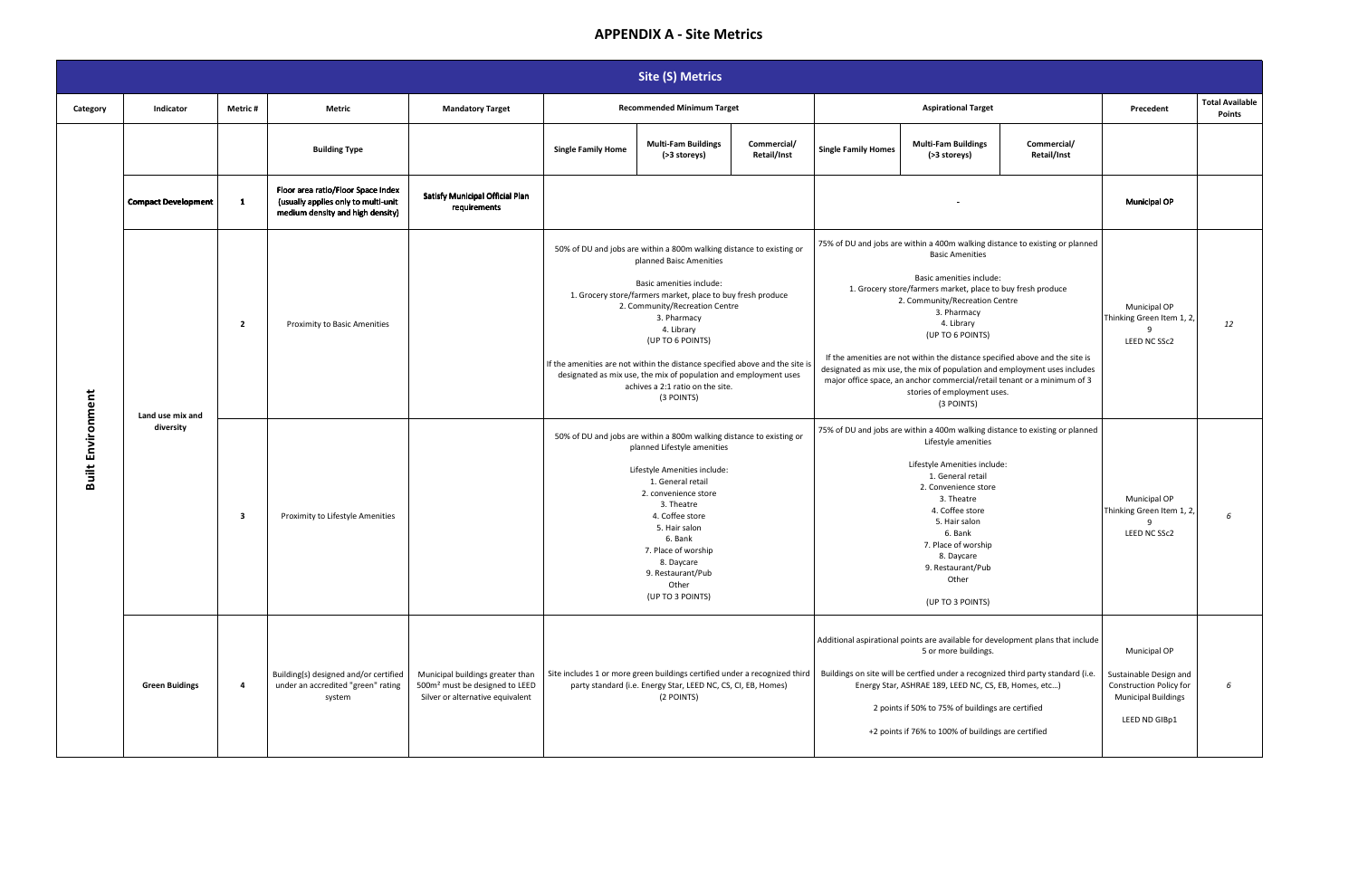# APPENDIX A - Site Metrics

| Site (S) Metrics | | | | | | | | | | | | |
|---|---|---|---|---|---|---|---|---|---|---|---|---|
| Category | Indicator | Metric # | Metric | Mandatory Target | Recommended Minimum Target | | | Aspirational Target | | | Precedent | Total Available Points |
| | | | Building Type | | Single Family Home | Multi-Fam Buildings (>3 storeys) | Commercial/ Retail/Inst | Single Family Homes | Multi-Fam Buildings (>3 storeys) | Commercial/ Retail/Inst | | |
| Built Environment | **Compact Development** | **1** | **Floor area ratio/Floor Space Index (usually applies only to multi-unit medium density and high density)** | **Satisfy Municipal Official Plan requirements** | | | | - | | | **Municipal OP** | |
| Built Environment | Land use mix and diversity | 2 | Proximity to Basic Amenities | | 50% of DU and jobs are within a 800m walking distance to existing or planned Baisc Amenities<br><br>Basic amenities include:<br>1. Grocery store/farmers market, place to buy fresh produce<br>2. Community/Recreation Centre<br>3. Pharmacy<br>4. Library<br>(UP TO 6 POINTS)<br><br>If the amenities are not within the distance specified above and the site is designated as mix use, the mix of population and employment uses achives a 2:1 ratio on the site.<br>(3 POINTS) | | | 75% of DU and jobs are within a 400m walking distance to existing or planned Basic Amenities<br><br>Basic amenities include:<br>1. Grocery store/farmers market, place to buy fresh produce<br>2. Community/Recreation Centre<br>3. Pharmacy<br>4. Library<br>(UP TO 6 POINTS)<br><br>If the amenities are not within the distance specified above and the site is designated as mix use, the mix of population and employment uses includes major office space, an anchor commercial/retail tenant or a minimum of 3 stories of employment uses.<br>(3 POINTS) | | | Municipal OP<br>Thinking Green Item 1, 2, 9<br>LEED NC SSc2 | *12* |
| Built Environment | Land use mix and diversity | 3 | Proximity to Lifestyle Amenities | | 50% of DU and jobs are within a 800m walking distance to existing or planned Lifestyle amenities<br><br>Lifestyle Amenities include:<br>1. General retail<br>2. convenience store<br>3. Theatre<br>4. Coffee store<br>5. Hair salon<br>6. Bank<br>7. Place of worship<br>8. Daycare<br>9. Restaurant/Pub<br>Other<br>(UP TO 3 POINTS) | | | 75% of DU and jobs are within a 400m walking distance to existing or planned Lifestyle amenities<br><br>Lifestyle Amenities include:<br>1. General retail<br>2. Convenience store<br>3. Theatre<br>4. Coffee store<br>5. Hair salon<br>6. Bank<br>7. Place of worship<br>8. Daycare<br>9. Restaurant/Pub<br>Other<br><br>(UP TO 3 POINTS) | | | Municipal OP<br>Thinking Green Item 1, 2, 9<br>LEED NC SSc2 | *6* |
| Built Environment | Green Buidings | 4 | Building(s) designed and/or certified under an accredited "green" rating system | Municipal buildings greater than 500m² must be designed to LEED Silver or alternative equivalent | Site includes 1 or more green buildings certified under a recognized third party standard (i.e. Energy Star, LEED NC, CS, CI, EB, Homes)<br>(2 POINTS) | | | Additional aspirational points are available for development plans that include 5 or more buildings.<br><br>Buildings on site will be certfied under a recognized third party standard (i.e. Energy Star, ASHRAE 189, LEED NC, CS, EB, Homes, etc...)<br><br>2 points if 50% to 75% of buildings are certified<br><br>+2 points if 76% to 100% of buildings are certified | | | Municipal OP<br><br>Sustainable Design and Construction Policy for Municipal Buildings<br><br>LEED ND GIBp1 | *6* |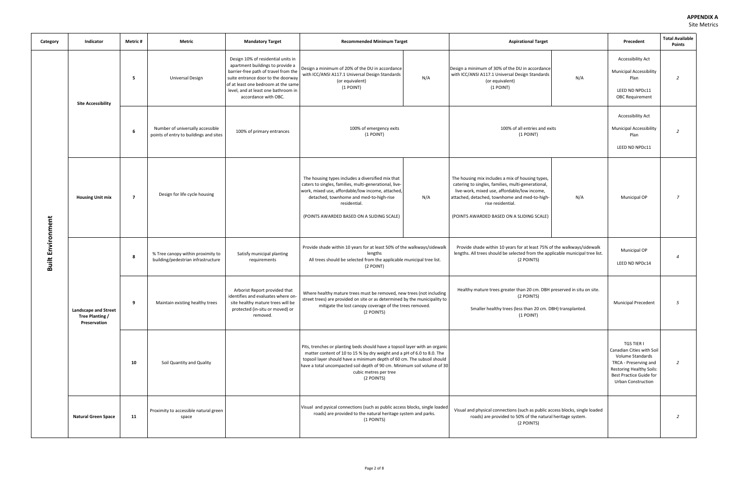**APPENDIX A**
Site Metrics

| Category | Indicator | Metric # | Metric | Mandatory Target | Recommended Minimum Target | | Aspirational Target | | Precedent | Total Available Points |
|---|---|---|---|---|---|---|---|---|---|---|
| Built Environment | Site Accessibility | 5 | Universal Design | Design 10% of residential units in apartment buildings to provide a barrier-free path of travel from the suite entrance door to the doorway of at least one bedroom at the same level, and at least one bathroom in accordance with OBC. | Design a minimum of 20% of the DU in accordance with ICC/ANSI A117.1 Universal Design Standards (or equivalent) (1 POINT) | N/A | Design a minimum of 30% of the DU in accordance with ICC/ANSI A117.1 Universal Design Standards (or equivalent) (1 POINT) | N/A | Accessibility Act<br>Municipal Accessibility Plan<br>LEED ND NPDc11<br>OBC Requirement | 2 |
| | | 6 | Number of universally accessible points of entry to buildings and sites | 100% of primary entrances | 100% of emergency exits (1 POINT) | | 100% of all entries and exits (1 POINT) | | Accessibility Act<br>Municipal Accessibility Plan<br>LEED ND NPDc11 | 2 |
| | Housing Unit mix | 7 | Design for life cycle housing | | The housing types includes a diversified mix that caters to singles, families, multi-generational, live-work, mixed use, affordable/low income, attached, detached, townhome and med-to-high-rise residential.<br>(POINTS AWARDED BASED ON A SLIDING SCALE) | N/A | The housing mix includes a mix of housing types, catering to singles, families, multi-generational, live-work, mixed use, affordable/low income, attached, detached, townhome and med-to-high-rise residential.<br>(POINTS AWARDED BASED ON A SLIDING SCALE) | N/A | Municipal OP | 7 |
| | Landscape and Street Tree Planting / Preservation | 8 | % Tree canopy within proximity to building/pedestrian infrastructure | Satisfy municipal planting requirements | Provide shade within 10 years for at least 50% of the walkways/sidewalk lengths<br>All trees should be selected from the applicable municipal tree list. (2 POINT) | | Provide shade within 10 years for at least 75% of the walkways/sidewalk lengths. All trees should be selected from the applicable municipal tree list. (2 POINTS) | | Municipal OP<br>LEED ND NPDc14 | 4 |
| | | 9 | Maintain existing healthy trees | Arborist Report provided that identifies and evaluates where on-site healthy mature trees will be protected (in-situ or moved) or removed. | Where healthy mature trees must be removed, new trees (not including street trees) are provided on site or as determined by the municipality to mitigate the lost canopy coverage of the trees removed. (2 POINTS) | | Healthy mature trees greater than 20 cm. DBH preserved in situ on site. (2 POINTS)<br>Smaller healthy trees (less than 20 cm. DBH) transplanted. (1 POINT) | | Municipal Precedent | 5 |
| | | 10 | Soil Quantity and Quality | | Pits, trenches or planting beds should have a topsoil layer with an organic matter content of 10 to 15 % by dry weight and a pH of 6.0 to 8.0. The topsoil layer should have a minimum depth of 60 cm. The subsoil should have a total uncompacted soil depth of 90 cm. Minimum soil volume of 30 cubic metres per tree (2 POINTS) | | | | TGS TIER I<br>Canadian Cities with Soil Volume Standards<br>TRCA - Preserving and Restoring Healthy Soils: Best Practice Guide for Urban Construction | 2 |
| | Natural Green Space | 11 | Proximity to accessible natural green space | | Visual and pysical connections (such as public access blocks, single loaded roads) are provided to the natural heritage system and parks. (1 POINTS) | | Visual and physical connections (such as public access blocks, single loaded roads) are provided to 50% of the natural heritage system. (2 POINTS) | | | 2 |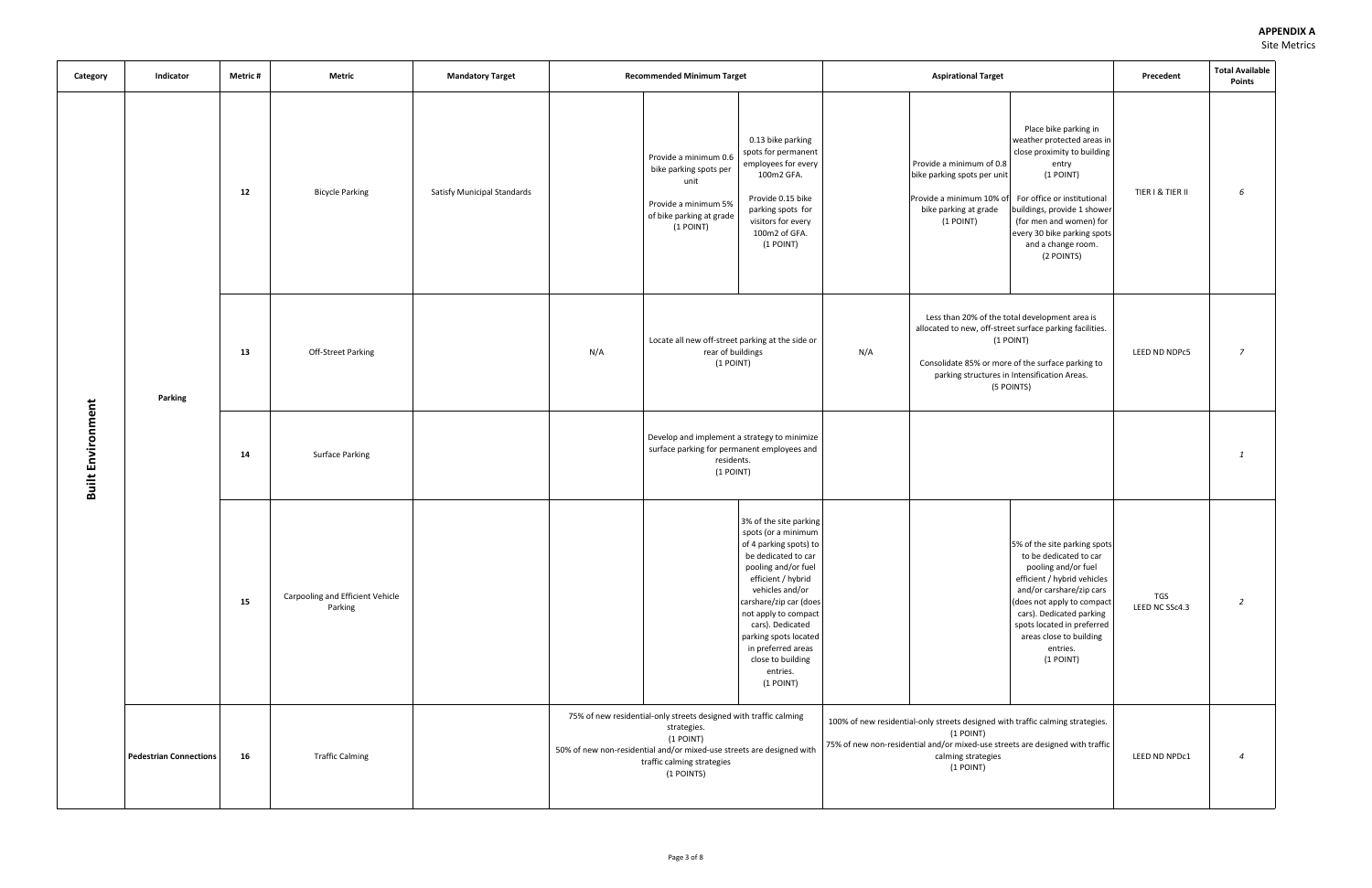**APPENDIX A**
Site Metrics

| Category | Indicator | Metric # | Metric | Mandatory Target | Recommended Minimum Target | | | Aspirational Target | | | Precedent | Total Available Points |
|---|---|---|---|---|---|---|---|---|---|---|---|---|
| Built Environment | Parking | 12 | Bicycle Parking | Satisfy Municipal Standards | | Provide a minimum 0.6 bike parking spots per unit<br><br>Provide a minimum 5% of bike parking at grade<br>(1 POINT) | 0.13 bike parking spots for permanent employees for every 100m2 GFA.<br><br>Provide 0.15 bike parking spots for visitors for every 100m2 of GFA.<br>(1 POINT) | | Provide a minimum of 0.8 bike parking spots per unit<br><br>Provide a minimum 10% of bike parking at grade<br>(1 POINT) | Place bike parking in weather protected areas in close proximity to building entry<br>(1 POINT)<br><br>For office or institutional buildings, provide 1 shower (for men and women) for every 30 bike parking spots and a change room.<br>(2 POINTS) | TIER I & TIER II | 6 |
| | | 13 | Off-Street Parking | | N/A | Locate all new off-street parking at the side or rear of buildings<br>(1 POINT) | | N/A | Less than 20% of the total development area is allocated to new, off-street surface parking facilities.<br>(1 POINT)<br><br>Consolidate 85% or more of the surface parking to parking structures in Intensification Areas.<br>(5 POINTS) | | LEED ND NDPc5 | 7 |
| | | 14 | Surface Parking | | | Develop and implement a strategy to minimize surface parking for permanent employees and residents.<br>(1 POINT) | | | | | | 1 |
| | | 15 | Carpooling and Efficient Vehicle Parking | | | | 3% of the site parking spots (or a minimum of 4 parking spots) to be dedicated to car pooling and/or fuel efficient / hybrid vehicles and/or carshare/zip car (does not apply to compact cars). Dedicated parking spots located in preferred areas close to building entries.<br>(1 POINT) | | | 5% of the site parking spots to be dedicated to car pooling and/or fuel efficient / hybrid vehicles and/or carshare/zip cars (does not apply to compact cars). Dedicated parking spots located in preferred areas close to building entries.<br>(1 POINT) | TGS<br>LEED NC SSc4.3 | 2 |
| | Pedestrian Connections | 16 | Traffic Calming | | 75% of new residential-only streets designed with traffic calming strategies.<br>(1 POINT)<br>50% of new non-residential and/or mixed-use streets are designed with traffic calming strategies<br>(1 POINTS) | | | 100% of new residential-only streets designed with traffic calming strategies.<br>(1 POINT)<br>75% of new non-residential and/or mixed-use streets are designed with traffic calming strategies<br>(1 POINT) | | | LEED ND NPDc1 | 4 |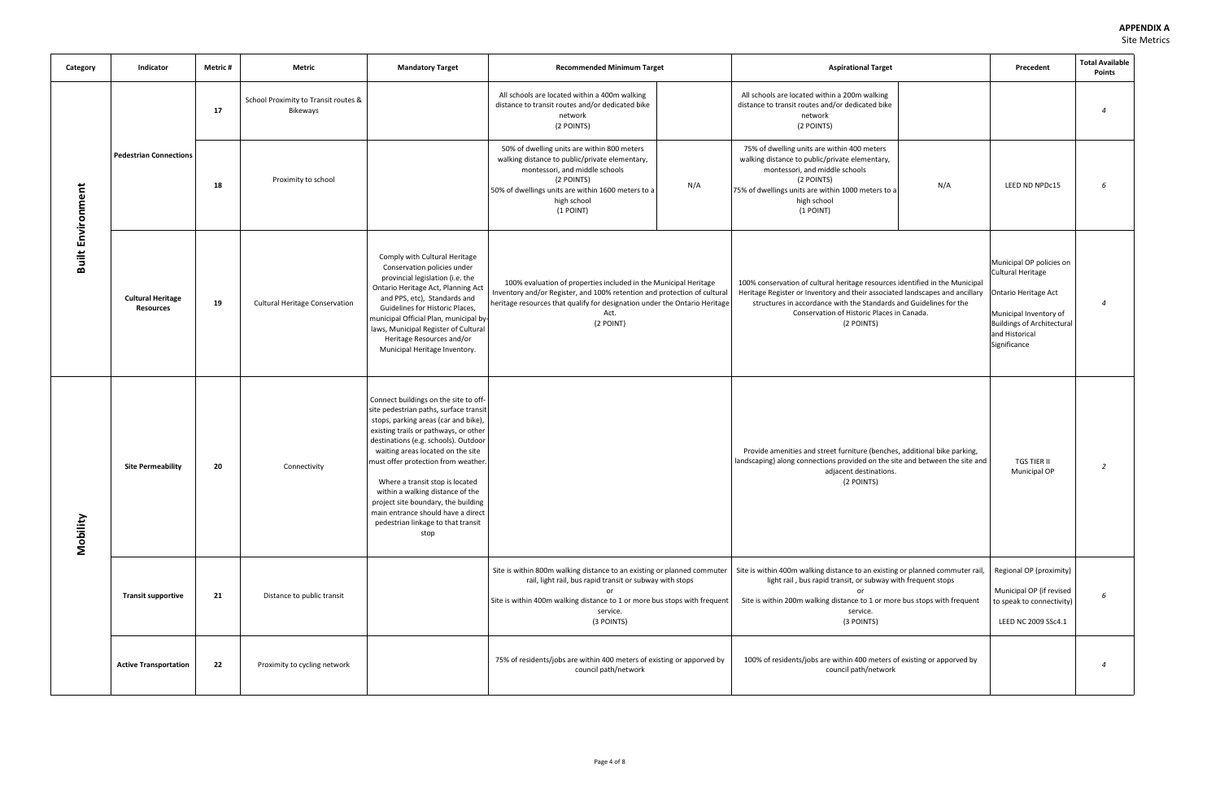**APPENDIX A**
Site Metrics

| Category | Indicator | Metric # | Metric | Mandatory Target | Recommended Minimum Target | | Aspirational Target | | Precedent | Total Available Points |
|---|---|---|---|---|---|---|---|---|---|---|
| Built Environment | Pedestrian Connections | 17 | School Proximity to Transit routes & Bikeways | | All schools are located within a 400m walking distance to transit routes and/or dedicated bike network (2 POINTS) | | All schools are located within a 200m walking distance to transit routes and/or dedicated bike network (2 POINTS) | | | 4 |
| | | 18 | Proximity to school | | 50% of dwelling units are within 800 meters walking distance to public/private elementary, montessori, and middle schools (2 POINTS) 50% of dwellings units are within 1600 meters to a high school (1 POINT) | N/A | 75% of dwelling units are within 400 meters walking distance to public/private elementary, montessori, and middle schools (2 POINTS) 75% of dwellings units are within 1000 meters to a high school (1 POINT) | N/A | LEED ND NPDc15 | 6 |
| | Cultural Heritage Resources | 19 | Cultural Heritage Conservation | Comply with Cultural Heritage Conservation policies under provincial legislation (i.e. the Ontario Heritage Act, Planning Act and PPS, etc), Standards and Guidelines for Historic Places, municipal Official Plan, municipal by-laws, Municipal Register of Cultural Heritage Resources and/or Municipal Heritage Inventory. | 100% evaluation of properties included in the Municipal Heritage Inventory and/or Register, and 100% retention and protection of cultural heritage resources that qualify for designation under the Ontario Heritage Act. (2 POINT) | | 100% conservation of cultural heritage resources identified in the Municipal Heritage Register or Inventory and their associated landscapes and ancillary structures in accordance with the Standards and Guidelines for the Conservation of Historic Places in Canada. (2 POINTS) | | Municipal OP policies on Cultural Heritage<br>Ontario Heritage Act<br>Municipal Inventory of Buildings of Architectural and Historical Significance | 4 |
| Mobility | Site Permeability | 20 | Connectivity | Connect buildings on the site to off-site pedestrian paths, surface transit stops, parking areas (car and bike), existing trails or pathways, or other destinations (e.g. schools). Outdoor waiting areas located on the site must offer protection from weather.<br>Where a transit stop is located within a walking distance of the project site boundary, the building main entrance should have a direct pedestrian linkage to that transit stop | | | Provide amenities and street furniture (benches, additional bike parking, landscaping) along connections provided on the site and between the site and adjacent destinations. (2 POINTS) | | TGS TIER II Municipal OP | 2 |
| | Transit supportive | 21 | Distance to public transit | | Site is within 800m walking distance to an existing or planned commuter rail, light rail, bus rapid transit or subway with stops or Site is within 400m walking distance to 1 or more bus stops with frequent service. (3 POINTS) | | Site is within 400m walking distance to an existing or planned commuter rail, light rail , bus rapid transit, or subway with frequent stops or Site is within 200m walking distance to 1 or more bus stops with frequent service. (3 POINTS) | | Regional OP (proximity)<br>Municipal OP (if revised to speak to connectivity)<br>LEED NC 2009 SSc4.1 | 6 |
| | Active Transportation | 22 | Proximity to cycling network | | 75% of residents/jobs are within 400 meters of existing or apporved by council path/network | | 100% of residents/jobs are within 400 meters of existing or apporved by council path/network | | | 4 |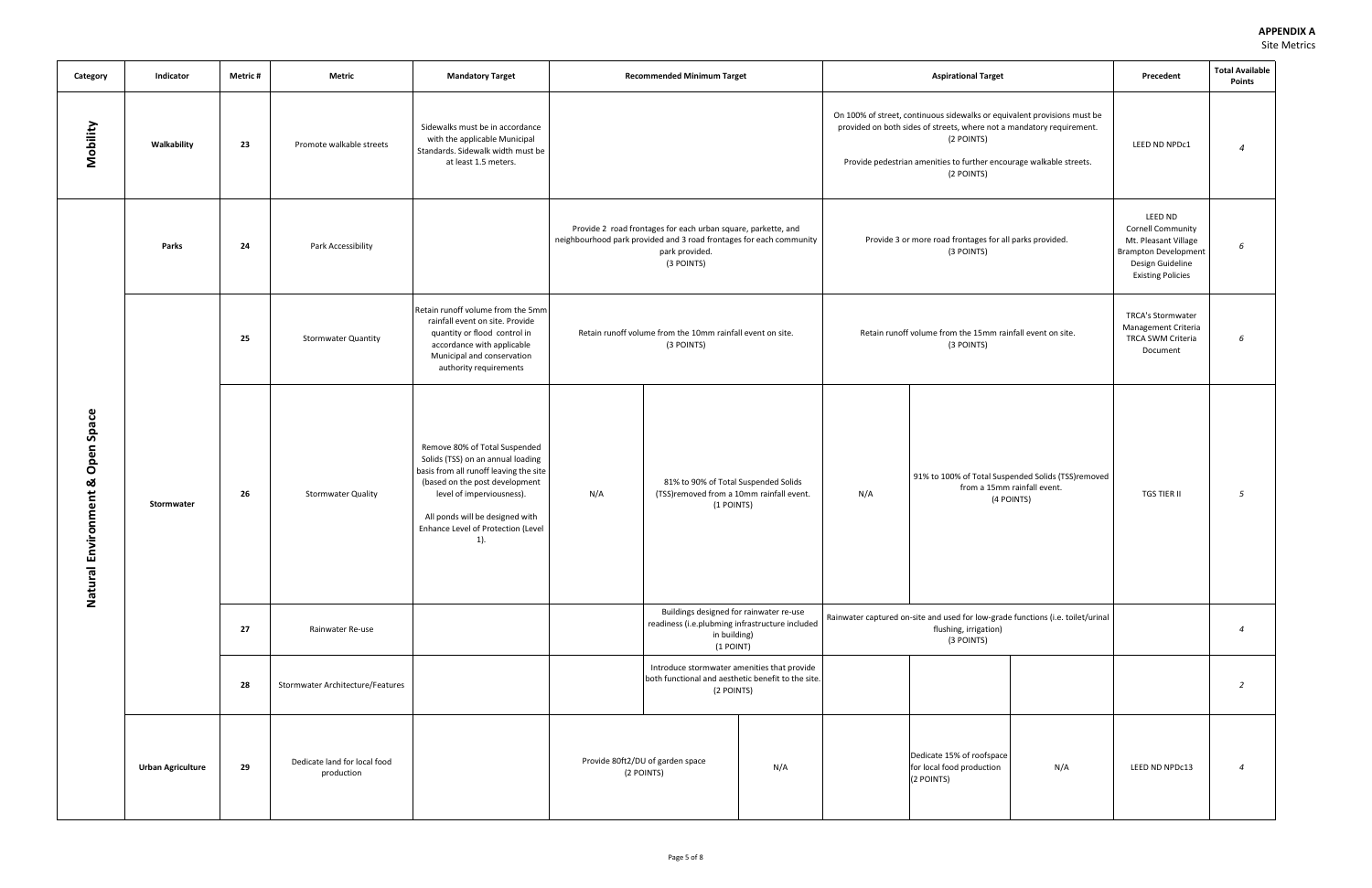**APPENDIX A**
Site Metrics

| Category | Indicator | Metric # | Metric | Mandatory Target | Recommended Minimum Target | | | Aspirational Target | | | Precedent | Total Available Points |
|---|---|---|---|---|---|---|---|---|---|---|---|---|
| Mobility | Walkability | 23 | Promote walkable streets | Sidewalks must be in accordance with the applicable Municipal Standards. Sidewalk width must be at least 1.5 meters. | | | | On 100% of street, continuous sidewalks or equivalent provisions must be provided on both sides of streets, where not a mandatory requirement. (2 POINTS) Provide pedestrian amenities to further encourage walkable streets. (2 POINTS) | | | LEED ND NPDc1 | 4 |
| Natural Environment & Open Space | Parks | 24 | Park Accessibility | | Provide 2 road frontages for each urban square, parkette, and neighbourhood park provided and 3 road frontages for each community park provided. (3 POINTS) | | | Provide 3 or more road frontages for all parks provided. (3 POINTS) | | | LEED ND Cornell Community Mt. Pleasant Village Brampton Development Design Guideline Existing Policies | 6 |
| | Stormwater | 25 | Stormwater Quantity | Retain runoff volume from the 5mm rainfall event on site. Provide quantity or flood control in accordance with applicable Municipal and conservation authority requirements | Retain runoff volume from the 10mm rainfall event on site. (3 POINTS) | | | Retain runoff volume from the 15mm rainfall event on site. (3 POINTS) | | | TRCA's Stormwater Management Criteria TRCA SWM Criteria Document | 6 |
| | | 26 | Stormwater Quality | Remove 80% of Total Suspended Solids (TSS) on an annual loading basis from all runoff leaving the site (based on the post development level of imperviousness). All ponds will be designed with Enhance Level of Protection (Level 1). | N/A | 81% to 90% of Total Suspended Solids (TSS)removed from a 10mm rainfall event. (1 POINTS) | | N/A | 91% to 100% of Total Suspended Solids (TSS)removed from a 15mm rainfall event. (4 POINTS) | | TGS TIER II | 5 |
| | | 27 | Rainwater Re-use | | | Buildings designed for rainwater re-use readiness (i.e.plubming infrastructure included in building) (1 POINT) | | Rainwater captured on-site and used for low-grade functions (i.e. toilet/urinal flushing, irrigation) (3 POINTS) | | | | 4 |
| | | 28 | Stormwater Architecture/Features | | | Introduce stormwater amenities that provide both functional and aesthetic benefit to the site. (2 POINTS) | | | | | | 2 |
| | Urban Agriculture | 29 | Dedicate land for local food production | | Provide 80ft2/DU of garden space (2 POINTS) | | N/A | | Dedicate 15% of roofspace for local food production (2 POINTS) | N/A | LEED ND NPDc13 | 4 |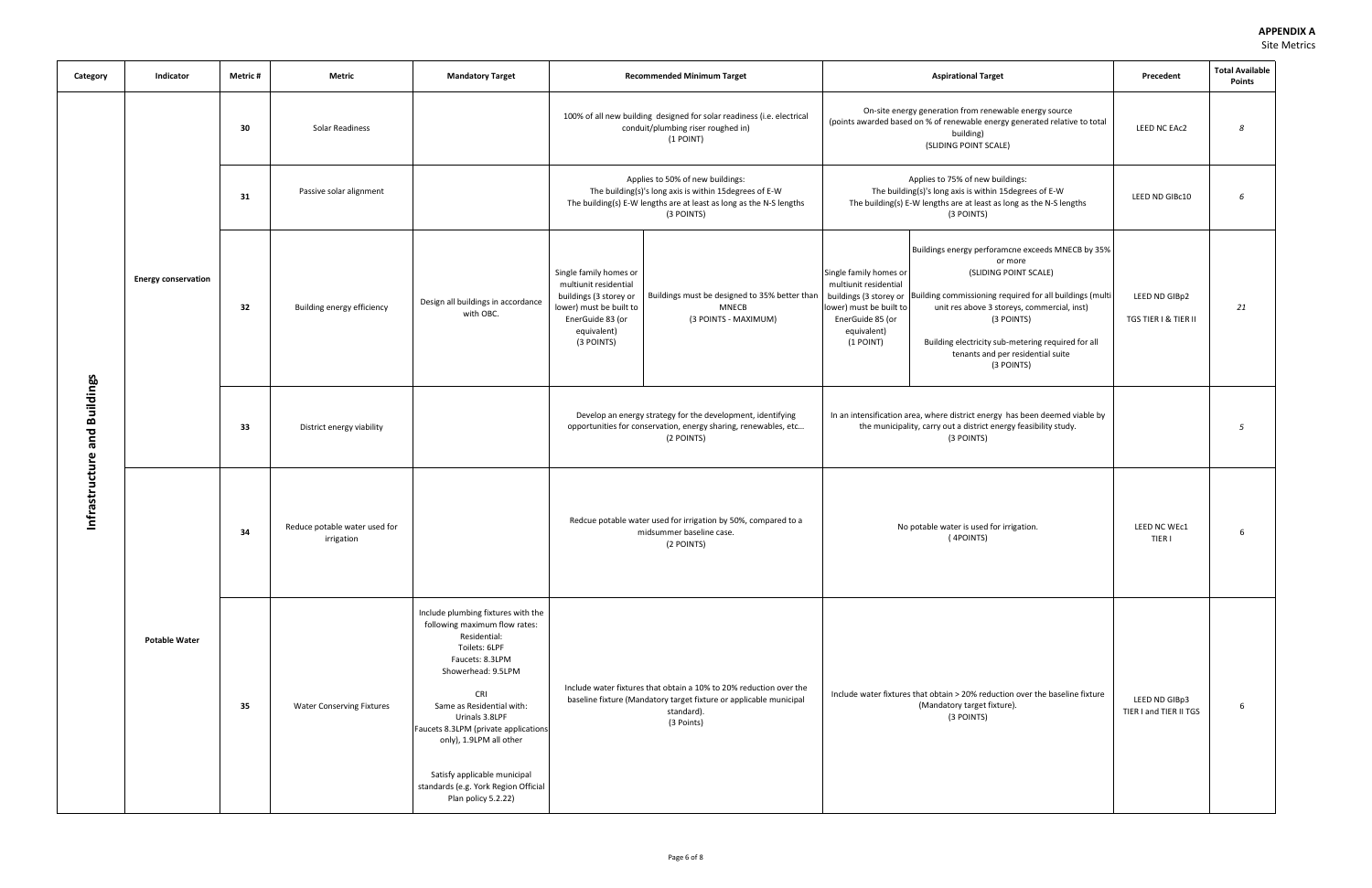**APPENDIX A**
Site Metrics

| Category | Indicator | Metric # | Metric | Mandatory Target | Recommended Minimum Target | | Aspirational Target | | Precedent | Total Available Points |
|---|---|---|---|---|---|---|---|---|---|---|
| Infrastructure and Buildings | Energy conservation | 30 | Solar Readiness | | 100% of all new building designed for solar readiness (i.e. electrical conduit/plumbing riser roughed in) (1 POINT) | | On-site energy generation from renewable energy source (points awarded based on % of renewable energy generated relative to total building) (SLIDING POINT SCALE) | | LEED NC EAc2 | *8* |
| | | 31 | Passive solar alignment | | Applies to 50% of new buildings: The building(s)'s long axis is within 15degrees of E-W The building(s) E-W lengths are at least as long as the N-S lengths (3 POINTS) | | Applies to 75% of new buildings: The building(s)'s long axis is within 15degrees of E-W The building(s) E-W lengths are at least as long as the N-S lengths (3 POINTS) | | LEED ND GIBc10 | *6* |
| | | 32 | Building energy efficiency | Design all buildings in accordance with OBC. | Single family homes or multiunit residential buildings (3 storey or lower) must be built to EnerGuide 83 (or equivalent) (3 POINTS) | Buildings must be designed to 35% better than MNECB (3 POINTS - MAXIMUM) | Single family homes or multiunit residential buildings (3 storey or lower) must be built to EnerGuide 85 (or equivalent) (1 POINT) | Buildings energy perforamcne exceeds MNECB by 35% or more (SLIDING POINT SCALE)<br><br>Building commissioning required for all buildings (multi unit res above 3 storeys, commercial, inst) (3 POINTS)<br><br>Building electricity sub-metering required for all tenants and per residential suite (3 POINTS) | LEED ND GIBp2<br><br>TGS TIER I & TIER II | *21* |
| | | 33 | District energy viability | | Develop an energy strategy for the development, identifying opportunities for conservation, energy sharing, renewables, etc... (2 POINTS) | | In an intensification area, where district energy has been deemed viable by the municipality, carry out a district energy feasibility study. (3 POINTS) | | | *5* |
| | Potable Water | 34 | Reduce potable water used for irrigation | | Redcue potable water used for irrigation by 50%, compared to a midsummer baseline case. (2 POINTS) | | No potable water is used for irrigation. ( 4POINTS) | | LEED NC WEc1 TIER I | 6 |
| | | 35 | Water Conserving Fixtures | Include plumbing fixtures with the following maximum flow rates:<br>Residential:<br>Toilets: 6LPF<br>Faucets: 8.3LPM<br>Showerhead: 9.5LPM<br><br>CRI<br>Same as Residential with:<br>Urinals 3.8LPF<br>Faucets 8.3LPM (private applications only), 1.9LPM all other<br><br>Satisfy applicable municipal standards (e.g. York Region Official Plan policy 5.2.22) | Include water fixtures that obtain a 10% to 20% reduction over the baseline fixture (Mandatory target fixture or applicable municipal standard). (3 Points) | | Include water fixtures that obtain > 20% reduction over the baseline fixture (Mandatory target fixture). (3 POINTS) | | LEED ND GIBp3 TIER I and TIER II TGS | 6 |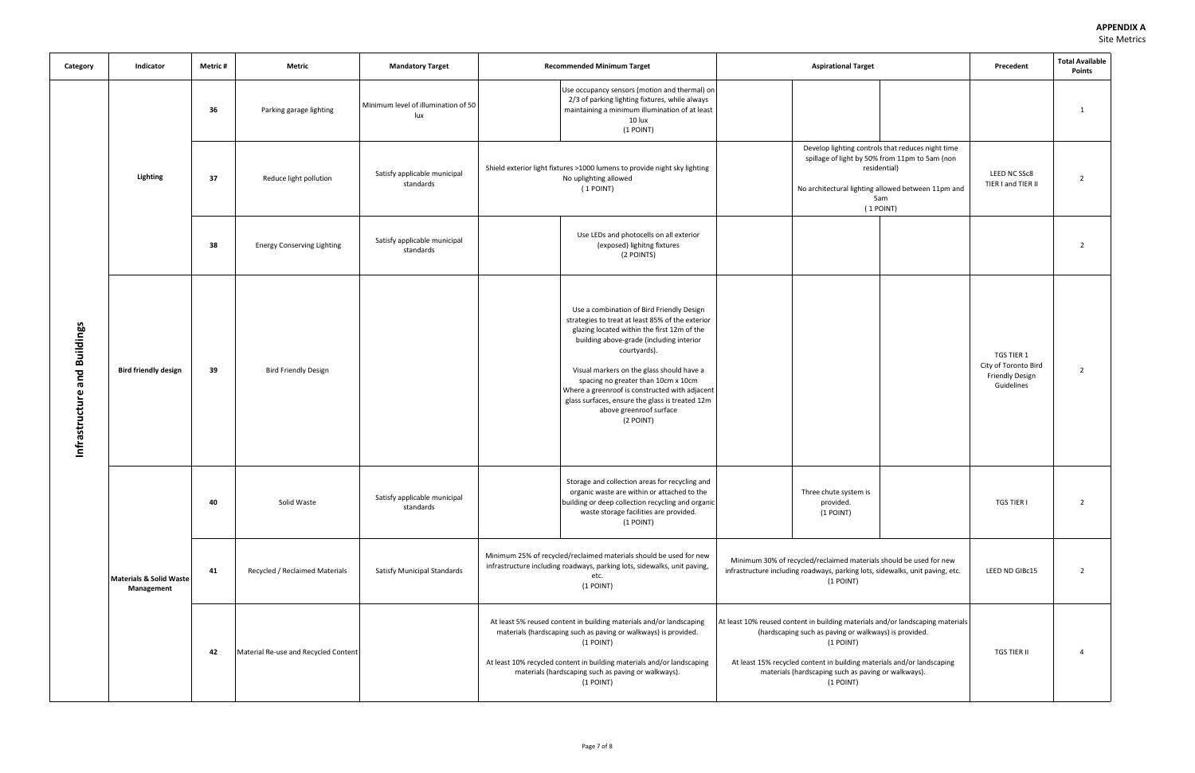**APPENDIX A**
Site Metrics

| Category | Indicator | Metric # | Metric | Mandatory Target | Recommended Minimum Target | | | Aspirational Target | | | Precedent | Total Available Points |
|---|---|---|---|---|---|---|---|---|---|---|---|---|
| Infrastructure and Buildings | Lighting | 36 | Parking garage lighting | Minimum level of illumination of 50 lux | | Use occupancy sensors (motion and thermal) on 2/3 of parking lighting fixtures, while always maintaining a minimum illumination of at least 10 lux (1 POINT) | | | | | | 1 |
| | | 37 | Reduce light pollution | Satisfy applicable municipal standards | Shield exterior light fixtures >1000 lumens to provide night sky lighting No uplighting allowed ( 1 POINT) | | | Develop lighting controls that reduces night time spillage of light by 50% from 11pm to 5am (non residential) No architectural lighting allowed between 11pm and 5am ( 1 POINT) | | | LEED NC SSc8 TIER I and TIER II | 2 |
| | | 38 | Energy Conserving Lighting | Satisfy applicable municipal standards | | Use LEDs and photocells on all exterior (exposed) lighitng fixtures (2 POINTS) | | | | | | 2 |
| | Bird friendly design | 39 | Bird Friendly Design | | | Use a combination of Bird Friendly Design strategies to treat at least 85% of the exterior glazing located within the first 12m of the building above-grade (including interior courtyards). Visual markers on the glass should have a spacing no greater than 10cm x 10cm Where a greenroof is constructed with adjacent glass surfaces, ensure the glass is treated 12m above greenroof surface (2 POINT) | | | | | TGS TIER 1 City of Toronto Bird Friendly Design Guidelines | 2 |
| | Materials & Solid Waste Management | 40 | Solid Waste | Satisfy applicable municipal standards | | Storage and collection areas for recycling and organic waste are within or attached to the building or deep collection recycling and organic waste storage facilities are provided. (1 POINT) | | | Three chute system is provided. (1 POINT) | | TGS TIER I | 2 |
| | | 41 | Recycled / Reclaimed Materials | Satisfy Municipal Standards | Minimum 25% of recycled/reclaimed materials should be used for new infrastructure including roadways, parking lots, sidewalks, unit paving, etc. (1 POINT) | | | Minimum 30% of recycled/reclaimed materials should be used for new infrastructure including roadways, parking lots, sidewalks, unit paving, etc. (1 POINT) | | | LEED ND GIBc15 | 2 |
| | | 42 | Material Re-use and Recycled Content | | At least 5% reused content in building materials and/or landscaping materials (hardscaping such as paving or walkways) is provided. (1 POINT) At least 10% recycled content in building materials and/or landscaping materials (hardscaping such as paving or walkways). (1 POINT) | | | At least 10% reused content in building materials and/or landscaping materials (hardscaping such as paving or walkways) is provided. (1 POINT) At least 15% recycled content in building materials and/or landscaping materials (hardscaping such as paving or walkways). (1 POINT) | | | TGS TIER II | 4 |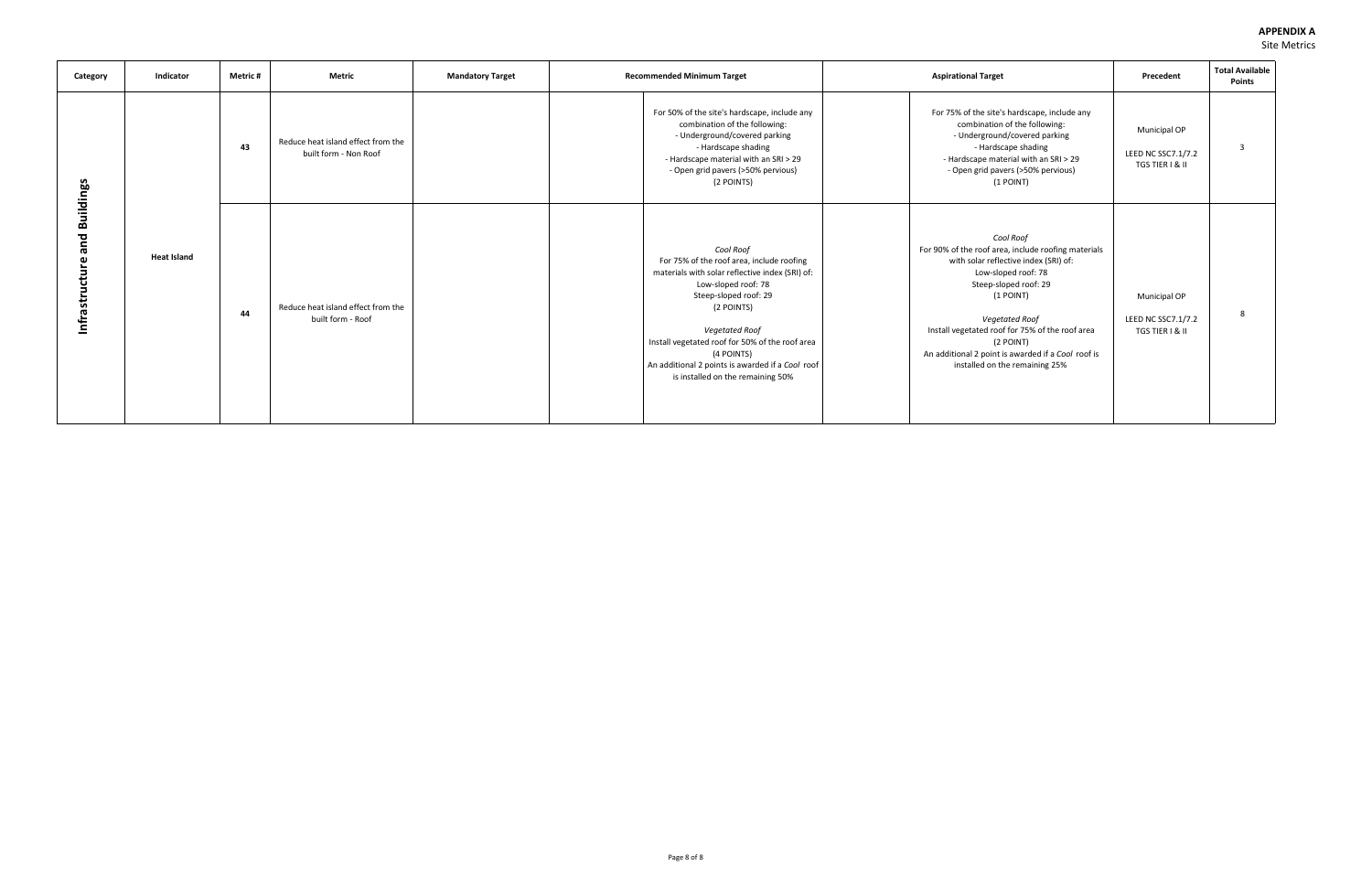**APPENDIX A**
Site Metrics

| Category | Indicator | Metric # | Metric | Mandatory Target | Recommended Minimum Target | | Aspirational Target | | Precedent | Total Available Points |
|---|---|---|---|---|---|---|---|---|---|---|
| Infrastructure and Buildings | Heat Island | 43 | Reduce heat island effect from the built form - Non Roof | | | For 50% of the site's hardscape, include any combination of the following:<br>- Underground/covered parking<br>- Hardscape shading<br>- Hardscape material with an SRI > 29<br>- Open grid pavers (>50% pervious)<br>(2 POINTS) | | For 75% of the site's hardscape, include any combination of the following:<br>- Underground/covered parking<br>- Hardscape shading<br>- Hardscape material with an SRI > 29<br>- Open grid pavers (>50% pervious)<br>(1 POINT) | Municipal OP<br><br>LEED NC SSC7.1/7.2<br>TGS TIER I & II | 3 |
| | | 44 | Reduce heat island effect from the built form - Roof | | | *Cool Roof*<br>For 75% of the roof area, include roofing materials with solar reflective index (SRI) of:<br>Low-sloped roof: 78<br>Steep-sloped roof: 29<br>(2 POINTS)<br><br>*Vegetated Roof*<br>Install vegetated roof for 50% of the roof area<br>(4 POINTS)<br>An additional 2 points is awarded if a *Cool* roof is installed on the remaining 50% | | *Cool Roof*<br>For 90% of the roof area, include roofing materials with solar reflective index (SRI) of:<br>Low-sloped roof: 78<br>Steep-sloped roof: 29<br>(1 POINT)<br><br>*Vegetated Roof*<br>Install vegetated roof for 75% of the roof area<br>(2 POINT)<br>An additional 2 point is awarded if a *Cool* roof is installed on the remaining 25% | Municipal OP<br><br>LEED NC SSC7.1/7.2<br>TGS TIER I & II | 8 |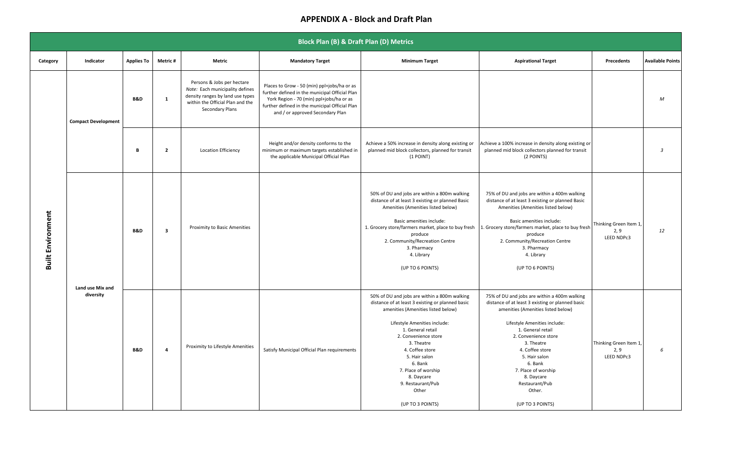# APPENDIX A - Block and Draft Plan

| Block Plan (B) & Draft Plan (D) Metrics | | | | | | | | | |
|---|---|---|---|---|---|---|---|---|---|
| **Category** | **Indicator** | **Applies To** | **Metric #** | **Metric** | **Mandatory Target** | **Minimum Target** | **Aspirational Target** | **Precedents** | **Available Points** |
| **Built Environment** | **Compact Development** | **B&D** | **1** | Persons & Jobs per hectare *Note:* Each municipality defines density ranges by land use types within the Official Plan and the Secondary Plans | Places to Grow - 50 (min) ppl+jobs/ha or as further defined in the municipal Official Plan York Region - 70 (min) ppl+jobs/ha or as further defined in the municipal Official Plan and / or approved Secondary Plan | | | | *M* |
| | | **B** | **2** | Location Efficiency | Height and/or density conforms to the minimum or maximum targets established in the applicable Municipal Official Plan | Achieve a 50% increase in density along existing or planned mid block collectors, planned for transit (1 POINT) | Achieve a 100% increase in density along existing or planned mid block collectors planned for transit (2 POINTS) | | *3* |
| | **Land use Mix and diversity** | **B&D** | **3** | Proximity to Basic Amenities | | 50% of DU and jobs are within a 800m walking distance of at least 3 existing or planned Basic Amenities (Amenities listed below)<br><br>Basic amenities include:<br>1. Grocery store/farmers market, place to buy fresh produce<br>2. Community/Recreation Centre<br>3. Pharmacy<br>4. Library<br><br>(UP TO 6 POINTS) | 75% of DU and jobs are within a 400m walking distance of at least 3 existing or planned Basic Amenities (Amenities listed below)<br><br>Basic amenities include:<br>1. Grocery store/farmers market, place to buy fresh produce<br>2. Community/Recreation Centre<br>3. Pharmacy<br>4. Library<br><br>(UP TO 6 POINTS) | Thinking Green Item 1, 2, 9<br>LEED NDPc3 | *12* |
| | | **B&D** | **4** | Proximity to Lifestyle Amenities | Satisfy Municipal Official Plan requirements | 50% of DU and jobs are within a 800m walking distance of at least 3 existing or planned basic amenities (Amenities listed below)<br><br>Lifestyle Amenities include:<br>1. General retail<br>2. Convenience store<br>3. Theatre<br>4. Coffee store<br>5. Hair salon<br>6. Bank<br>7. Place of worship<br>8. Daycare<br>9. Restaurant/Pub<br>Other<br><br>(UP TO 3 POINTS) | 75% of DU and jobs are within a 400m walking distance of at least 3 existing or planned basic amenities (Amenities listed below)<br><br>Lifestyle Amenities include:<br>1. General retail<br>2. Convenience store<br>3. Theatre<br>4. Coffee store<br>5. Hair salon<br>6. Bank<br>7. Place of worship<br>8. Daycare<br>Restaurant/Pub<br>Other.<br><br>(UP TO 3 POINTS) | Thinking Green Item 1, 2, 9<br>LEED NDPc3 | *6* |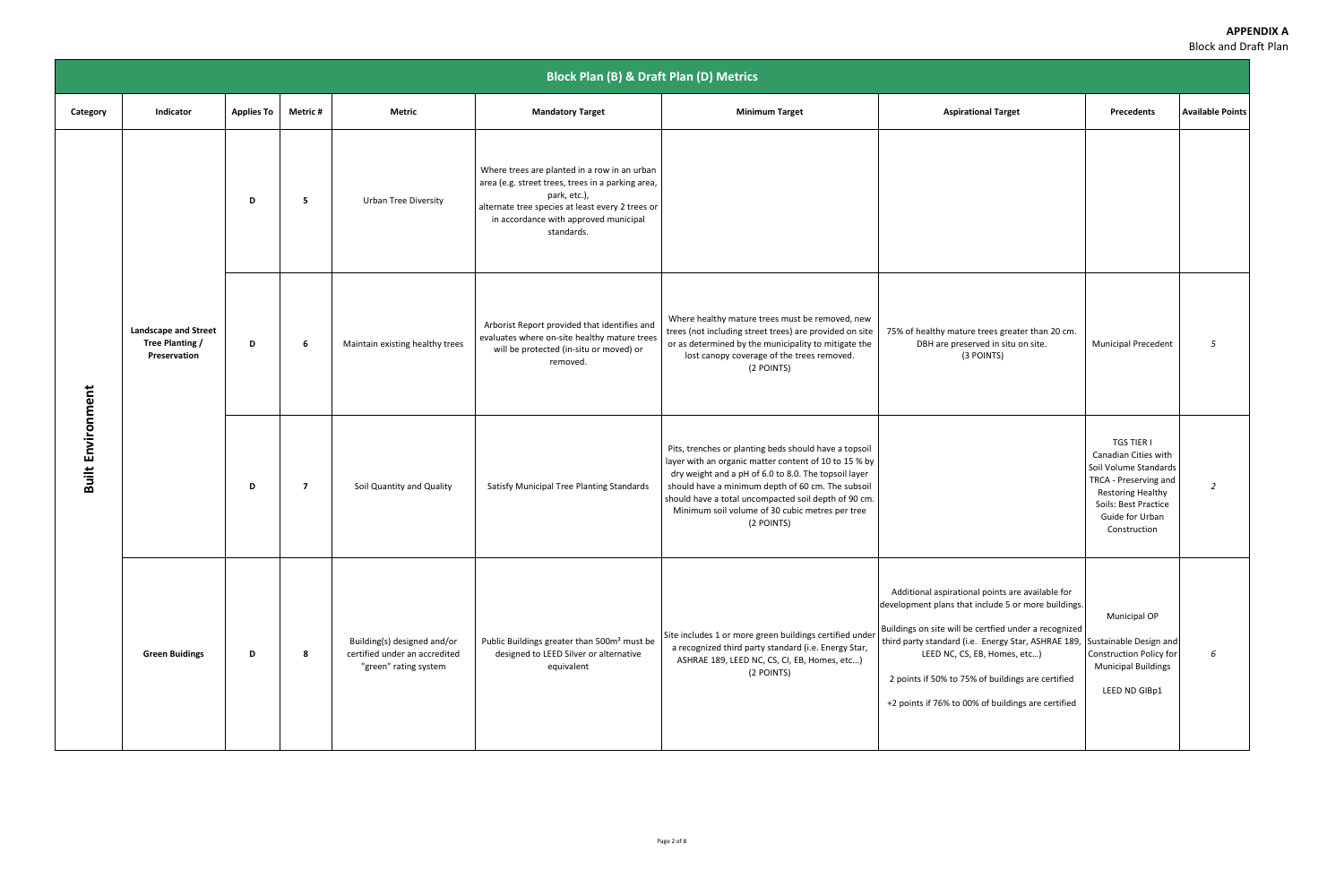**APPENDIX A**
Block and Draft Plan

| Block Plan (B) & Draft Plan (D) Metrics | | | | | | | | | |
|---|---|---|---|---|---|---|---|---|---|
| **Category** | **Indicator** | **Applies To** | **Metric #** | **Metric** | **Mandatory Target** | **Minimum Target** | **Aspirational Target** | **Precedents** | **Available Points** |
| **Built Environment** | **Landscape and Street Tree Planting / Preservation** | **D** | **5** | Urban Tree Diversity | Where trees are planted in a row in an urban area (e.g. street trees, trees in a parking area, park, etc.), alternate tree species at least every 2 trees or in accordance with approved municipal standards. | | | | |
| | | **D** | **6** | Maintain existing healthy trees | Arborist Report provided that identifies and evaluates where on-site healthy mature trees will be protected (in-situ or moved) or removed. | Where healthy mature trees must be removed, new trees (not including street trees) are provided on site or as determined by the municipality to mitigate the lost canopy coverage of the trees removed. (2 POINTS) | 75% of healthy mature trees greater than 20 cm. DBH are preserved in situ on site. (3 POINTS) | Municipal Precedent | *5* |
| | | **D** | **7** | Soil Quantity and Quality | Satisfy Municipal Tree Planting Standards | Pits, trenches or planting beds should have a topsoil layer with an organic matter content of 10 to 15 % by dry weight and a pH of 6.0 to 8.0. The topsoil layer should have a minimum depth of 60 cm. The subsoil should have a total uncompacted soil depth of 90 cm. Minimum soil volume of 30 cubic metres per tree (2 POINTS) | | TGS TIER I Canadian Cities with Soil Volume Standards TRCA - Preserving and Restoring Healthy Soils: Best Practice Guide for Urban Construction | *2* |
| | **Green Buidings** | **D** | **8** | Building(s) designed and/or certified under an accredited "green" rating system | Public Buildings greater than 500m² must be designed to LEED Silver or alternative equivalent | Site includes 1 or more green buildings certified under a recognized third party standard (i.e. Energy Star, ASHRAE 189, LEED NC, CS, CI, EB, Homes, etc...) (2 POINTS) | Additional aspirational points are available for development plans that include 5 or more buildings. Buildings on site will be certfied under a recognized third party standard (i.e. Energy Star, ASHRAE 189, LEED NC, CS, EB, Homes, etc...) 2 points if 50% to 75% of buildings are certified +2 points if 76% to 00% of buildings are certified | Municipal OP Sustainable Design and Construction Policy for Municipal Buildings LEED ND GIBp1 | *6* |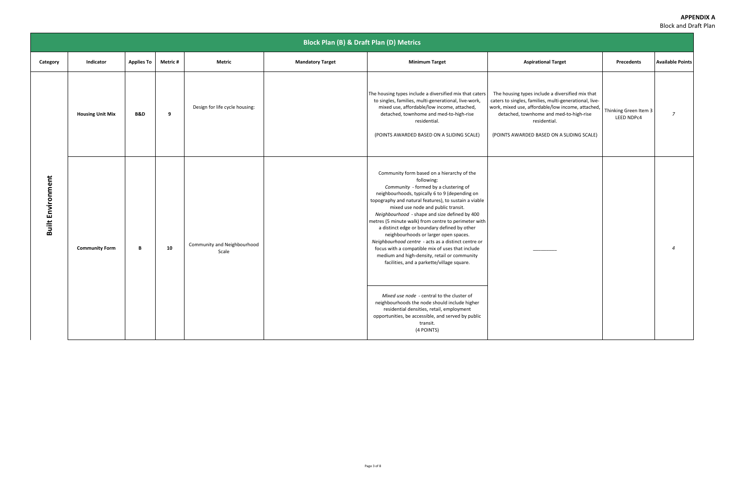**APPENDIX A**
Block and Draft Plan

| Block Plan (B) & Draft Plan (D) Metrics | | | | | | | | | |
|---|---|---|---|---|---|---|---|---|---|
| **Category** | **Indicator** | **Applies To** | **Metric #** | **Metric** | **Mandatory Target** | **Minimum Target** | **Aspirational Target** | **Precedents** | **Available Points** |
| **Built Environment** | **Housing Unit Mix** | **B&D** | **9** | Design for life cycle housing: | | The housing types include a diversified mix that caters to singles, families, multi-generational, live-work, mixed use, affordable/low income, attached, detached, townhome and med-to-high-rise residential.<br><br>(POINTS AWARDED BASED ON A SLIDING SCALE) | The housing types include a diversified mix that caters to singles, families, multi-generational, live-work, mixed use, affordable/low income, attached, detached, townhome and med-to-high-rise residential.<br><br>(POINTS AWARDED BASED ON A SLIDING SCALE) | Thinking Green Item 3 LEED NDPc4 | *7* |
| | **Community Form** | **B** | **10** | Community and Neighbourhood Scale | | Community form based on a hierarchy of the following:<br>*Community* - formed by a clustering of neighbourhoods, typically 6 to 9 (depending on topography and natural features), to sustain a viable mixed use node and public transit.<br>*Neighbourhood* - shape and size defined by 400 metres (5 minute walk) from centre to perimeter with a distinct edge or boundary defined by other neighbourhoods or larger open spaces.<br>*Neighbourhood centre* - acts as a distinct centre or focus with a compatible mix of uses that include medium and high-density, retail or community facilities, and a parkette/village square.<br><br>*Mixed use node* - central to the cluster of neighbourhoods the node should include higher residential densities, retail, employment opportunities, be accessible, and served by public transit.<br>(4 POINTS) | _________ | | *4* |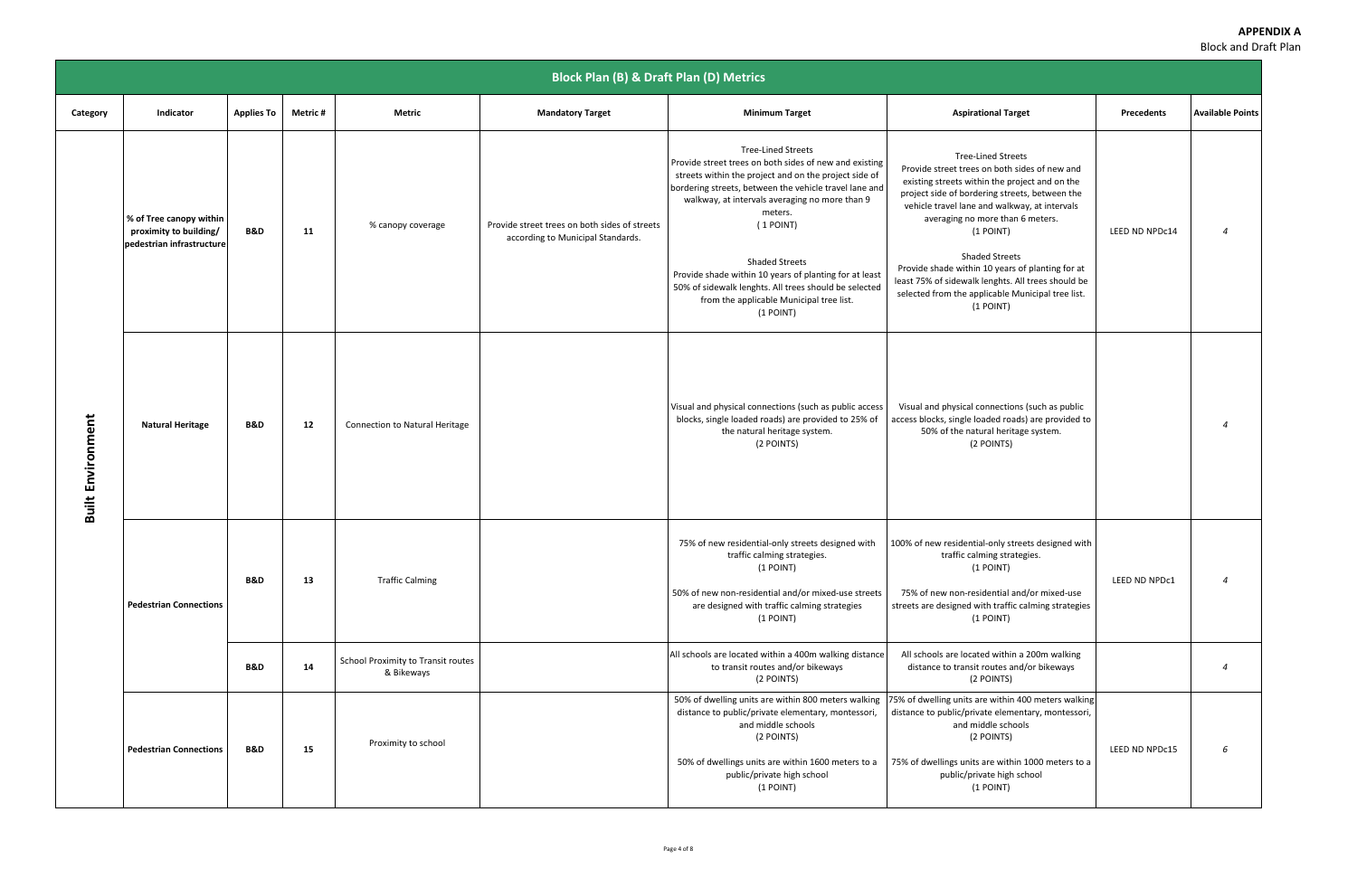**APPENDIX A**
Block and Draft Plan

| Block Plan (B) & Draft Plan (D) Metrics | | | | | | | | | |
|---|---|---|---|---|---|---|---|---|---|
| Category | Indicator | Applies To | Metric # | Metric | Mandatory Target | Minimum Target | Aspirational Target | Precedents | Available Points |
| Built Environment | % of Tree canopy within proximity to building/ pedestrian infrastructure | B&D | 11 | % canopy coverage | Provide street trees on both sides of streets according to Municipal Standards. | Tree-Lined Streets<br>Provide street trees on both sides of new and existing streets within the project and on the project side of bordering streets, between the vehicle travel lane and walkway, at intervals averaging no more than 9 meters.<br>( 1 POINT)<br><br>Shaded Streets<br>Provide shade within 10 years of planting for at least 50% of sidewalk lenghts. All trees should be selected from the applicable Municipal tree list.<br>(1 POINT) | Tree-Lined Streets<br>Provide street trees on both sides of new and existing streets within the project and on the project side of bordering streets, between the vehicle travel lane and walkway, at intervals averaging no more than 6 meters.<br>(1 POINT)<br><br>Shaded Streets<br>Provide shade within 10 years of planting for at least 75% of sidewalk lenghts. All trees should be selected from the applicable Municipal tree list.<br>(1 POINT) | LEED ND NPDc14 | *4* |
| | Natural Heritage | B&D | 12 | Connection to Natural Heritage | | Visual and physical connections (such as public access blocks, single loaded roads) are provided to 25% of the natural heritage system.<br>(2 POINTS) | Visual and physical connections (such as public access blocks, single loaded roads) are provided to 50% of the natural heritage system.<br>(2 POINTS) | | *4* |
| | Pedestrian Connections | B&D | 13 | Traffic Calming | | 75% of new residential-only streets designed with traffic calming strategies.<br>(1 POINT)<br><br>50% of new non-residential and/or mixed-use streets are designed with traffic calming strategies<br>(1 POINT) | 100% of new residential-only streets designed with traffic calming strategies.<br>(1 POINT)<br><br>75% of new non-residential and/or mixed-use streets are designed with traffic calming strategies<br>(1 POINT) | LEED ND NPDc1 | *4* |
| | | B&D | 14 | School Proximity to Transit routes & Bikeways | | All schools are located within a 400m walking distance to transit routes and/or bikeways<br>(2 POINTS) | All schools are located within a 200m walking distance to transit routes and/or bikeways<br>(2 POINTS) | | *4* |
| | Pedestrian Connections | B&D | 15 | Proximity to school | | 50% of dwelling units are within 800 meters walking distance to public/private elementary, montessori, and middle schools<br>(2 POINTS)<br><br>50% of dwellings units are within 1600 meters to a public/private high school<br>(1 POINT) | 75% of dwelling units are within 400 meters walking distance to public/private elementary, montessori, and middle schools<br>(2 POINTS)<br><br>75% of dwellings units are within 1000 meters to a public/private high school<br>(1 POINT) | LEED ND NPDc15 | *6* |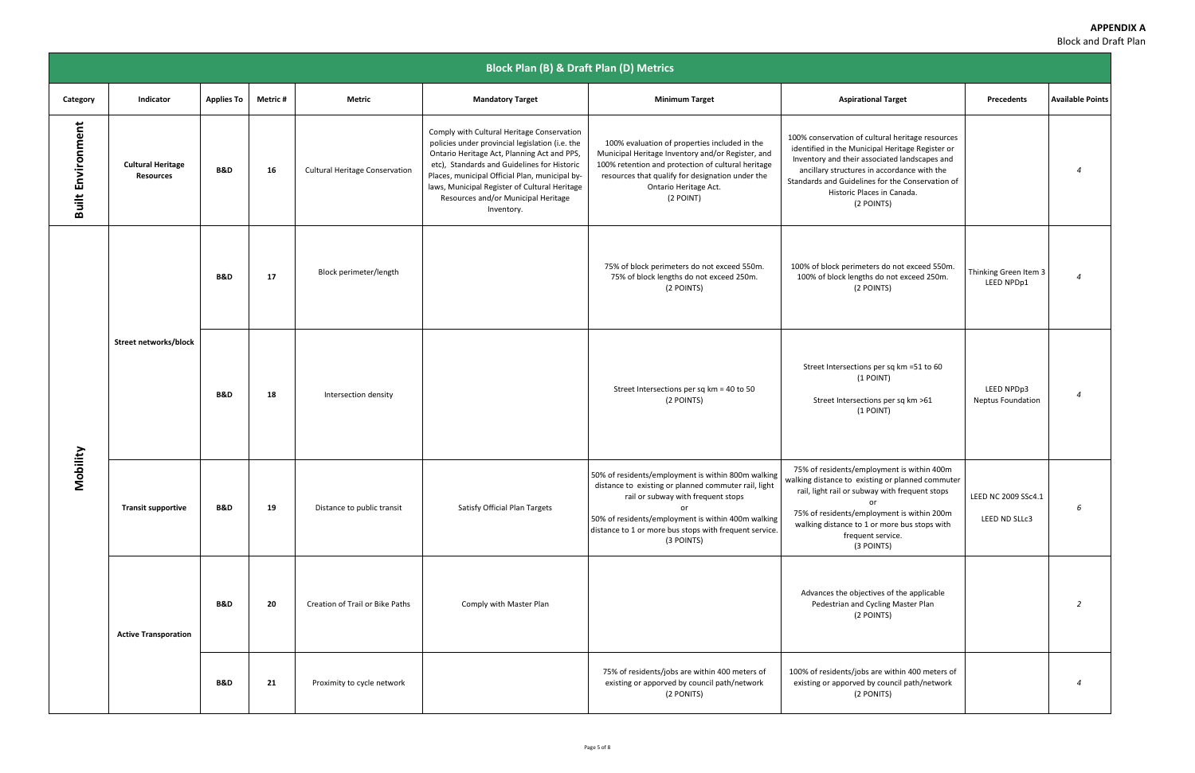**APPENDIX A**
Block and Draft Plan

| Block Plan (B) & Draft Plan (D) Metrics | | | | | | | | | |
|---|---|---|---|---|---|---|---|---|---|
| **Category** | **Indicator** | **Applies To** | **Metric #** | **Metric** | **Mandatory Target** | **Minimum Target** | **Aspirational Target** | **Precedents** | **Available Points** |
| **Built Environment** | **Cultural Heritage Resources** | **B&D** | **16** | Cultural Heritage Conservation | Comply with Cultural Heritage Conservation policies under provincial legislation (i.e. the Ontario Heritage Act, Planning Act and PPS, etc), Standards and Guidelines for Historic Places, municipal Official Plan, municipal by-laws, Municipal Register of Cultural Heritage Resources and/or Municipal Heritage Inventory. | 100% evaluation of properties included in the Municipal Heritage Inventory and/or Register, and 100% retention and protection of cultural heritage resources that qualify for designation under the Ontario Heritage Act. (2 POINT) | 100% conservation of cultural heritage resources identified in the Municipal Heritage Register or Inventory and their associated landscapes and ancillary structures in accordance with the Standards and Guidelines for the Conservation of Historic Places in Canada. (2 POINTS) | | *4* |
| **Mobility** | **Street networks/block** | **B&D** | **17** | Block perimeter/length | | 75% of block perimeters do not exceed 550m. 75% of block lengths do not exceed 250m. (2 POINTS) | 100% of block perimeters do not exceed 550m. 100% of block lengths do not exceed 250m. (2 POINTS) | Thinking Green Item 3 LEED NPDp1 | *4* |
| | | **B&D** | **18** | Intersection density | | Street Intersections per sq km = 40 to 50 (2 POINTS) | Street Intersections per sq km =51 to 60 (1 POINT) Street Intersections per sq km >61 (1 POINT) | LEED NPDp3 Neptus Foundation | *4* |
| | **Transit supportive** | **B&D** | **19** | Distance to public transit | Satisfy Official Plan Targets | 50% of residents/employment is within 800m walking distance to existing or planned commuter rail, light rail or subway with frequent stops or 50% of residents/employment is within 400m walking distance to 1 or more bus stops with frequent service. (3 POINTS) | 75% of residents/employment is within 400m walking distance to existing or planned commuter rail, light rail or subway with frequent stops or 75% of residents/employment is within 200m walking distance to 1 or more bus stops with frequent service. (3 POINTS) | LEED NC 2009 SSc4.1 LEED ND SLLc3 | *6* |
| | **Active Transporation** | **B&D** | **20** | Creation of Trail or Bike Paths | Comply with Master Plan | | Advances the objectives of the applicable Pedestrian and Cycling Master Plan (2 POINTS) | | *2* |
| | | **B&D** | **21** | Proximity to cycle network | | 75% of residents/jobs are within 400 meters of existing or apporved by council path/network (2 PONITS) | 100% of residents/jobs are within 400 meters of existing or apporved by council path/network (2 PONITS) | | *4* |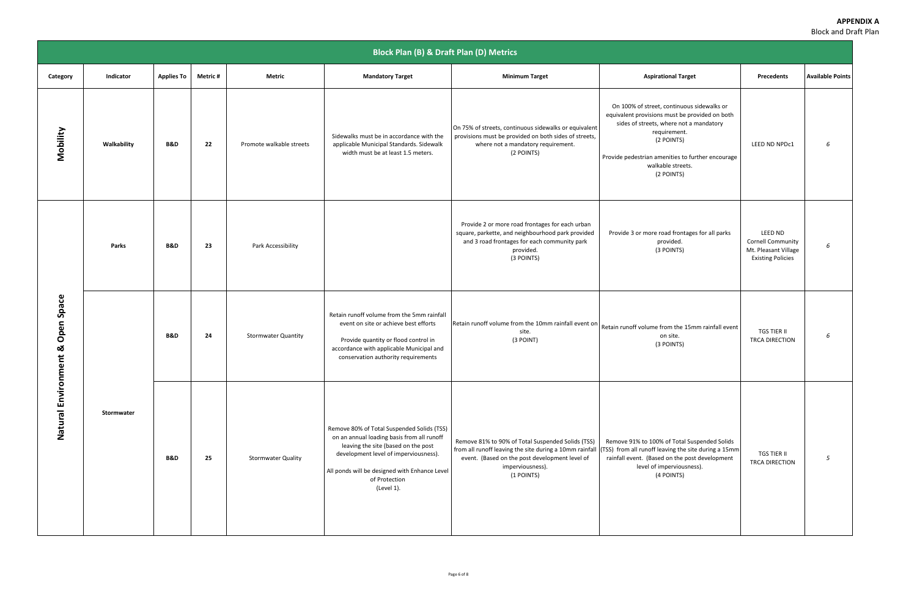**APPENDIX A**
Block and Draft Plan

| Block Plan (B) & Draft Plan (D) Metrics | | | | | | | | | |
|---|---|---|---|---|---|---|---|---|---|
| Category | Indicator | Applies To | Metric # | Metric | Mandatory Target | Minimum Target | Aspirational Target | Precedents | Available Points |
| Mobility | Walkability | B&D | 22 | Promote walkable streets | Sidewalks must be in accordance with the applicable Municipal Standards. Sidewalk width must be at least 1.5 meters. | On 75% of streets, continuous sidewalks or equivalent provisions must be provided on both sides of streets, where not a mandatory requirement. (2 POINTS) | On 100% of street, continuous sidewalks or equivalent provisions must be provided on both sides of streets, where not a mandatory requirement. (2 POINTS) Provide pedestrian amenities to further encourage walkable streets. (2 POINTS) | LEED ND NPDc1 | *6* |
| Natural Environment & Open Space | Parks | B&D | 23 | Park Accessibility | | Provide 2 or more road frontages for each urban square, parkette, and neighbourhood park provided and 3 road frontages for each community park provided. (3 POINTS) | Provide 3 or more road frontages for all parks provided. (3 POINTS) | LEED ND Cornell Community Mt. Pleasant Village Existing Policies | *6* |
| | Stormwater | B&D | 24 | Stormwater Quantity | Retain runoff volume from the 5mm rainfall event on site or achieve best efforts Provide quantity or flood control in accordance with applicable Municipal and conservation authority requirements | Retain runoff volume from the 10mm rainfall event on site. (3 POINT) | Retain runoff volume from the 15mm rainfall event on site. (3 POINTS) | TGS TIER II TRCA DIRECTION | *6* |
| | | B&D | 25 | Stormwater Quality | Remove 80% of Total Suspended Solids (TSS) on an annual loading basis from all runoff leaving the site (based on the post development level of imperviousness). All ponds will be designed with Enhance Level of Protection (Level 1). | Remove 81% to 90% of Total Suspended Solids (TSS) from all runoff leaving the site during a 10mm rainfall event. (Based on the post development level of imperviousness). (1 POINTS) | Remove 91% to 100% of Total Suspended Solids (TSS) from all runoff leaving the site during a 15mm rainfall event. (Based on the post development level of imperviousness). (4 POINTS) | TGS TIER II TRCA DIRECTION | *5* |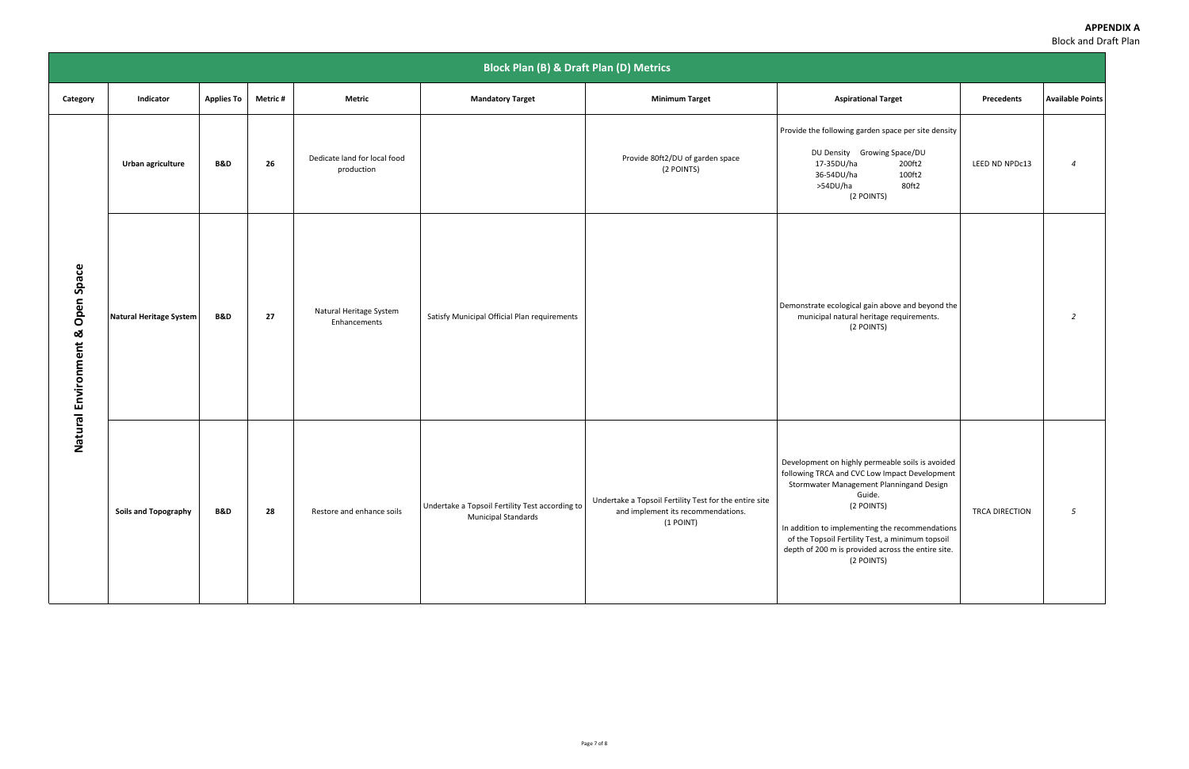**APPENDIX A**
Block and Draft Plan

| Block Plan (B) & Draft Plan (D) Metrics | | | | | | | | | |
|---|---|---|---|---|---|---|---|---|---|
| **Category** | **Indicator** | **Applies To** | **Metric #** | **Metric** | **Mandatory Target** | **Minimum Target** | **Aspirational Target** | **Precedents** | **Available Points** |
| **Natural Environment & Open Space** | **Urban agriculture** | **B&D** | **26** | Dedicate land for local food production | | Provide 80ft2/DU of garden space (2 POINTS) | Provide the following garden space per site density<br>DU Density Growing Space/DU<br>17-35DU/ha 200ft2<br>36-54DU/ha 100ft2<br>>54DU/ha 80ft2<br>(2 POINTS) | LEED ND NPDc13 | *4* |
| | **Natural Heritage System** | **B&D** | **27** | Natural Heritage System Enhancements | Satisfy Municipal Official Plan requirements | | Demonstrate ecological gain above and beyond the municipal natural heritage requirements. (2 POINTS) | | *2* |
| | **Soils and Topography** | **B&D** | **28** | Restore and enhance soils | Undertake a Topsoil Fertility Test according to Municipal Standards | Undertake a Topsoil Fertility Test for the entire site and implement its recommendations. (1 POINT) | Development on highly permeable soils is avoided following TRCA and CVC Low Impact Development Stormwater Management Planningand Design Guide. (2 POINTS)<br><br>In addition to implementing the recommendations of the Topsoil Fertility Test, a minimum topsoil depth of 200 m is provided across the entire site. (2 POINTS) | TRCA DIRECTION | *5* |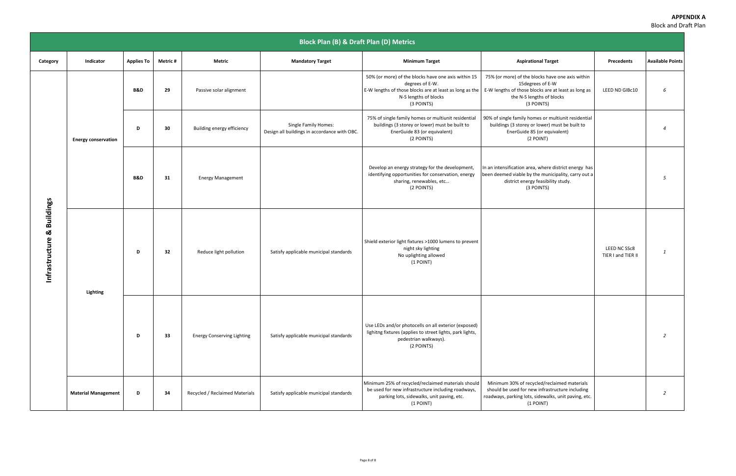**APPENDIX A**
Block and Draft Plan

| Block Plan (B) & Draft Plan (D) Metrics | | | | | | | | | |
|---|---|---|---|---|---|---|---|---|---|
| Category | Indicator | Applies To | Metric # | Metric | Mandatory Target | Minimum Target | Aspirational Target | Precedents | Available Points |
| Infrastructure & Buildings | Energy conservation | B&D | 29 | Passive solar alignment | | 50% (or more) of the blocks have one axis within 15 degrees of E-W. E-W lengths of those blocks are at least as long as the N-S lengths of blocks (3 POINTS) | 75% (or more) of the blocks have one axis within 15degrees of E-W E-W lengths of those blocks are at least as long as the N-S lengths of blocks (3 POINTS) | LEED ND GIBc10 | 6 |
| | | D | 30 | Building energy efficiency | Single Family Homes: Design all buildings in accordance with OBC. | 75% of single family homes or multiunit residential buildings (3 storey or lower) must be built to EnerGuide 83 (or equivalent) (2 POINTS) | 90% of single family homes or multiunit residential buildings (3 storey or lower) must be built to EnerGuide 85 (or equivalent) (2 POINT) | | 4 |
| | | B&D | 31 | Energy Management | | Develop an energy strategy for the development, identifying opportunities for conservation, energy sharing, renewables, etc… (2 POINTS) | In an intensification area, where district energy has been deemed viable by the municipality, carry out a district energy feasibility study. (3 POINTS) | | 5 |
| | Lighting | D | 32 | Reduce light pollution | Satisfy applicable municipal standards | Shield exterior light fixtures >1000 lumens to prevent night sky lighting No uplighting allowed (1 POINT) | | LEED NC SSc8 TIER I and TIER II | 1 |
| | | D | 33 | Energy Conserving Lighting | Satisfy applicable municipal standards | Use LEDs and/or photocells on all exterior (exposed) lighitng fixtures (applies to street lights, park lights, pedestrian walkways). (2 POINTS) | | | 2 |
| | Material Management | D | 34 | Recycled / Reclaimed Materials | Satisfy applicable municipal standards | Minimum 25% of recycled/reclaimed materials should be used for new infrastructure including roadways, parking lots, sidewalks, unit paving, etc. (1 POINT) | Minimum 30% of recycled/reclaimed materials should be used for new infrastructure including roadways, parking lots, sidewalks, unit paving, etc. (1 POINT) | | 2 |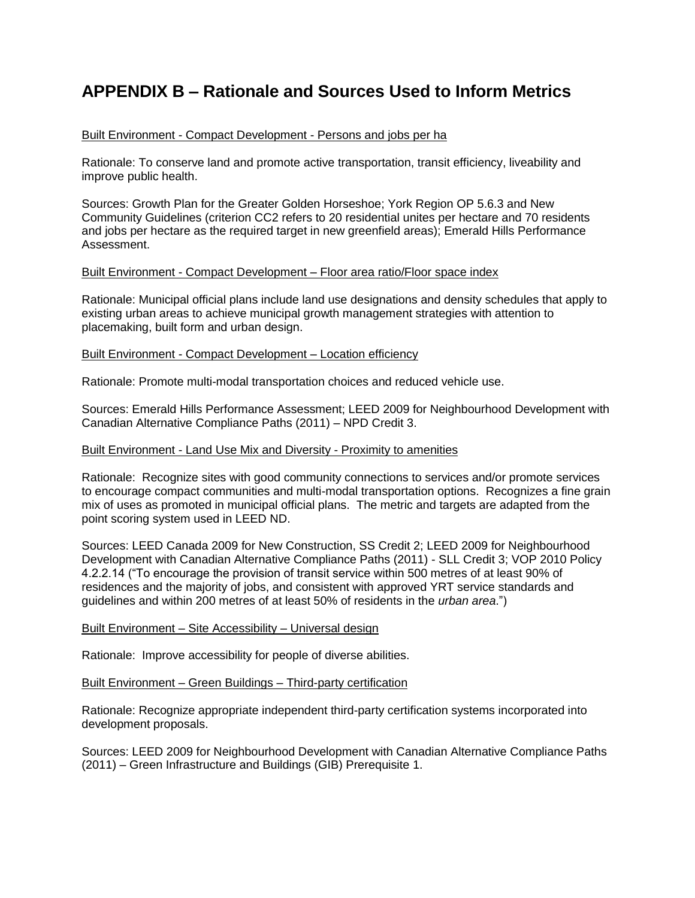# APPENDIX B – Rationale and Sources Used to Inform Metrics

Built Environment - Compact Development - Persons and jobs per ha

Rationale: To conserve land and promote active transportation, transit efficiency, liveability and improve public health.

Sources: Growth Plan for the Greater Golden Horseshoe; York Region OP 5.6.3 and New Community Guidelines (criterion CC2 refers to 20 residential unites per hectare and 70 residents and jobs per hectare as the required target in new greenfield areas); Emerald Hills Performance Assessment.

Built Environment - Compact Development – Floor area ratio/Floor space index

Rationale: Municipal official plans include land use designations and density schedules that apply to existing urban areas to achieve municipal growth management strategies with attention to placemaking, built form and urban design.

Built Environment - Compact Development – Location efficiency

Rationale: Promote multi-modal transportation choices and reduced vehicle use.

Sources: Emerald Hills Performance Assessment; LEED 2009 for Neighbourhood Development with Canadian Alternative Compliance Paths (2011) – NPD Credit 3.

Built Environment - Land Use Mix and Diversity - Proximity to amenities

Rationale: Recognize sites with good community connections to services and/or promote services to encourage compact communities and multi-modal transportation options. Recognizes a fine grain mix of uses as promoted in municipal official plans. The metric and targets are adapted from the point scoring system used in LEED ND.

Sources: LEED Canada 2009 for New Construction, SS Credit 2; LEED 2009 for Neighbourhood Development with Canadian Alternative Compliance Paths (2011) - SLL Credit 3; VOP 2010 Policy 4.2.2.14 ("To encourage the provision of transit service within 500 metres of at least 90% of residences and the majority of jobs, and consistent with approved YRT service standards and guidelines and within 200 metres of at least 50% of residents in the *urban area*.")

Built Environment – Site Accessibility – Universal design

Rationale: Improve accessibility for people of diverse abilities.

Built Environment – Green Buildings – Third-party certification

Rationale: Recognize appropriate independent third-party certification systems incorporated into development proposals.

Sources: LEED 2009 for Neighbourhood Development with Canadian Alternative Compliance Paths (2011) – Green Infrastructure and Buildings (GIB) Prerequisite 1.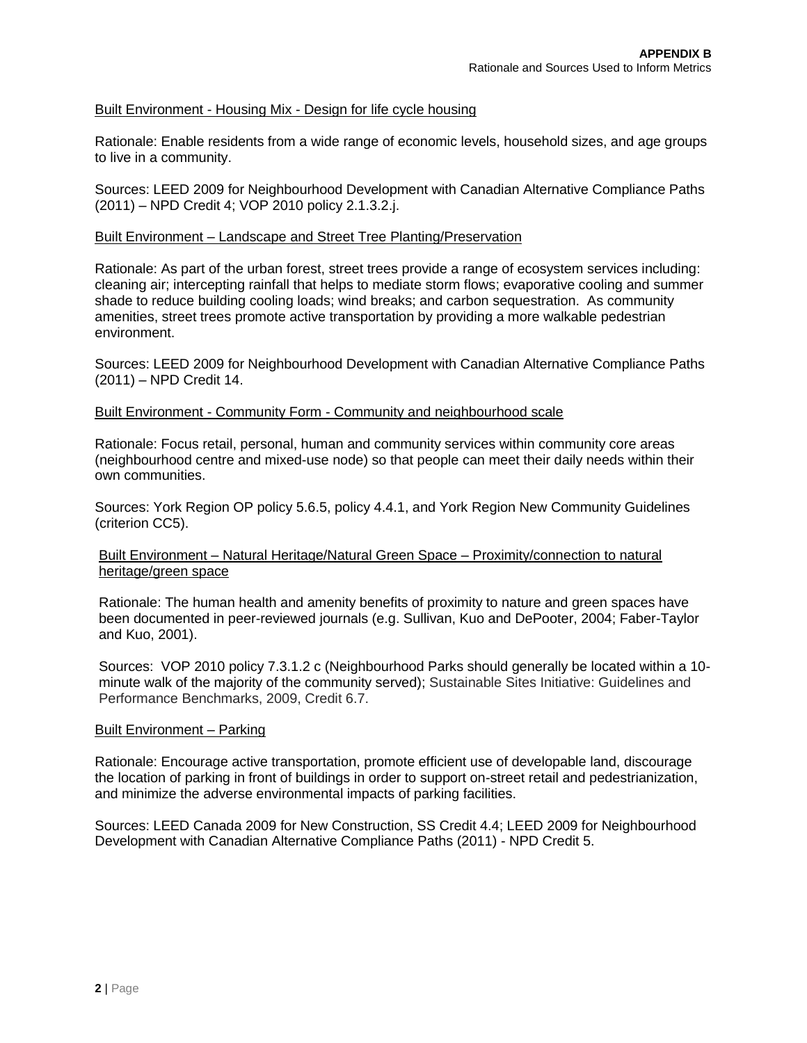Built Environment - Housing Mix - Design for life cycle housing

Rationale: Enable residents from a wide range of economic levels, household sizes, and age groups to live in a community.

Sources: LEED 2009 for Neighbourhood Development with Canadian Alternative Compliance Paths (2011) – NPD Credit 4; VOP 2010 policy 2.1.3.2.j.

Built Environment – Landscape and Street Tree Planting/Preservation

Rationale: As part of the urban forest, street trees provide a range of ecosystem services including: cleaning air; intercepting rainfall that helps to mediate storm flows; evaporative cooling and summer shade to reduce building cooling loads; wind breaks; and carbon sequestration. As community amenities, street trees promote active transportation by providing a more walkable pedestrian environment.

Sources: LEED 2009 for Neighbourhood Development with Canadian Alternative Compliance Paths (2011) – NPD Credit 14.

Built Environment - Community Form - Community and neighbourhood scale

Rationale: Focus retail, personal, human and community services within community core areas (neighbourhood centre and mixed-use node) so that people can meet their daily needs within their own communities.

Sources: York Region OP policy 5.6.5, policy 4.4.1, and York Region New Community Guidelines (criterion CC5).

Built Environment – Natural Heritage/Natural Green Space – Proximity/connection to natural heritage/green space

Rationale: The human health and amenity benefits of proximity to nature and green spaces have been documented in peer-reviewed journals (e.g. Sullivan, Kuo and DePooter, 2004; Faber-Taylor and Kuo, 2001).

Sources: VOP 2010 policy 7.3.1.2 c (Neighbourhood Parks should generally be located within a 10-minute walk of the majority of the community served); Sustainable Sites Initiative: Guidelines and Performance Benchmarks, 2009, Credit 6.7.

Built Environment – Parking

Rationale: Encourage active transportation, promote efficient use of developable land, discourage the location of parking in front of buildings in order to support on-street retail and pedestrianization, and minimize the adverse environmental impacts of parking facilities.

Sources: LEED Canada 2009 for New Construction, SS Credit 4.4; LEED 2009 for Neighbourhood Development with Canadian Alternative Compliance Paths (2011) - NPD Credit 5.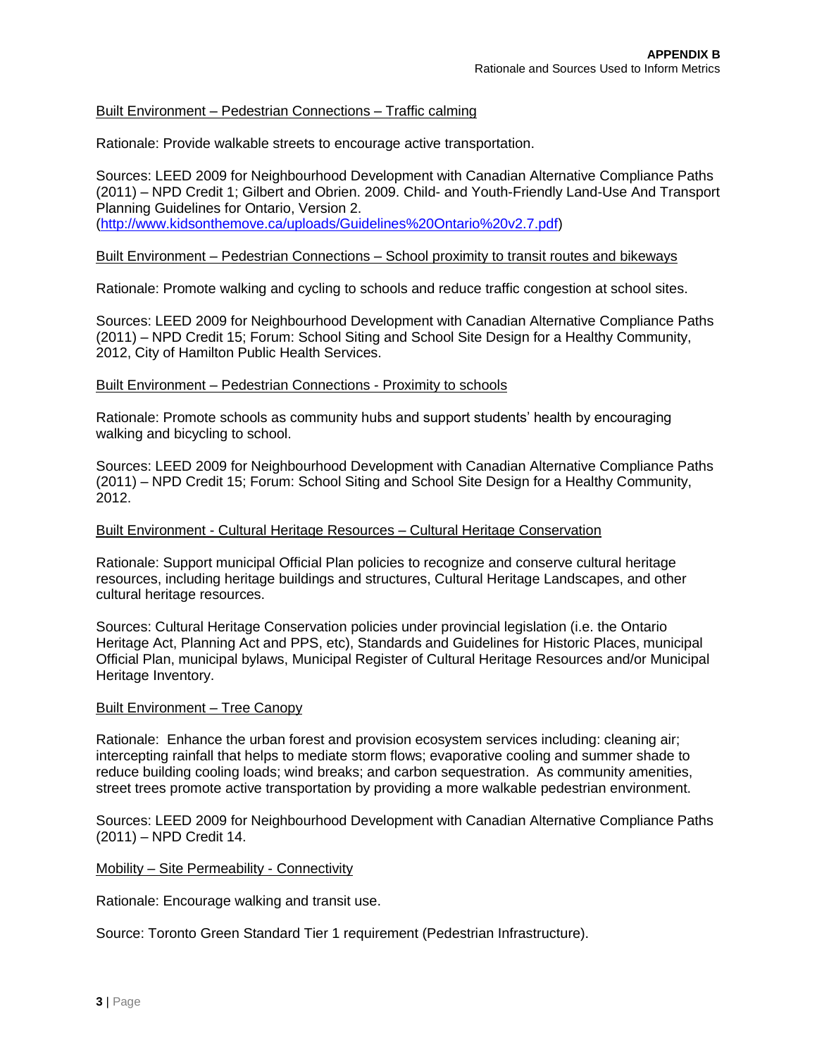Built Environment – Pedestrian Connections – Traffic calming

Rationale: Provide walkable streets to encourage active transportation.

Sources: LEED 2009 for Neighbourhood Development with Canadian Alternative Compliance Paths (2011) – NPD Credit 1; Gilbert and Obrien. 2009. Child- and Youth-Friendly Land-Use And Transport Planning Guidelines for Ontario, Version 2. (http://www.kidsonthemove.ca/uploads/Guidelines%20Ontario%20v2.7.pdf)

Built Environment – Pedestrian Connections – School proximity to transit routes and bikeways

Rationale: Promote walking and cycling to schools and reduce traffic congestion at school sites.

Sources: LEED 2009 for Neighbourhood Development with Canadian Alternative Compliance Paths (2011) – NPD Credit 15; Forum: School Siting and School Site Design for a Healthy Community, 2012, City of Hamilton Public Health Services.

Built Environment – Pedestrian Connections - Proximity to schools

Rationale: Promote schools as community hubs and support students' health by encouraging walking and bicycling to school.

Sources: LEED 2009 for Neighbourhood Development with Canadian Alternative Compliance Paths (2011) – NPD Credit 15; Forum: School Siting and School Site Design for a Healthy Community, 2012.

Built Environment - Cultural Heritage Resources – Cultural Heritage Conservation

Rationale: Support municipal Official Plan policies to recognize and conserve cultural heritage resources, including heritage buildings and structures, Cultural Heritage Landscapes, and other cultural heritage resources.

Sources: Cultural Heritage Conservation policies under provincial legislation (i.e. the Ontario Heritage Act, Planning Act and PPS, etc), Standards and Guidelines for Historic Places, municipal Official Plan, municipal bylaws, Municipal Register of Cultural Heritage Resources and/or Municipal Heritage Inventory.

Built Environment – Tree Canopy

Rationale: Enhance the urban forest and provision ecosystem services including: cleaning air; intercepting rainfall that helps to mediate storm flows; evaporative cooling and summer shade to reduce building cooling loads; wind breaks; and carbon sequestration. As community amenities, street trees promote active transportation by providing a more walkable pedestrian environment.

Sources: LEED 2009 for Neighbourhood Development with Canadian Alternative Compliance Paths (2011) – NPD Credit 14.

Mobility – Site Permeability - Connectivity

Rationale: Encourage walking and transit use.

Source: Toronto Green Standard Tier 1 requirement (Pedestrian Infrastructure).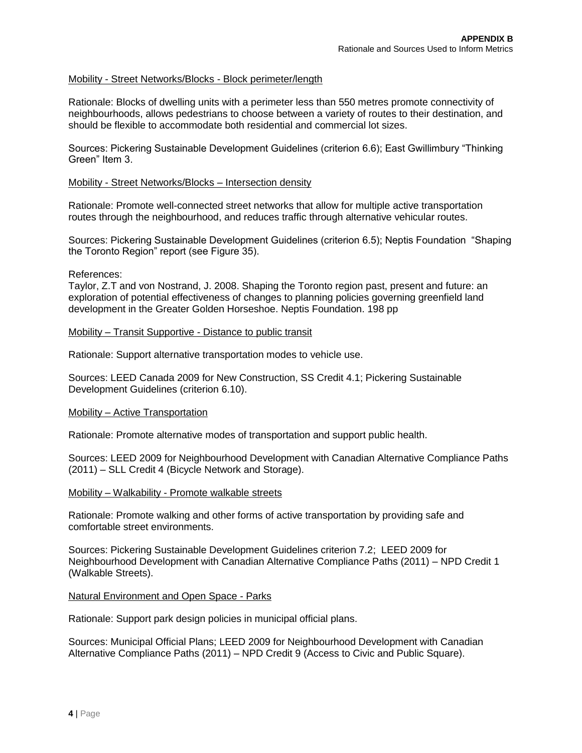Mobility - Street Networks/Blocks - Block perimeter/length

Rationale: Blocks of dwelling units with a perimeter less than 550 metres promote connectivity of neighbourhoods, allows pedestrians to choose between a variety of routes to their destination, and should be flexible to accommodate both residential and commercial lot sizes.

Sources: Pickering Sustainable Development Guidelines (criterion 6.6); East Gwillimbury "Thinking Green" Item 3.

Mobility - Street Networks/Blocks – Intersection density

Rationale: Promote well-connected street networks that allow for multiple active transportation routes through the neighbourhood, and reduces traffic through alternative vehicular routes.

Sources: Pickering Sustainable Development Guidelines (criterion 6.5); Neptis Foundation "Shaping the Toronto Region" report (see Figure 35).

References:
Taylor, Z.T and von Nostrand, J. 2008. Shaping the Toronto region past, present and future: an exploration of potential effectiveness of changes to planning policies governing greenfield land development in the Greater Golden Horseshoe. Neptis Foundation. 198 pp

Mobility – Transit Supportive - Distance to public transit

Rationale: Support alternative transportation modes to vehicle use.

Sources: LEED Canada 2009 for New Construction, SS Credit 4.1; Pickering Sustainable Development Guidelines (criterion 6.10).

Mobility – Active Transportation

Rationale: Promote alternative modes of transportation and support public health.

Sources: LEED 2009 for Neighbourhood Development with Canadian Alternative Compliance Paths (2011) – SLL Credit 4 (Bicycle Network and Storage).

Mobility – Walkability - Promote walkable streets

Rationale: Promote walking and other forms of active transportation by providing safe and comfortable street environments.

Sources: Pickering Sustainable Development Guidelines criterion 7.2; LEED 2009 for Neighbourhood Development with Canadian Alternative Compliance Paths (2011) – NPD Credit 1 (Walkable Streets).

Natural Environment and Open Space - Parks

Rationale: Support park design policies in municipal official plans.

Sources: Municipal Official Plans; LEED 2009 for Neighbourhood Development with Canadian Alternative Compliance Paths (2011) – NPD Credit 9 (Access to Civic and Public Square).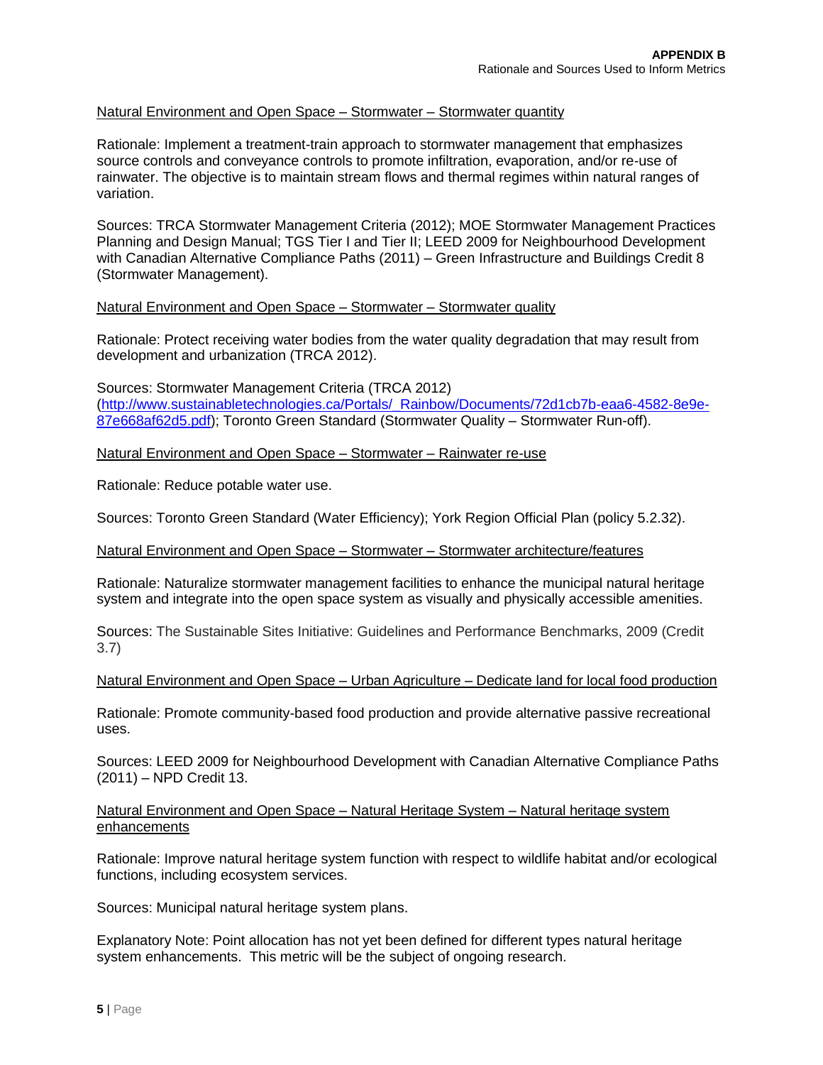Natural Environment and Open Space – Stormwater – Stormwater quantity

Rationale: Implement a treatment-train approach to stormwater management that emphasizes source controls and conveyance controls to promote infiltration, evaporation, and/or re-use of rainwater. The objective is to maintain stream flows and thermal regimes within natural ranges of variation.

Sources: TRCA Stormwater Management Criteria (2012); MOE Stormwater Management Practices Planning and Design Manual; TGS Tier I and Tier II; LEED 2009 for Neighbourhood Development with Canadian Alternative Compliance Paths (2011) – Green Infrastructure and Buildings Credit 8 (Stormwater Management).

Natural Environment and Open Space – Stormwater – Stormwater quality

Rationale: Protect receiving water bodies from the water quality degradation that may result from development and urbanization (TRCA 2012).

Sources: Stormwater Management Criteria (TRCA 2012) (http://www.sustainabletechnologies.ca/Portals/_Rainbow/Documents/72d1cb7b-eaa6-4582-8e9e-87e668af62d5.pdf); Toronto Green Standard (Stormwater Quality – Stormwater Run-off).

Natural Environment and Open Space – Stormwater – Rainwater re-use

Rationale: Reduce potable water use.

Sources: Toronto Green Standard (Water Efficiency); York Region Official Plan (policy 5.2.32).

Natural Environment and Open Space – Stormwater – Stormwater architecture/features

Rationale: Naturalize stormwater management facilities to enhance the municipal natural heritage system and integrate into the open space system as visually and physically accessible amenities.

Sources: The Sustainable Sites Initiative: Guidelines and Performance Benchmarks, 2009 (Credit 3.7)

Natural Environment and Open Space – Urban Agriculture – Dedicate land for local food production

Rationale: Promote community-based food production and provide alternative passive recreational uses.

Sources: LEED 2009 for Neighbourhood Development with Canadian Alternative Compliance Paths (2011) – NPD Credit 13.

Natural Environment and Open Space – Natural Heritage System – Natural heritage system enhancements

Rationale: Improve natural heritage system function with respect to wildlife habitat and/or ecological functions, including ecosystem services.

Sources: Municipal natural heritage system plans.

Explanatory Note: Point allocation has not yet been defined for different types natural heritage system enhancements. This metric will be the subject of ongoing research.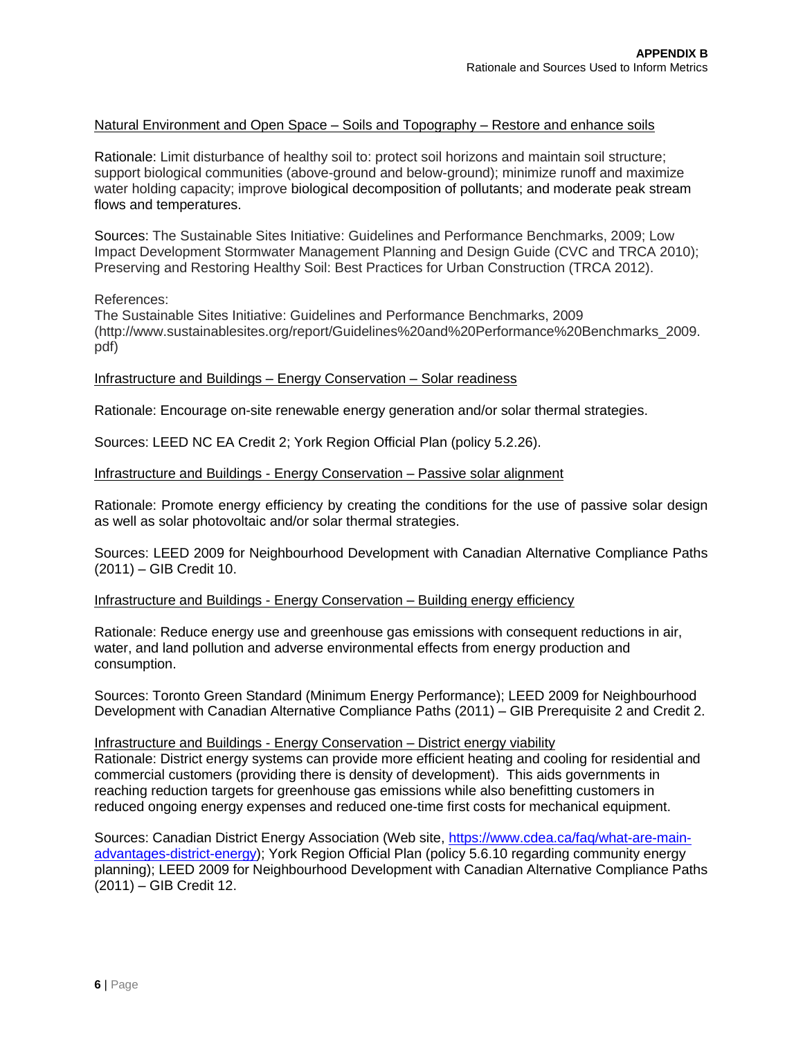Natural Environment and Open Space – Soils and Topography – Restore and enhance soils

Rationale: Limit disturbance of healthy soil to: protect soil horizons and maintain soil structure; support biological communities (above-ground and below-ground); minimize runoff and maximize water holding capacity; improve biological decomposition of pollutants; and moderate peak stream flows and temperatures.

Sources: The Sustainable Sites Initiative: Guidelines and Performance Benchmarks, 2009; Low Impact Development Stormwater Management Planning and Design Guide (CVC and TRCA 2010); Preserving and Restoring Healthy Soil: Best Practices for Urban Construction (TRCA 2012).

References:
The Sustainable Sites Initiative: Guidelines and Performance Benchmarks, 2009 (http://www.sustainablesites.org/report/Guidelines%20and%20Performance%20Benchmarks_2009.pdf)

Infrastructure and Buildings – Energy Conservation – Solar readiness

Rationale: Encourage on-site renewable energy generation and/or solar thermal strategies.

Sources: LEED NC EA Credit 2; York Region Official Plan (policy 5.2.26).

Infrastructure and Buildings - Energy Conservation – Passive solar alignment

Rationale: Promote energy efficiency by creating the conditions for the use of passive solar design as well as solar photovoltaic and/or solar thermal strategies.

Sources: LEED 2009 for Neighbourhood Development with Canadian Alternative Compliance Paths (2011) – GIB Credit 10.

Infrastructure and Buildings - Energy Conservation – Building energy efficiency

Rationale: Reduce energy use and greenhouse gas emissions with consequent reductions in air, water, and land pollution and adverse environmental effects from energy production and consumption.

Sources: Toronto Green Standard (Minimum Energy Performance); LEED 2009 for Neighbourhood Development with Canadian Alternative Compliance Paths (2011) – GIB Prerequisite 2 and Credit 2.

Infrastructure and Buildings - Energy Conservation – District energy viability
Rationale: District energy systems can provide more efficient heating and cooling for residential and commercial customers (providing there is density of development). This aids governments in reaching reduction targets for greenhouse gas emissions while also benefitting customers in reduced ongoing energy expenses and reduced one-time first costs for mechanical equipment.

Sources: Canadian District Energy Association (Web site, https://www.cdea.ca/faq/what-are-main-advantages-district-energy); York Region Official Plan (policy 5.6.10 regarding community energy planning); LEED 2009 for Neighbourhood Development with Canadian Alternative Compliance Paths (2011) – GIB Credit 12.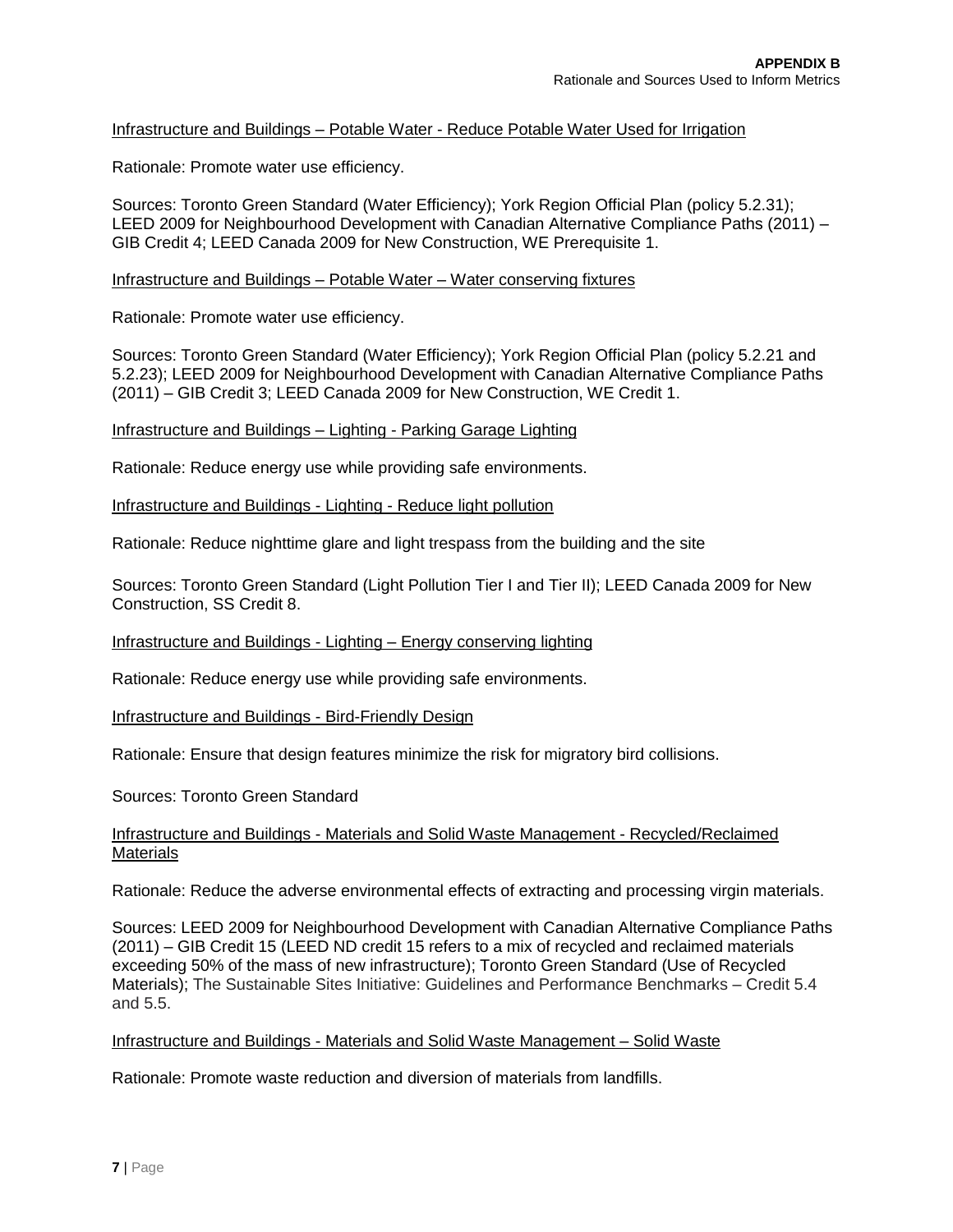Infrastructure and Buildings – Potable Water - Reduce Potable Water Used for Irrigation

Rationale: Promote water use efficiency.

Sources: Toronto Green Standard (Water Efficiency); York Region Official Plan (policy 5.2.31); LEED 2009 for Neighbourhood Development with Canadian Alternative Compliance Paths (2011) – GIB Credit 4; LEED Canada 2009 for New Construction, WE Prerequisite 1.

Infrastructure and Buildings – Potable Water – Water conserving fixtures

Rationale: Promote water use efficiency.

Sources: Toronto Green Standard (Water Efficiency); York Region Official Plan (policy 5.2.21 and 5.2.23); LEED 2009 for Neighbourhood Development with Canadian Alternative Compliance Paths (2011) – GIB Credit 3; LEED Canada 2009 for New Construction, WE Credit 1.

Infrastructure and Buildings – Lighting - Parking Garage Lighting

Rationale: Reduce energy use while providing safe environments.

Infrastructure and Buildings - Lighting - Reduce light pollution

Rationale: Reduce nighttime glare and light trespass from the building and the site

Sources: Toronto Green Standard (Light Pollution Tier I and Tier II); LEED Canada 2009 for New Construction, SS Credit 8.

Infrastructure and Buildings - Lighting – Energy conserving lighting

Rationale: Reduce energy use while providing safe environments.

Infrastructure and Buildings - Bird-Friendly Design

Rationale: Ensure that design features minimize the risk for migratory bird collisions.

Sources: Toronto Green Standard

Infrastructure and Buildings - Materials and Solid Waste Management - Recycled/Reclaimed Materials

Rationale: Reduce the adverse environmental effects of extracting and processing virgin materials.

Sources: LEED 2009 for Neighbourhood Development with Canadian Alternative Compliance Paths (2011) – GIB Credit 15 (LEED ND credit 15 refers to a mix of recycled and reclaimed materials exceeding 50% of the mass of new infrastructure); Toronto Green Standard (Use of Recycled Materials); The Sustainable Sites Initiative: Guidelines and Performance Benchmarks – Credit 5.4 and 5.5.

Infrastructure and Buildings - Materials and Solid Waste Management – Solid Waste

Rationale: Promote waste reduction and diversion of materials from landfills.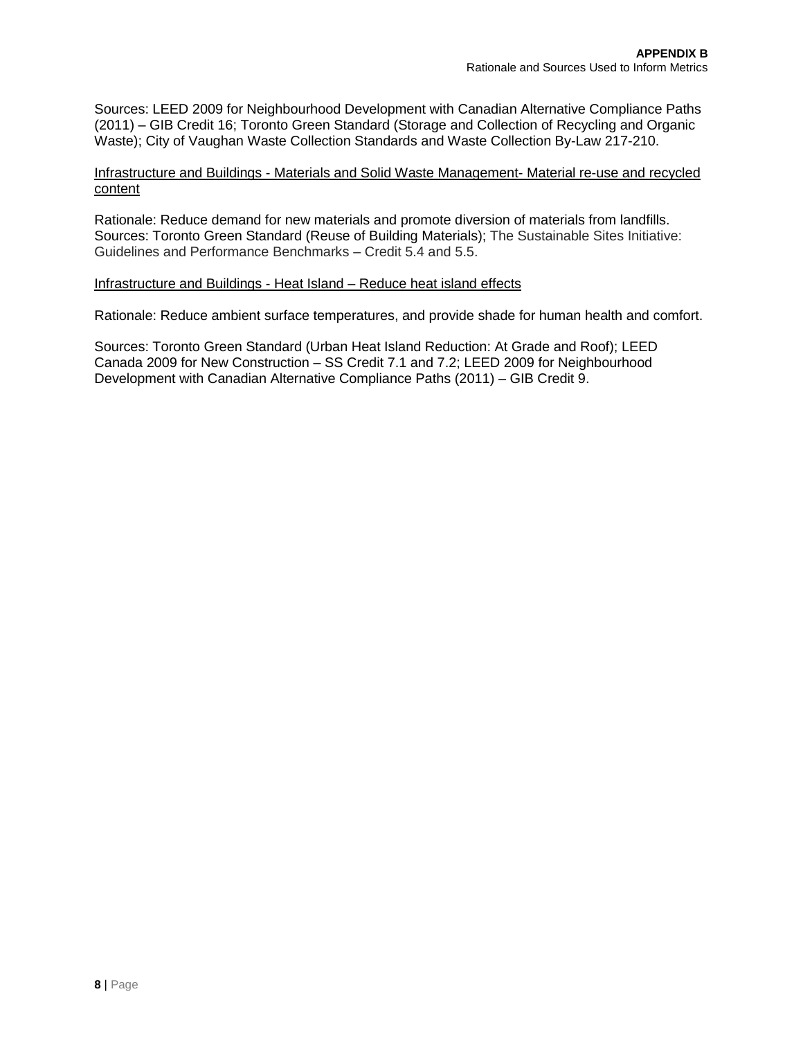Sources: LEED 2009 for Neighbourhood Development with Canadian Alternative Compliance Paths (2011) – GIB Credit 16; Toronto Green Standard (Storage and Collection of Recycling and Organic Waste); City of Vaughan Waste Collection Standards and Waste Collection By-Law 217-210.

<u>Infrastructure and Buildings - Materials and Solid Waste Management- Material re-use and recycled content</u>

Rationale: Reduce demand for new materials and promote diversion of materials from landfills. Sources: Toronto Green Standard (Reuse of Building Materials); The Sustainable Sites Initiative: Guidelines and Performance Benchmarks – Credit 5.4 and 5.5.

<u>Infrastructure and Buildings - Heat Island – Reduce heat island effects</u>

Rationale: Reduce ambient surface temperatures, and provide shade for human health and comfort.

Sources: Toronto Green Standard (Urban Heat Island Reduction: At Grade and Roof); LEED Canada 2009 for New Construction – SS Credit 7.1 and 7.2; LEED 2009 for Neighbourhood Development with Canadian Alternative Compliance Paths (2011) – GIB Credit 9.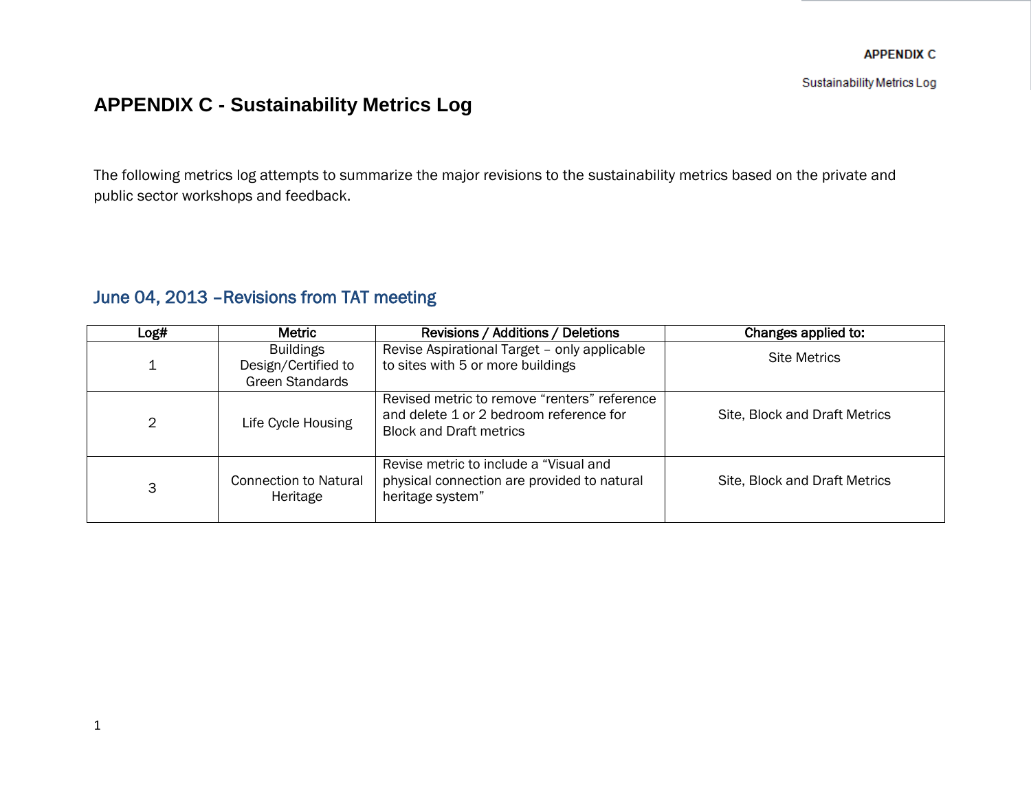# APPENDIX C - Sustainability Metrics Log

The following metrics log attempts to summarize the major revisions to the sustainability metrics based on the private and public sector workshops and feedback.

## June 04, 2013 –Revisions from TAT meeting

| Log# | Metric | Revisions / Additions / Deletions | Changes applied to: |
|---|---|---|---|
| 1 | Buildings Design/Certified to Green Standards | Revise Aspirational Target – only applicable to sites with 5 or more buildings | Site Metrics |
| 2 | Life Cycle Housing | Revised metric to remove "renters" reference and delete 1 or 2 bedroom reference for Block and Draft metrics | Site, Block and Draft Metrics |
| 3 | Connection to Natural Heritage | Revise metric to include a "Visual and physical connection are provided to natural heritage system" | Site, Block and Draft Metrics |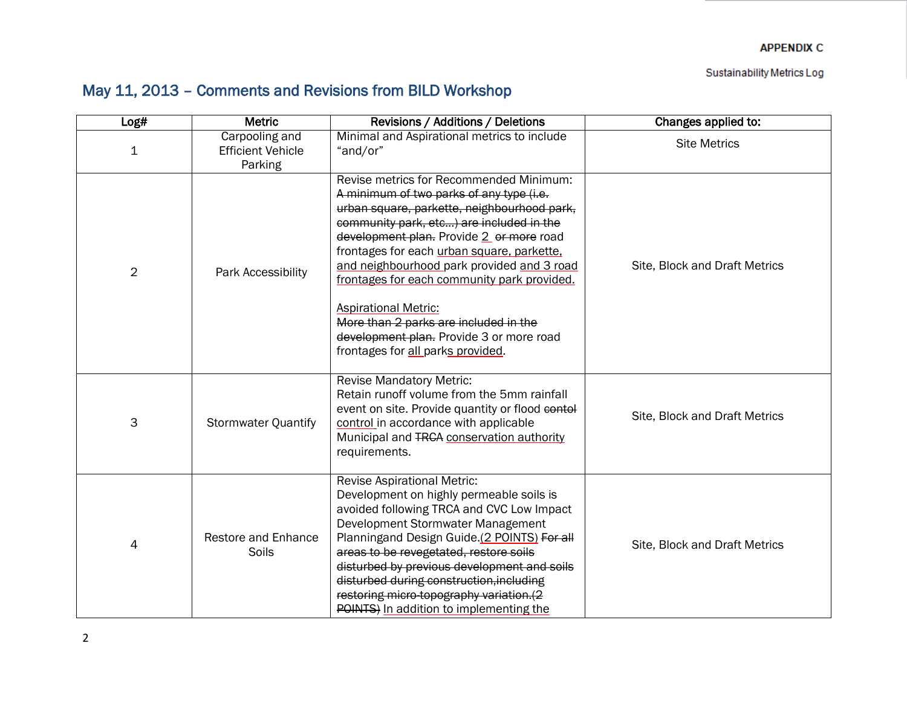**APPENDIX C**

Sustainability Metrics Log

## May 11, 2013 – Comments and Revisions from BILD Workshop

| Log# | Metric | Revisions / Additions / Deletions | Changes applied to: |
|---|---|---|---|
| 1 | Carpooling and Efficient Vehicle Parking | Minimal and Aspirational metrics to include "and/or" | Site Metrics |
| 2 | Park Accessibility | Revise metrics for Recommended Minimum: ~~A minimum of two parks of any type (i.e. urban square, parkette, neighbourhood park, community park, etc...) are included in the development plan.~~ Provide 2 ~~or more~~ road frontages for each urban square, parkette, and neighbourhood park provided and 3 road frontages for each community park provided.<br><br>Aspirational Metric:<br>~~More than 2 parks are included in the development plan.~~ Provide 3 or more road frontages for all parks provided. | Site, Block and Draft Metrics |
| 3 | Stormwater Quantify | Revise Mandatory Metric:<br>Retain runoff volume from the 5mm rainfall event on site. Provide quantity or flood ~~contol~~ control in accordance with applicable Municipal and ~~TRCA~~ conservation authority requirements. | Site, Block and Draft Metrics |
| 4 | Restore and Enhance Soils | Revise Aspirational Metric:<br>Development on highly permeable soils is avoided following TRCA and CVC Low Impact Development Stormwater Management Planningand Design Guide.(2 POINTS) ~~For all areas to be revegetated, restore soils disturbed by previous development and soils disturbed during construction,including restoring micro-topography variation.(2 POINTS)~~ In addition to implementing the | Site, Block and Draft Metrics |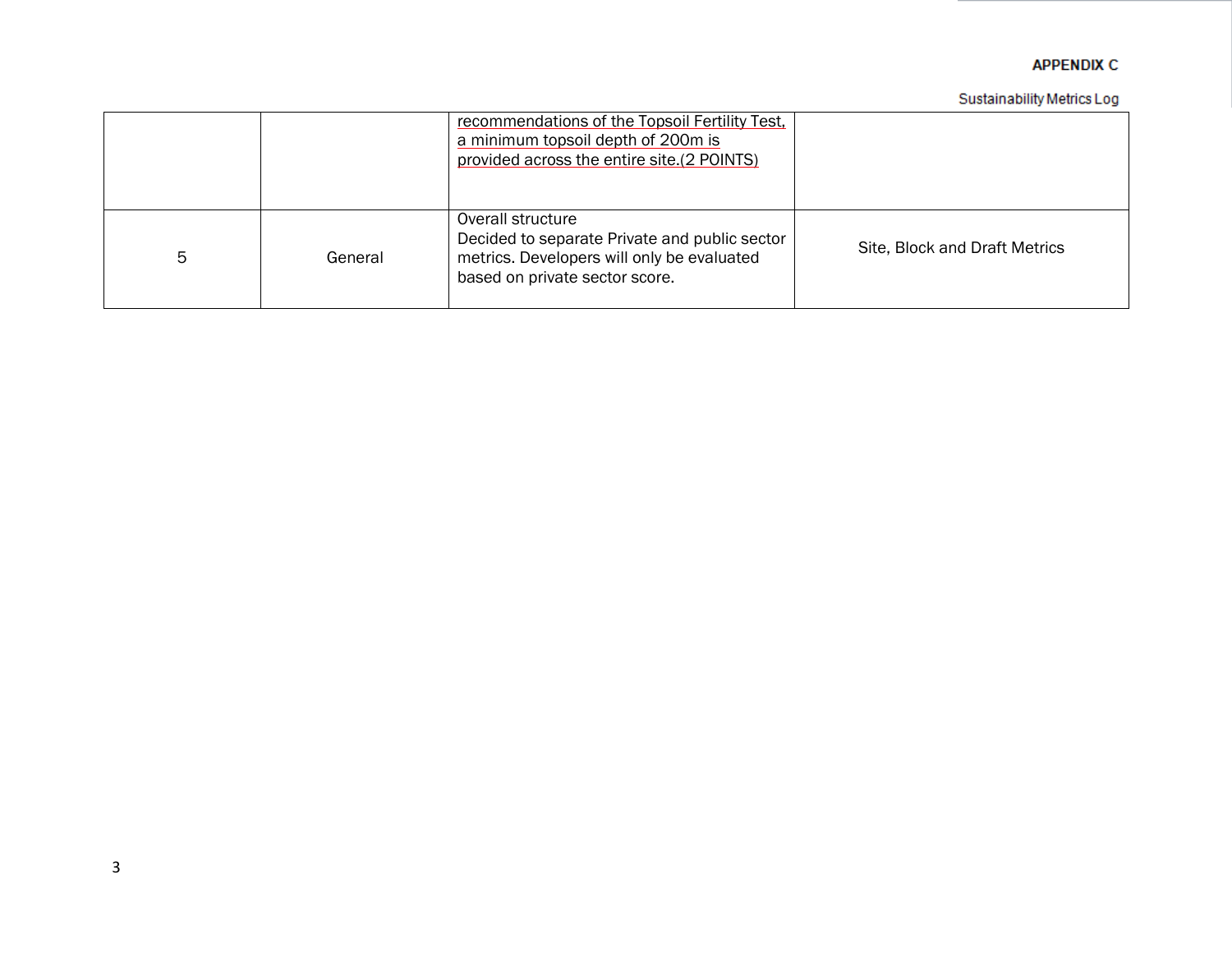| | | | |
|---|---|---|---|
| | | recommendations of the Topsoil Fertility Test, a minimum topsoil depth of 200m is provided across the entire site.(2 POINTS) | |
| 5 | General | Overall structure<br>Decided to separate Private and public sector metrics. Developers will only be evaluated based on private sector score. | Site, Block and Draft Metrics |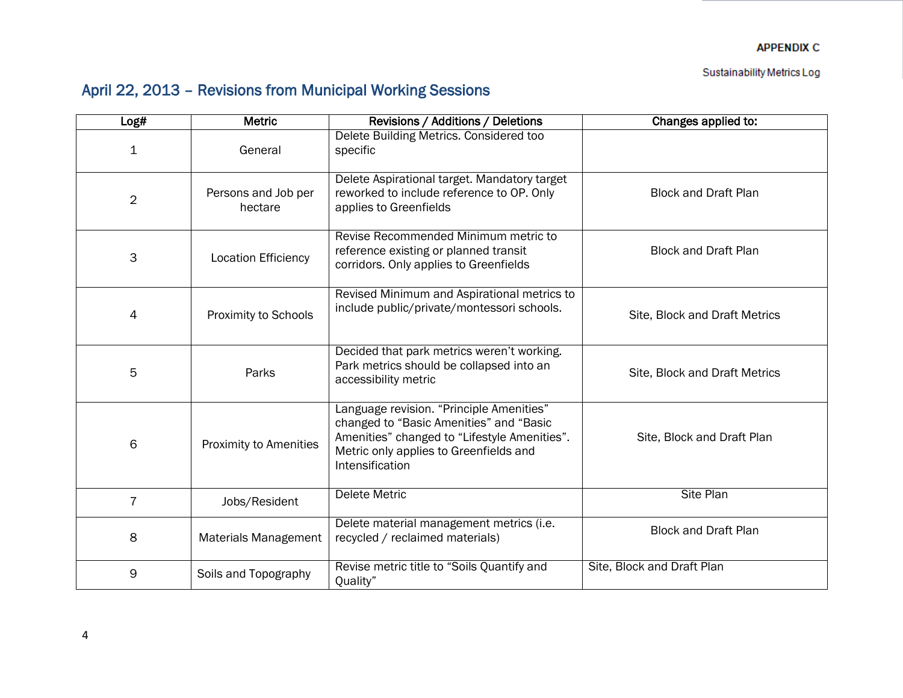APPENDIX C

Sustainability Metrics Log

## April 22, 2013 – Revisions from Municipal Working Sessions

| Log# | Metric | Revisions / Additions / Deletions | Changes applied to: |
|---|---|---|---|
| 1 | General | Delete Building Metrics. Considered too specific | |
| 2 | Persons and Job per hectare | Delete Aspirational target. Mandatory target reworked to include reference to OP. Only applies to Greenfields | Block and Draft Plan |
| 3 | Location Efficiency | Revise Recommended Minimum metric to reference existing or planned transit corridors. Only applies to Greenfields | Block and Draft Plan |
| 4 | Proximity to Schools | Revised Minimum and Aspirational metrics to include public/private/montessori schools. | Site, Block and Draft Metrics |
| 5 | Parks | Decided that park metrics weren't working. Park metrics should be collapsed into an accessibility metric | Site, Block and Draft Metrics |
| 6 | Proximity to Amenities | Language revision. "Principle Amenities" changed to "Basic Amenities" and "Basic Amenities" changed to "Lifestyle Amenities". Metric only applies to Greenfields and Intensification | Site, Block and Draft Plan |
| 7 | Jobs/Resident | Delete Metric | Site Plan |
| 8 | Materials Management | Delete material management metrics (i.e. recycled / reclaimed materials) | Block and Draft Plan |
| 9 | Soils and Topography | Revise metric title to "Soils Quantify and Quality" | Site, Block and Draft Plan |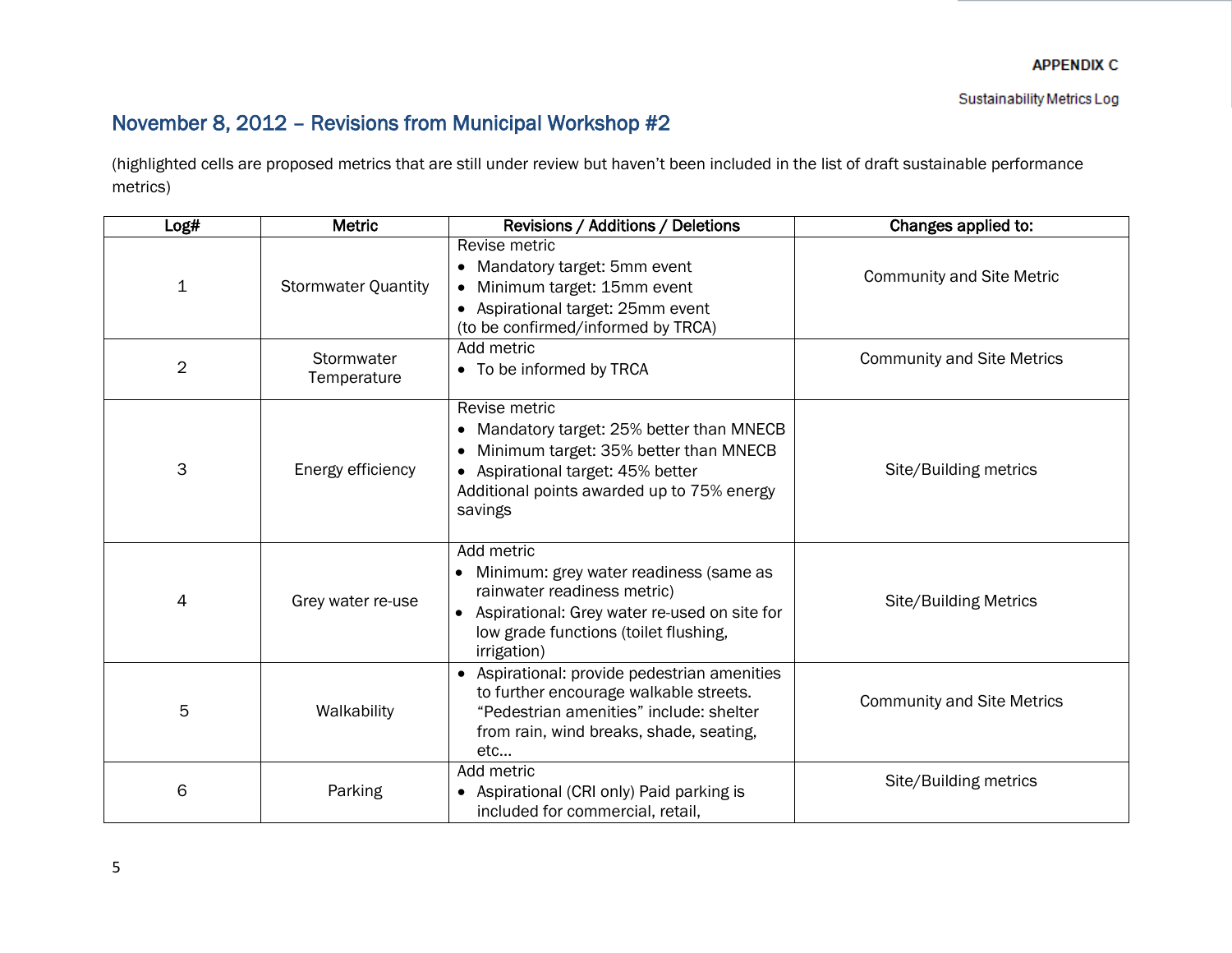## November 8, 2012 – Revisions from Municipal Workshop #2

(highlighted cells are proposed metrics that are still under review but haven't been included in the list of draft sustainable performance metrics)

| Log# | Metric | Revisions / Additions / Deletions | Changes applied to: |
|---|---|---|---|
| 1 | Stormwater Quantity | Revise metric<br>• Mandatory target: 5mm event<br>• Minimum target: 15mm event<br>• Aspirational target: 25mm event<br>(to be confirmed/informed by TRCA) | Community and Site Metric |
| 2 | Stormwater Temperature | Add metric<br>• To be informed by TRCA | Community and Site Metrics |
| 3 | Energy efficiency | Revise metric<br>• Mandatory target: 25% better than MNECB<br>• Minimum target: 35% better than MNECB<br>• Aspirational target: 45% better<br>Additional points awarded up to 75% energy savings | Site/Building metrics |
| 4 | Grey water re-use | Add metric<br>• Minimum: grey water readiness (same as rainwater readiness metric)<br>• Aspirational: Grey water re-used on site for low grade functions (toilet flushing, irrigation) | Site/Building Metrics |
| 5 | Walkability | • Aspirational: provide pedestrian amenities to further encourage walkable streets. "Pedestrian amenities" include: shelter from rain, wind breaks, shade, seating, etc… | Community and Site Metrics |
| 6 | Parking | Add metric<br>• Aspirational (CRI only) Paid parking is included for commercial, retail, | Site/Building metrics |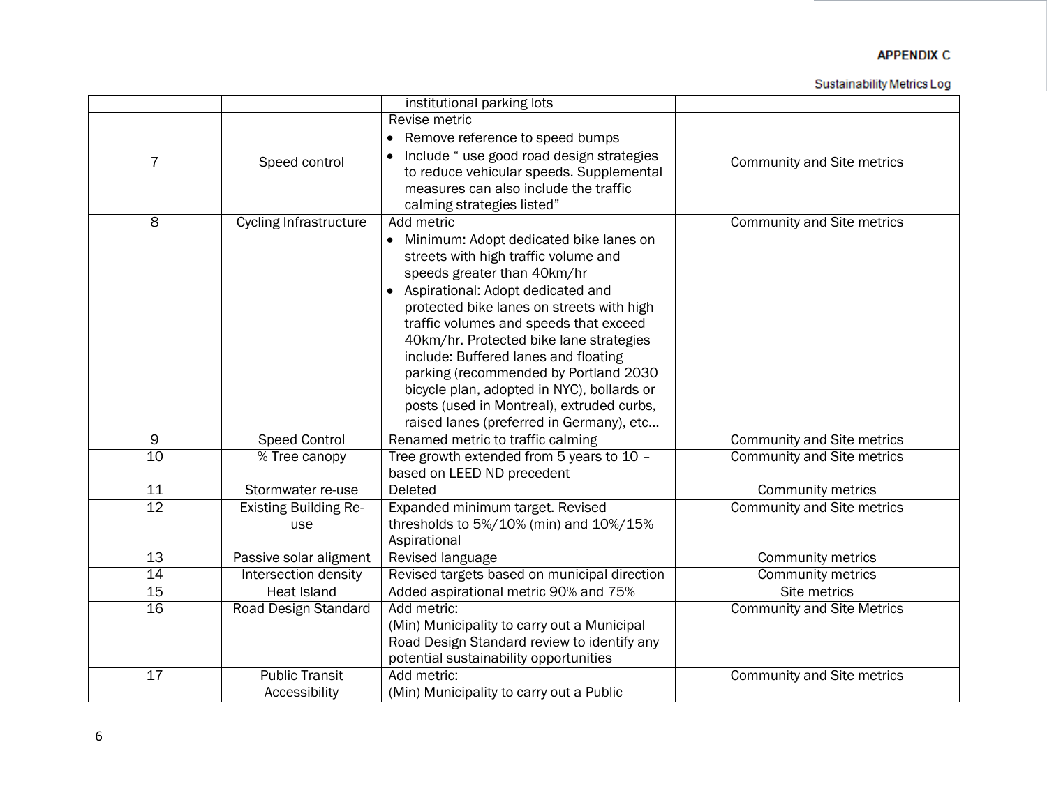| | | | |
|---|---|---|---|
| | | institutional parking lots | |
| 7 | Speed control | Revise metric<br>• Remove reference to speed bumps<br>• Include " use good road design strategies to reduce vehicular speeds. Supplemental measures can also include the traffic calming strategies listed" | Community and Site metrics |
| 8 | Cycling Infrastructure | Add metric<br>• Minimum: Adopt dedicated bike lanes on streets with high traffic volume and speeds greater than 40km/hr<br>• Aspirational: Adopt dedicated and protected bike lanes on streets with high traffic volumes and speeds that exceed 40km/hr. Protected bike lane strategies include: Buffered lanes and floating parking (recommended by Portland 2030 bicycle plan, adopted in NYC), bollards or posts (used in Montreal), extruded curbs, raised lanes (preferred in Germany), etc… | Community and Site metrics |
| 9 | Speed Control | Renamed metric to traffic calming | Community and Site metrics |
| 10 | % Tree canopy | Tree growth extended from 5 years to 10 – based on LEED ND precedent | Community and Site metrics |
| 11 | Stormwater re-use | Deleted | Community metrics |
| 12 | Existing Building Re-use | Expanded minimum target. Revised thresholds to 5%/10% (min) and 10%/15% Aspirational | Community and Site metrics |
| 13 | Passive solar aligment | Revised language | Community metrics |
| 14 | Intersection density | Revised targets based on municipal direction | Community metrics |
| 15 | Heat Island | Added aspirational metric 90% and 75% | Site metrics |
| 16 | Road Design Standard | Add metric:<br>(Min) Municipality to carry out a Municipal Road Design Standard review to identify any potential sustainability opportunities | Community and Site Metrics |
| 17 | Public Transit Accessibility | Add metric:<br>(Min) Municipality to carry out a Public | Community and Site metrics |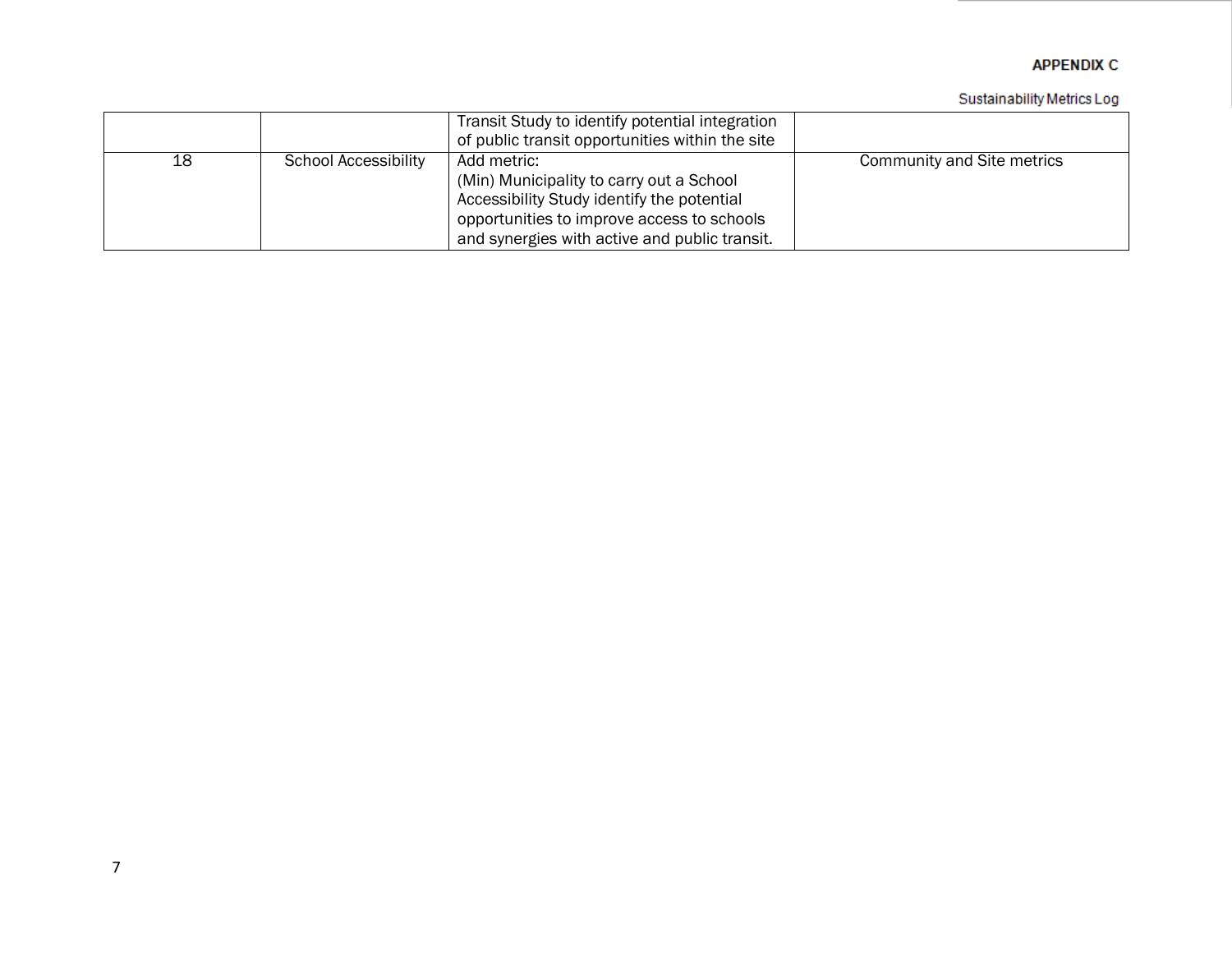| | | | |
|---|---|---|---|
| | | Transit Study to identify potential integration of public transit opportunities within the site | |
| 18 | School Accessibility | Add metric:<br>(Min) Municipality to carry out a School Accessibility Study identify the potential opportunities to improve access to schools and synergies with active and public transit. | Community and Site metrics |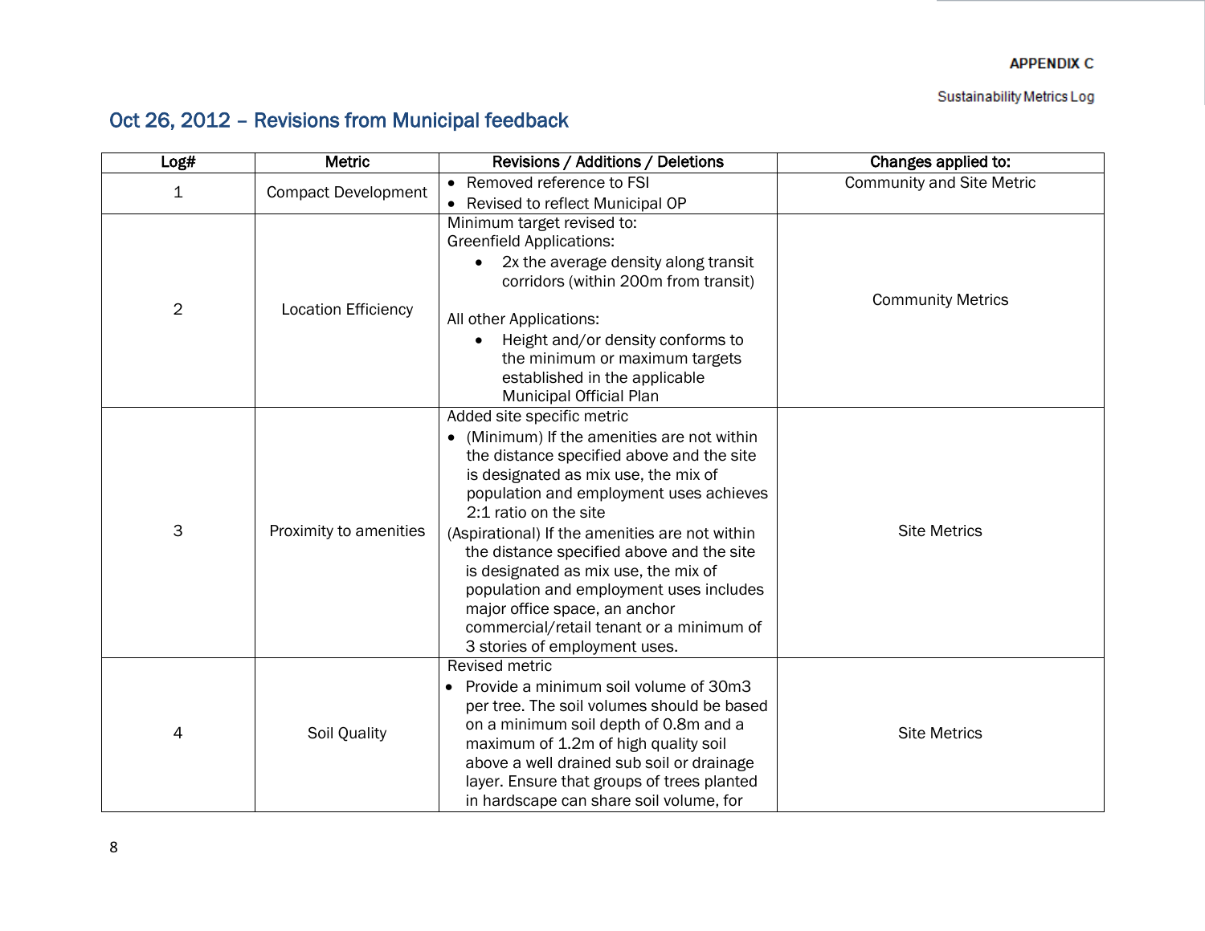## Oct 26, 2012 – Revisions from Municipal feedback

| Log# | Metric | Revisions / Additions / Deletions | Changes applied to: |
|---|---|---|---|
| 1 | Compact Development | • Removed reference to FSI<br>• Revised to reflect Municipal OP | Community and Site Metric |
| 2 | Location Efficiency | Minimum target revised to:<br>Greenfield Applications:<br>• 2x the average density along transit corridors (within 200m from transit)<br><br>All other Applications:<br>• Height and/or density conforms to the minimum or maximum targets established in the applicable Municipal Official Plan | Community Metrics |
| 3 | Proximity to amenities | Added site specific metric<br>• (Minimum) If the amenities are not within the distance specified above and the site is designated as mix use, the mix of population and employment uses achieves 2:1 ratio on the site<br>(Aspirational) If the amenities are not within the distance specified above and the site is designated as mix use, the mix of population and employment uses includes major office space, an anchor commercial/retail tenant or a minimum of 3 stories of employment uses. | Site Metrics |
| 4 | Soil Quality | Revised metric<br>• Provide a minimum soil volume of 30m3 per tree. The soil volumes should be based on a minimum soil depth of 0.8m and a maximum of 1.2m of high quality soil above a well drained sub soil or drainage layer. Ensure that groups of trees planted in hardscape can share soil volume, for | Site Metrics |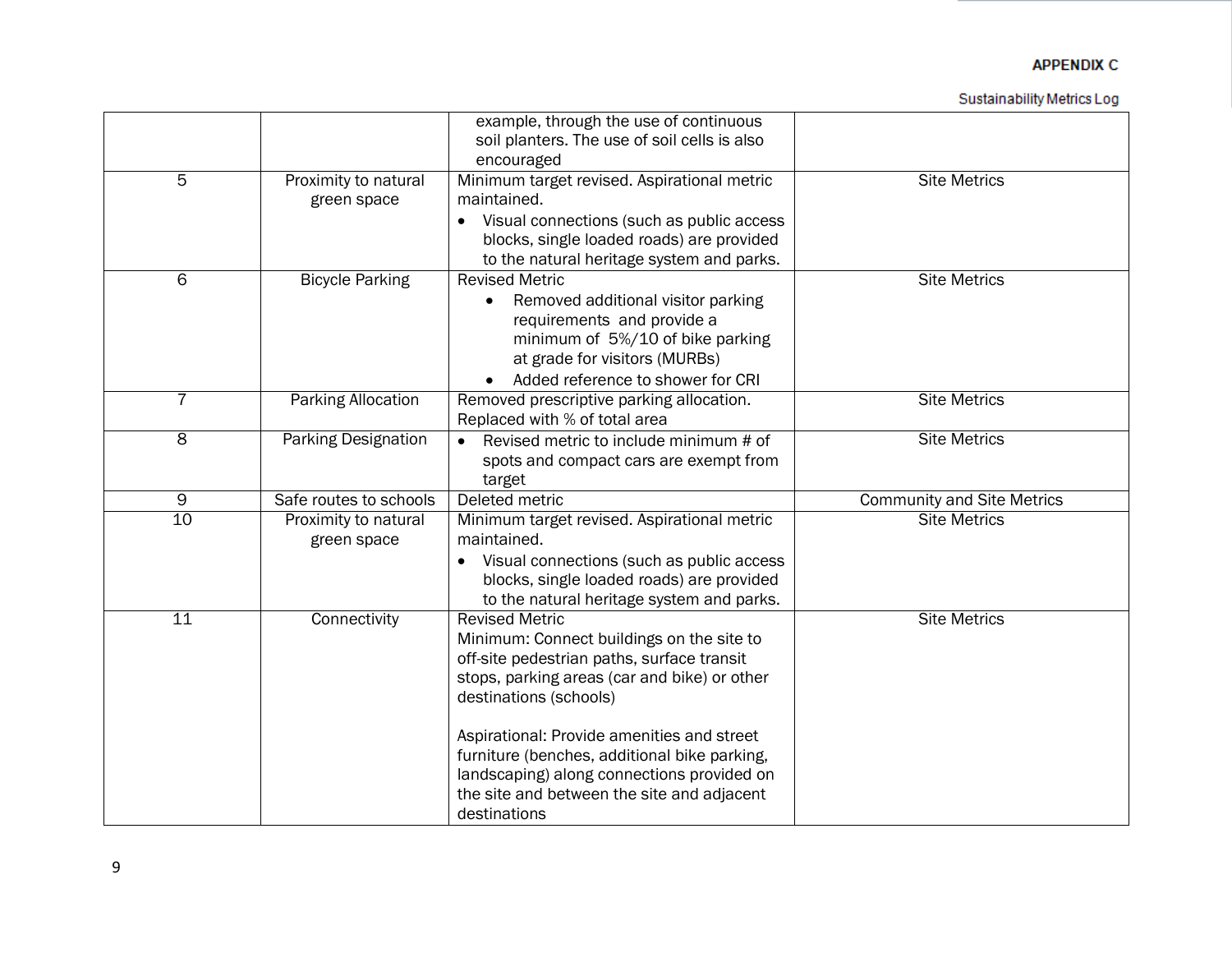| | | | |
|---|---|---|---|
| | | example, through the use of continuous soil planters. The use of soil cells is also encouraged | |
| 5 | Proximity to natural green space | Minimum target revised. Aspirational metric maintained.<br>• Visual connections (such as public access blocks, single loaded roads) are provided to the natural heritage system and parks. | Site Metrics |
| 6 | Bicycle Parking | Revised Metric<br>• Removed additional visitor parking requirements and provide a minimum of 5%/10 of bike parking at grade for visitors (MURBs)<br>• Added reference to shower for CRI | Site Metrics |
| 7 | Parking Allocation | Removed prescriptive parking allocation. Replaced with % of total area | Site Metrics |
| 8 | Parking Designation | • Revised metric to include minimum # of spots and compact cars are exempt from target | Site Metrics |
| 9 | Safe routes to schools | Deleted metric | Community and Site Metrics |
| 10 | Proximity to natural green space | Minimum target revised. Aspirational metric maintained.<br>• Visual connections (such as public access blocks, single loaded roads) are provided to the natural heritage system and parks. | Site Metrics |
| 11 | Connectivity | Revised Metric<br>Minimum: Connect buildings on the site to off-site pedestrian paths, surface transit stops, parking areas (car and bike) or other destinations (schools)<br><br>Aspirational: Provide amenities and street furniture (benches, additional bike parking, landscaping) along connections provided on the site and between the site and adjacent destinations | Site Metrics |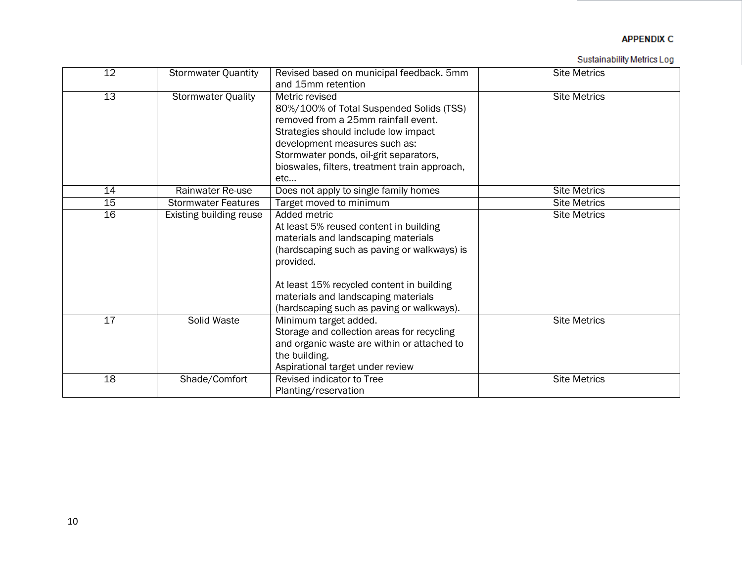| 12 | Stormwater Quantity | Revised based on municipal feedback. 5mm and 15mm retention | Site Metrics |
|---|---|---|---|
| 13 | Stormwater Quality | Metric revised<br>80%/100% of Total Suspended Solids (TSS) removed from a 25mm rainfall event. Strategies should include low impact development measures such as: Stormwater ponds, oil-grit separators, bioswales, filters, treatment train approach, etc… | Site Metrics |
| 14 | Rainwater Re-use | Does not apply to single family homes | Site Metrics |
| 15 | Stormwater Features | Target moved to minimum | Site Metrics |
| 16 | Existing building reuse | Added metric<br>At least 5% reused content in building materials and landscaping materials (hardscaping such as paving or walkways) is provided.<br><br>At least 15% recycled content in building materials and landscaping materials (hardscaping such as paving or walkways). | Site Metrics |
| 17 | Solid Waste | Minimum target added.<br>Storage and collection areas for recycling and organic waste are within or attached to the building.<br>Aspirational target under review | Site Metrics |
| 18 | Shade/Comfort | Revised indicator to Tree Planting/reservation | Site Metrics |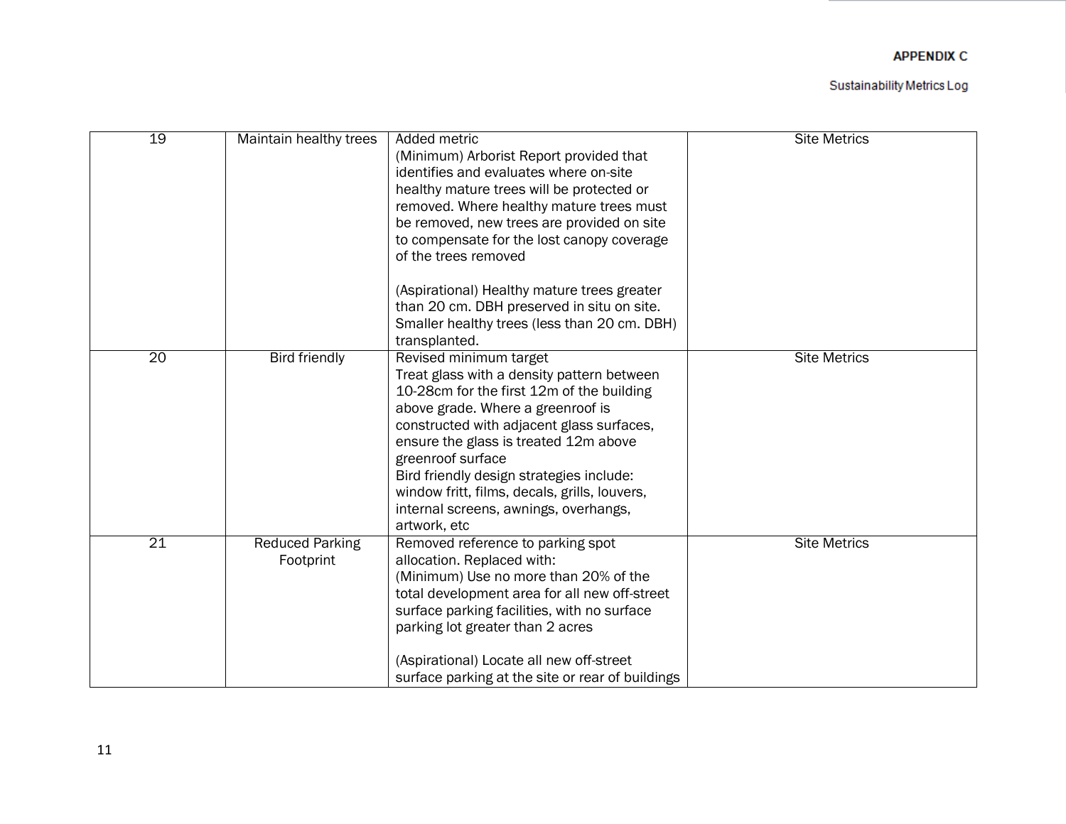| 19 | Maintain healthy trees | Added metric<br>(Minimum) Arborist Report provided that identifies and evaluates where on-site healthy mature trees will be protected or removed. Where healthy mature trees must be removed, new trees are provided on site to compensate for the lost canopy coverage of the trees removed<br><br>(Aspirational) Healthy mature trees greater than 20 cm. DBH preserved in situ on site. Smaller healthy trees (less than 20 cm. DBH) transplanted. | Site Metrics |
|---|---|---|---|
| 20 | Bird friendly | Revised minimum target<br>Treat glass with a density pattern between 10-28cm for the first 12m of the building above grade. Where a greenroof is constructed with adjacent glass surfaces, ensure the glass is treated 12m above greenroof surface<br>Bird friendly design strategies include: window fritt, films, decals, grills, louvers, internal screens, awnings, overhangs, artwork, etc | Site Metrics |
| 21 | Reduced Parking Footprint | Removed reference to parking spot allocation. Replaced with:<br>(Minimum) Use no more than 20% of the total development area for all new off-street surface parking facilities, with no surface parking lot greater than 2 acres<br><br>(Aspirational) Locate all new off-street surface parking at the site or rear of buildings | Site Metrics |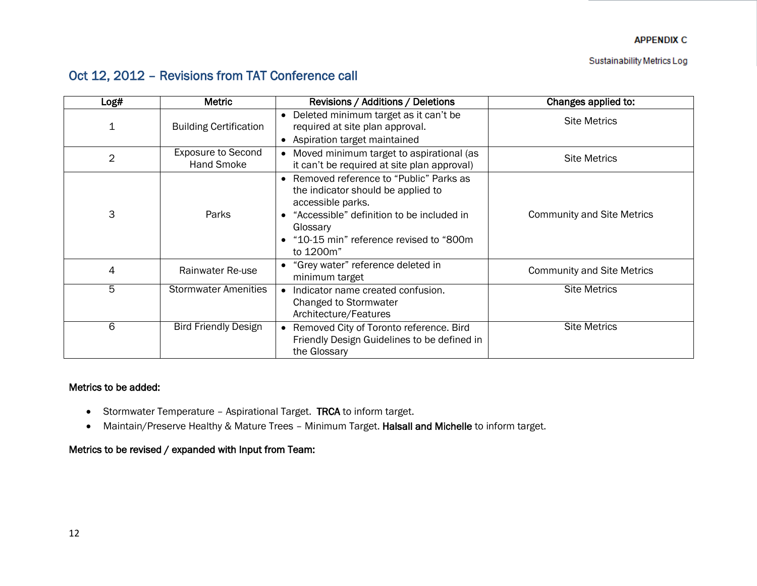APPENDIX C

Sustainability Metrics Log

## Oct 12, 2012 – Revisions from TAT Conference call

| Log# | Metric | Revisions / Additions / Deletions | Changes applied to: |
|---|---|---|---|
| 1 | Building Certification | • Deleted minimum target as it can't be required at site plan approval. • Aspiration target maintained | Site Metrics |
| 2 | Exposure to Second Hand Smoke | • Moved minimum target to aspirational (as it can't be required at site plan approval) | Site Metrics |
| 3 | Parks | • Removed reference to "Public" Parks as the indicator should be applied to accessible parks. • "Accessible" definition to be included in Glossary • "10-15 min" reference revised to "800m to 1200m" | Community and Site Metrics |
| 4 | Rainwater Re-use | • "Grey water" reference deleted in minimum target | Community and Site Metrics |
| 5 | Stormwater Amenities | • Indicator name created confusion. Changed to Stormwater Architecture/Features | Site Metrics |
| 6 | Bird Friendly Design | • Removed City of Toronto reference. Bird Friendly Design Guidelines to be defined in the Glossary | Site Metrics |

**Metrics to be added:**

- Stormwater Temperature – Aspirational Target. **TRCA** to inform target.
- Maintain/Preserve Healthy & Mature Trees – Minimum Target. **Halsall and Michelle** to inform target.

**Metrics to be revised / expanded with Input from Team:**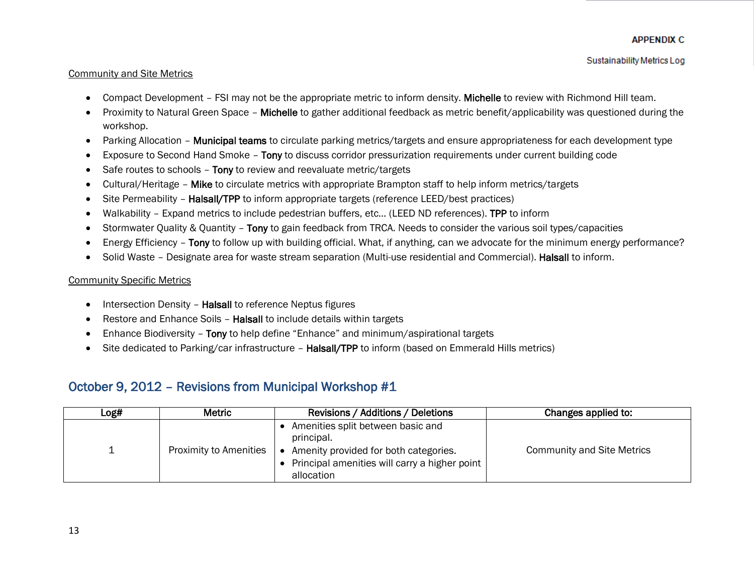Community and Site Metrics

- Compact Development – FSI may not be the appropriate metric to inform density. **Michelle** to review with Richmond Hill team.
- Proximity to Natural Green Space – **Michelle** to gather additional feedback as metric benefit/applicability was questioned during the workshop.
- Parking Allocation – **Municipal teams** to circulate parking metrics/targets and ensure appropriateness for each development type
- Exposure to Second Hand Smoke – **Tony** to discuss corridor pressurization requirements under current building code
- Safe routes to schools – **Tony** to review and reevaluate metric/targets
- Cultural/Heritage – **Mike** to circulate metrics with appropriate Brampton staff to help inform metrics/targets
- Site Permeability – **Halsall/TPP** to inform appropriate targets (reference LEED/best practices)
- Walkability – Expand metrics to include pedestrian buffers, etc… (LEED ND references). **TPP** to inform
- Stormwater Quality & Quantity – **Tony** to gain feedback from TRCA. Needs to consider the various soil types/capacities
- Energy Efficiency – **Tony** to follow up with building official. What, if anything, can we advocate for the minimum energy performance?
- Solid Waste – Designate area for waste stream separation (Multi-use residential and Commercial). **Halsall** to inform.

Community Specific Metrics

- Intersection Density – **Halsall** to reference Neptus figures
- Restore and Enhance Soils – **Halsall** to include details within targets
- Enhance Biodiversity – **Tony** to help define "Enhance" and minimum/aspirational targets
- Site dedicated to Parking/car infrastructure – **Halsall/TPP** to inform (based on Emmerald Hills metrics)

## October 9, 2012 – Revisions from Municipal Workshop #1

| Log# | Metric | Revisions / Additions / Deletions | Changes applied to: |
|---|---|---|---|
| 1 | Proximity to Amenities | • Amenities split between basic and principal.<br>• Amenity provided for both categories.<br>• Principal amenities will carry a higher point allocation | Community and Site Metrics |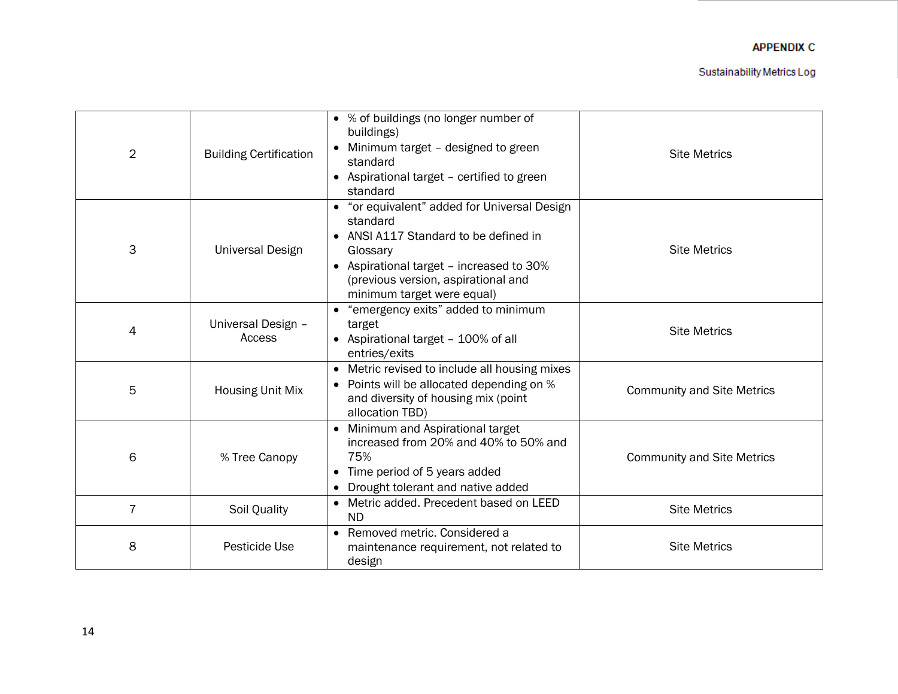| 2 | Building Certification | • % of buildings (no longer number of buildings)<br>• Minimum target – designed to green standard<br>• Aspirational target – certified to green standard | Site Metrics |
|---|---|---|---|
| 3 | Universal Design | • “or equivalent” added for Universal Design standard<br>• ANSI A117 Standard to be defined in Glossary<br>• Aspirational target – increased to 30% (previous version, aspirational and minimum target were equal) | Site Metrics |
| 4 | Universal Design – Access | • “emergency exits” added to minimum target<br>• Aspirational target – 100% of all entries/exits | Site Metrics |
| 5 | Housing Unit Mix | • Metric revised to include all housing mixes<br>• Points will be allocated depending on % and diversity of housing mix (point allocation TBD) | Community and Site Metrics |
| 6 | % Tree Canopy | • Minimum and Aspirational target increased from 20% and 40% to 50% and 75%<br>• Time period of 5 years added<br>• Drought tolerant and native added | Community and Site Metrics |
| 7 | Soil Quality | • Metric added. Precedent based on LEED ND | Site Metrics |
| 8 | Pesticide Use | • Removed metric. Considered a maintenance requirement, not related to design | Site Metrics |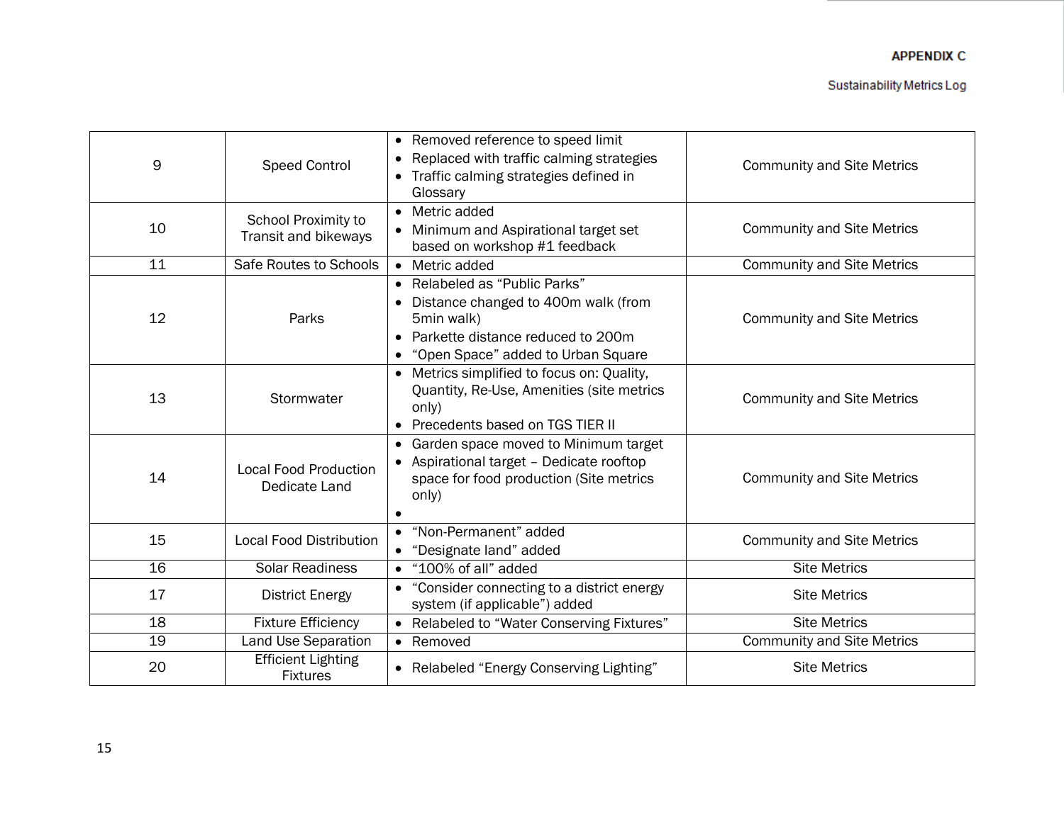| 9 | Speed Control | • Removed reference to speed limit<br>• Replaced with traffic calming strategies<br>• Traffic calming strategies defined in Glossary | Community and Site Metrics |
|---|---|---|---|
| 10 | School Proximity to Transit and bikeways | • Metric added<br>• Minimum and Aspirational target set based on workshop #1 feedback | Community and Site Metrics |
| 11 | Safe Routes to Schools | • Metric added | Community and Site Metrics |
| 12 | Parks | • Relabeled as "Public Parks"<br>• Distance changed to 400m walk (from 5min walk)<br>• Parkette distance reduced to 200m<br>• "Open Space" added to Urban Square | Community and Site Metrics |
| 13 | Stormwater | • Metrics simplified to focus on: Quality, Quantity, Re-Use, Amenities (site metrics only)<br>• Precedents based on TGS TIER II | Community and Site Metrics |
| 14 | Local Food Production Dedicate Land | • Garden space moved to Minimum target<br>• Aspirational target – Dedicate rooftop space for food production (Site metrics only)<br>• | Community and Site Metrics |
| 15 | Local Food Distribution | • "Non-Permanent" added<br>• "Designate land" added | Community and Site Metrics |
| 16 | Solar Readiness | • "100% of all" added | Site Metrics |
| 17 | District Energy | • "Consider connecting to a district energy system (if applicable") added | Site Metrics |
| 18 | Fixture Efficiency | • Relabeled to "Water Conserving Fixtures" | Site Metrics |
| 19 | Land Use Separation | • Removed | Community and Site Metrics |
| 20 | Efficient Lighting Fixtures | • Relabeled "Energy Conserving Lighting" | Site Metrics |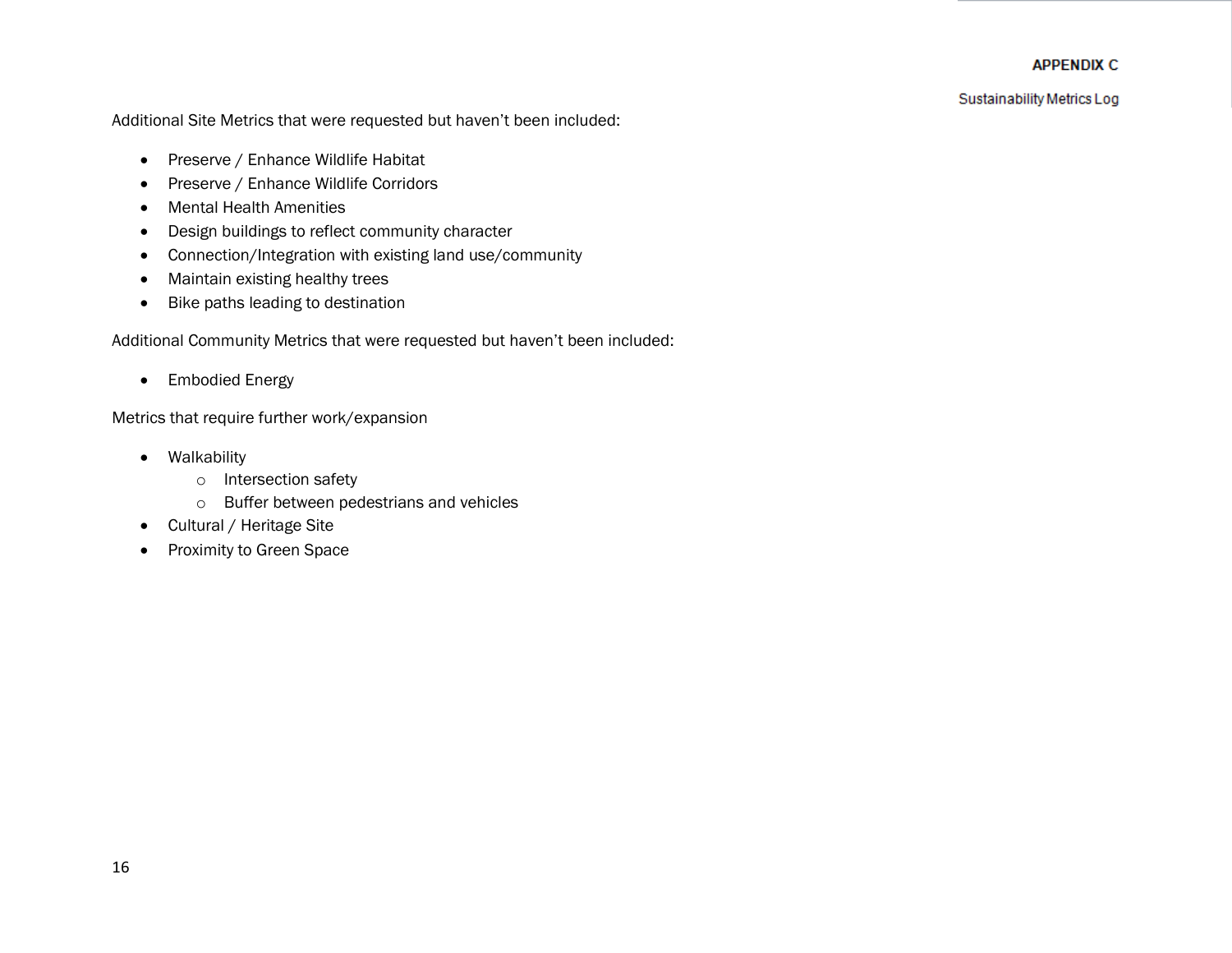Additional Site Metrics that were requested but haven't been included:

- Preserve / Enhance Wildlife Habitat
- Preserve / Enhance Wildlife Corridors
- Mental Health Amenities
- Design buildings to reflect community character
- Connection/Integration with existing land use/community
- Maintain existing healthy trees
- Bike paths leading to destination

Additional Community Metrics that were requested but haven't been included:

- Embodied Energy

Metrics that require further work/expansion

- Walkability
  - Intersection safety
  - Buffer between pedestrians and vehicles
- Cultural / Heritage Site
- Proximity to Green Space